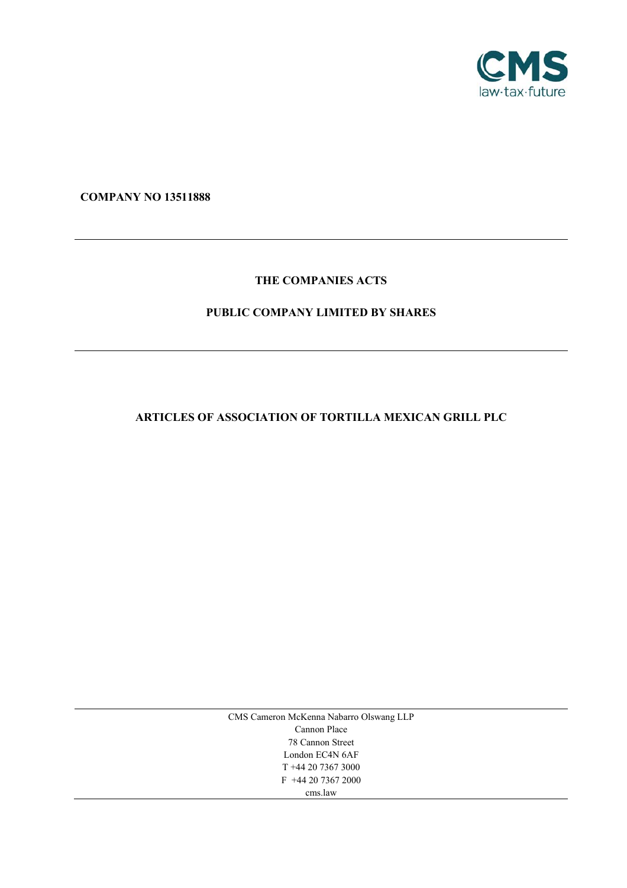**COMPANY NO 13511888**

---

**THE COMPANIES ACTS**

**PUBLIC COMPANY LIMITED BY SHARES**

---

# ARTICLES OF ASSOCIATION OF TORTILLA MEXICAN GRILL PLC

---

CMS Cameron McKenna Nabarro Olswang LLP
Cannon Place
78 Cannon Street
London EC4N 6AF
T +44 20 7367 3000
F +44 20 7367 2000
cms.law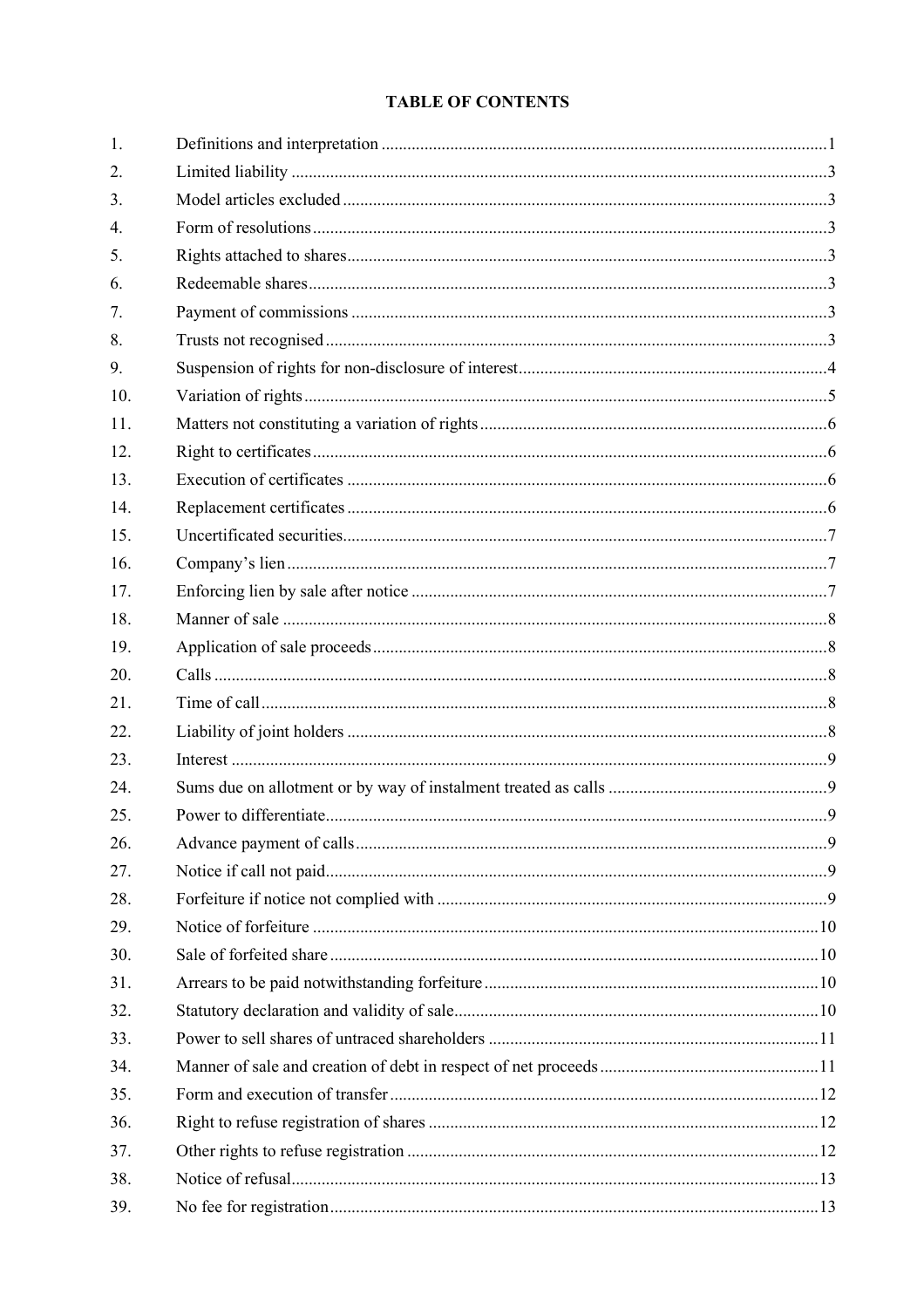# TABLE OF CONTENTS

| | | |
|---|---|---|
| 1. | Definitions and interpretation | 1 |
| 2. | Limited liability | 3 |
| 3. | Model articles excluded | 3 |
| 4. | Form of resolutions | 3 |
| 5. | Rights attached to shares | 3 |
| 6. | Redeemable shares | 3 |
| 7. | Payment of commissions | 3 |
| 8. | Trusts not recognised | 3 |
| 9. | Suspension of rights for non-disclosure of interest | 4 |
| 10. | Variation of rights | 5 |
| 11. | Matters not constituting a variation of rights | 6 |
| 12. | Right to certificates | 6 |
| 13. | Execution of certificates | 6 |
| 14. | Replacement certificates | 6 |
| 15. | Uncertificated securities | 7 |
| 16. | Company's lien | 7 |
| 17. | Enforcing lien by sale after notice | 7 |
| 18. | Manner of sale | 8 |
| 19. | Application of sale proceeds | 8 |
| 20. | Calls | 8 |
| 21. | Time of call | 8 |
| 22. | Liability of joint holders | 8 |
| 23. | Interest | 9 |
| 24. | Sums due on allotment or by way of instalment treated as calls | 9 |
| 25. | Power to differentiate | 9 |
| 26. | Advance payment of calls | 9 |
| 27. | Notice if call not paid | 9 |
| 28. | Forfeiture if notice not complied with | 9 |
| 29. | Notice of forfeiture | 10 |
| 30. | Sale of forfeited share | 10 |
| 31. | Arrears to be paid notwithstanding forfeiture | 10 |
| 32. | Statutory declaration and validity of sale | 10 |
| 33. | Power to sell shares of untraced shareholders | 11 |
| 34. | Manner of sale and creation of debt in respect of net proceeds | 11 |
| 35. | Form and execution of transfer | 12 |
| 36. | Right to refuse registration of shares | 12 |
| 37. | Other rights to refuse registration | 12 |
| 38. | Notice of refusal | 13 |
| 39. | No fee for registration | 13 |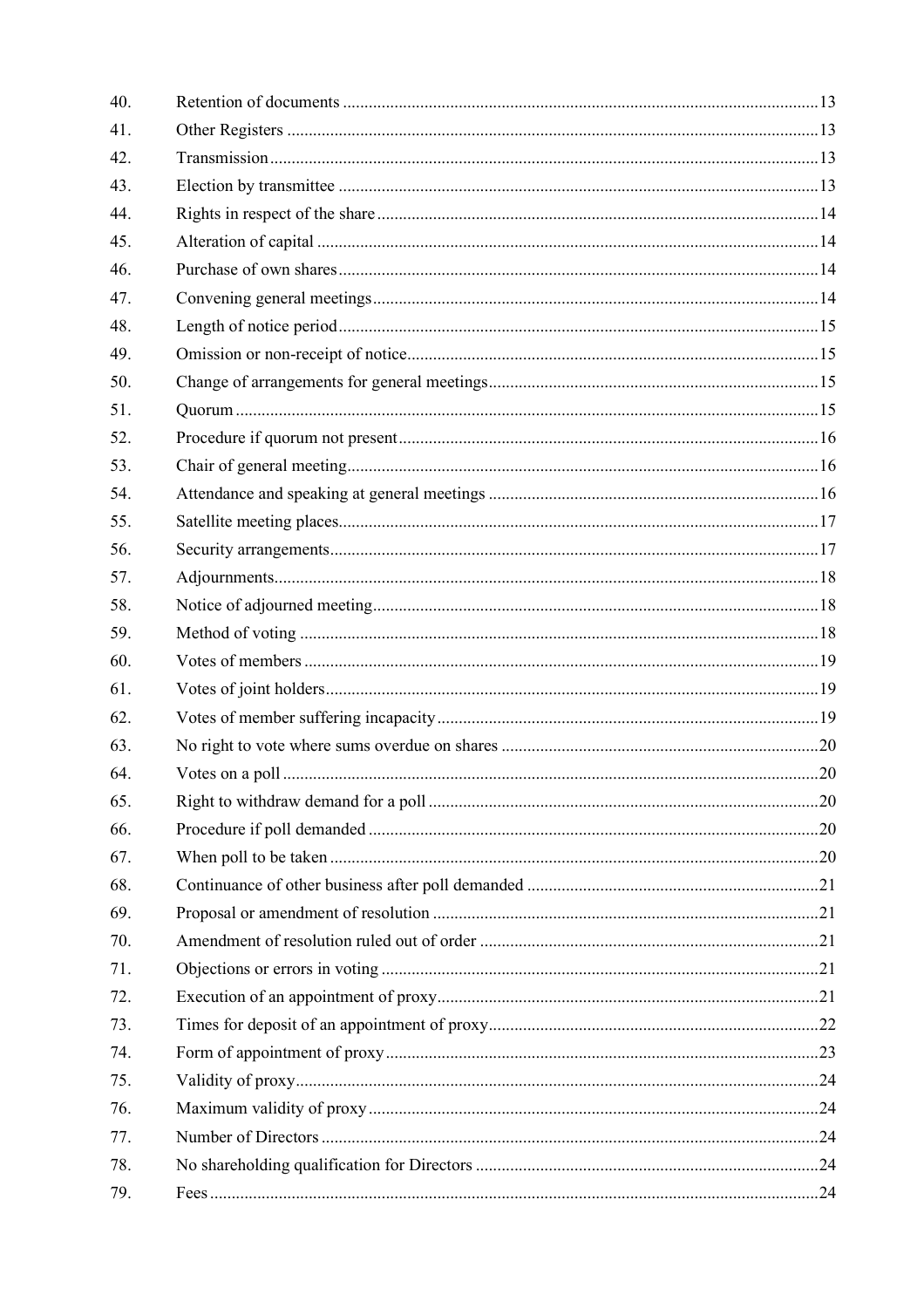| | | |
|---|---|---|
| 40. | Retention of documents | 13 |
| 41. | Other Registers | 13 |
| 42. | Transmission | 13 |
| 43. | Election by transmittee | 13 |
| 44. | Rights in respect of the share | 14 |
| 45. | Alteration of capital | 14 |
| 46. | Purchase of own shares | 14 |
| 47. | Convening general meetings | 14 |
| 48. | Length of notice period | 15 |
| 49. | Omission or non-receipt of notice | 15 |
| 50. | Change of arrangements for general meetings | 15 |
| 51. | Quorum | 15 |
| 52. | Procedure if quorum not present | 16 |
| 53. | Chair of general meeting | 16 |
| 54. | Attendance and speaking at general meetings | 16 |
| 55. | Satellite meeting places | 17 |
| 56. | Security arrangements | 17 |
| 57. | Adjournments | 18 |
| 58. | Notice of adjourned meeting | 18 |
| 59. | Method of voting | 18 |
| 60. | Votes of members | 19 |
| 61. | Votes of joint holders | 19 |
| 62. | Votes of member suffering incapacity | 19 |
| 63. | No right to vote where sums overdue on shares | 20 |
| 64. | Votes on a poll | 20 |
| 65. | Right to withdraw demand for a poll | 20 |
| 66. | Procedure if poll demanded | 20 |
| 67. | When poll to be taken | 20 |
| 68. | Continuance of other business after poll demanded | 21 |
| 69. | Proposal or amendment of resolution | 21 |
| 70. | Amendment of resolution ruled out of order | 21 |
| 71. | Objections or errors in voting | 21 |
| 72. | Execution of an appointment of proxy | 21 |
| 73. | Times for deposit of an appointment of proxy | 22 |
| 74. | Form of appointment of proxy | 23 |
| 75. | Validity of proxy | 24 |
| 76. | Maximum validity of proxy | 24 |
| 77. | Number of Directors | 24 |
| 78. | No shareholding qualification for Directors | 24 |
| 79. | Fees | 24 |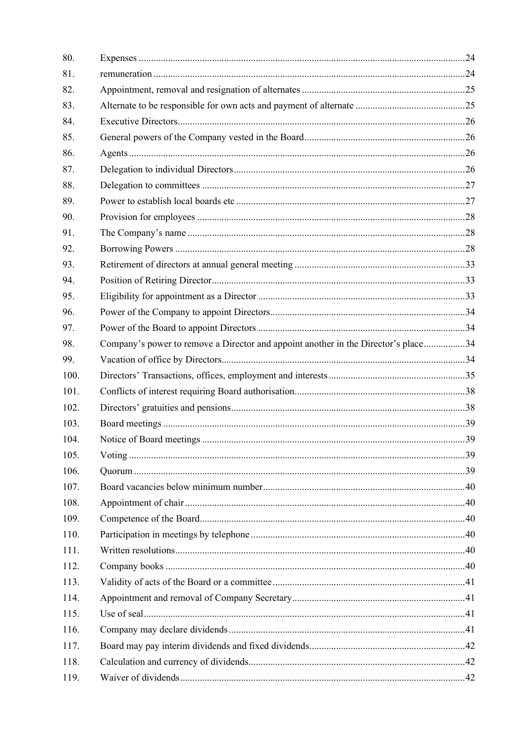| | | |
|---|---|---|
| 80. | Expenses | 24 |
| 81. | remuneration | 24 |
| 82. | Appointment, removal and resignation of alternates | 25 |
| 83. | Alternate to be responsible for own acts and payment of alternate | 25 |
| 84. | Executive Directors | 26 |
| 85. | General powers of the Company vested in the Board | 26 |
| 86. | Agents | 26 |
| 87. | Delegation to individual Directors | 26 |
| 88. | Delegation to committees | 27 |
| 89. | Power to establish local boards etc | 27 |
| 90. | Provision for employees | 28 |
| 91. | The Company's name | 28 |
| 92. | Borrowing Powers | 28 |
| 93. | Retirement of directors at annual general meeting | 33 |
| 94. | Position of Retiring Director | 33 |
| 95. | Eligibility for appointment as a Director | 33 |
| 96. | Power of the Company to appoint Directors | 34 |
| 97. | Power of the Board to appoint Directors | 34 |
| 98. | Company's power to remove a Director and appoint another in the Director's place | 34 |
| 99. | Vacation of office by Directors | 34 |
| 100. | Directors' Transactions, offices, employment and interests | 35 |
| 101. | Conflicts of interest requiring Board authorisation | 38 |
| 102. | Directors' gratuities and pensions | 38 |
| 103. | Board meetings | 39 |
| 104. | Notice of Board meetings | 39 |
| 105. | Voting | 39 |
| 106. | Quorum | 39 |
| 107. | Board vacancies below minimum number | 40 |
| 108. | Appointment of chair | 40 |
| 109. | Competence of the Board | 40 |
| 110. | Participation in meetings by telephone | 40 |
| 111. | Written resolutions | 40 |
| 112. | Company books | 40 |
| 113. | Validity of acts of the Board or a committee | 41 |
| 114. | Appointment and removal of Company Secretary | 41 |
| 115. | Use of seal | 41 |
| 116. | Company may declare dividends | 41 |
| 117. | Board may pay interim dividends and fixed dividends | 42 |
| 118. | Calculation and currency of dividends | 42 |
| 119. | Waiver of dividends | 42 |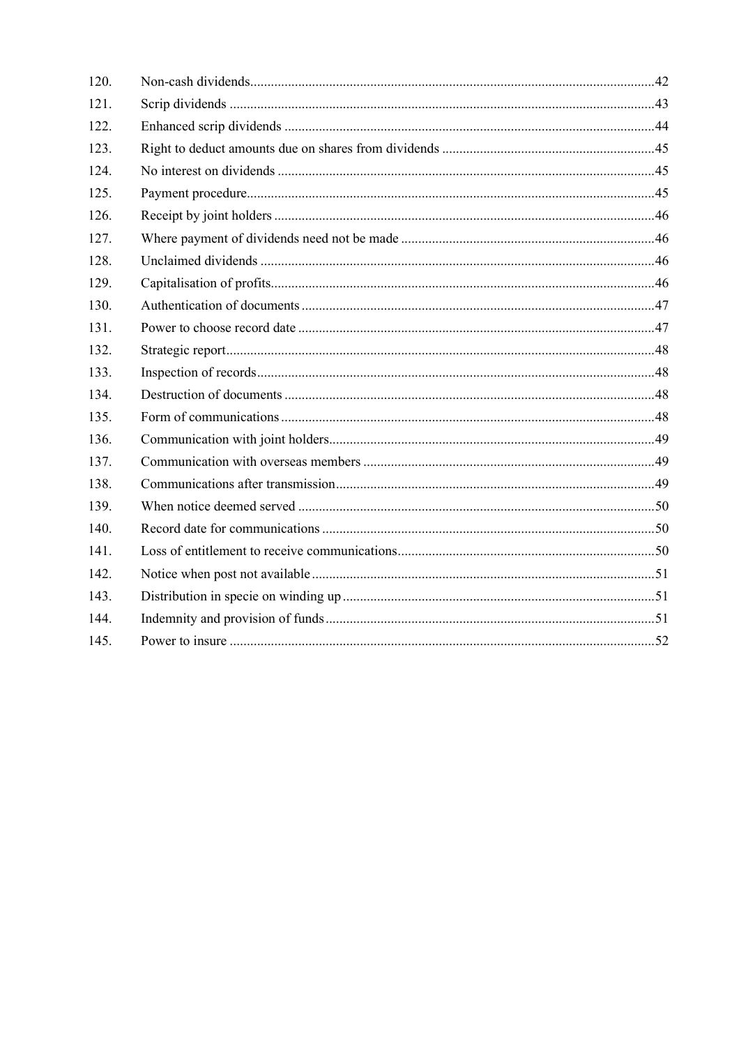| | | |
|---|---|---|
| 120. | Non-cash dividends | 42 |
| 121. | Scrip dividends | 43 |
| 122. | Enhanced scrip dividends | 44 |
| 123. | Right to deduct amounts due on shares from dividends | 45 |
| 124. | No interest on dividends | 45 |
| 125. | Payment procedure | 45 |
| 126. | Receipt by joint holders | 46 |
| 127. | Where payment of dividends need not be made | 46 |
| 128. | Unclaimed dividends | 46 |
| 129. | Capitalisation of profits | 46 |
| 130. | Authentication of documents | 47 |
| 131. | Power to choose record date | 47 |
| 132. | Strategic report | 48 |
| 133. | Inspection of records | 48 |
| 134. | Destruction of documents | 48 |
| 135. | Form of communications | 48 |
| 136. | Communication with joint holders | 49 |
| 137. | Communication with overseas members | 49 |
| 138. | Communications after transmission | 49 |
| 139. | When notice deemed served | 50 |
| 140. | Record date for communications | 50 |
| 141. | Loss of entitlement to receive communications | 50 |
| 142. | Notice when post not available | 51 |
| 143. | Distribution in specie on winding up | 51 |
| 144. | Indemnity and provision of funds | 51 |
| 145. | Power to insure | 52 |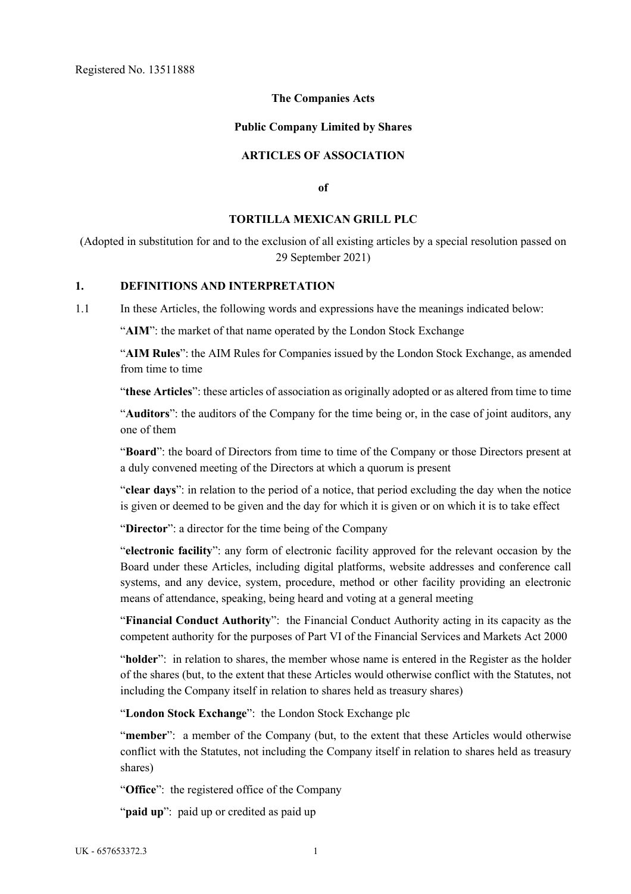Registered No. 13511888

**The Companies Acts**

**Public Company Limited by Shares**

**ARTICLES OF ASSOCIATION**

**of**

**TORTILLA MEXICAN GRILL PLC**

(Adopted in substitution for and to the exclusion of all existing articles by a special resolution passed on 29 September 2021)

## 1. DEFINITIONS AND INTERPRETATION

1.1 In these Articles, the following words and expressions have the meanings indicated below:

"**AIM**": the market of that name operated by the London Stock Exchange

"**AIM Rules**": the AIM Rules for Companies issued by the London Stock Exchange, as amended from time to time

"**these Articles**": these articles of association as originally adopted or as altered from time to time

"**Auditors**": the auditors of the Company for the time being or, in the case of joint auditors, any one of them

"**Board**": the board of Directors from time to time of the Company or those Directors present at a duly convened meeting of the Directors at which a quorum is present

"**clear days**": in relation to the period of a notice, that period excluding the day when the notice is given or deemed to be given and the day for which it is given or on which it is to take effect

"**Director**": a director for the time being of the Company

"**electronic facility**": any form of electronic facility approved for the relevant occasion by the Board under these Articles, including digital platforms, website addresses and conference call systems, and any device, system, procedure, method or other facility providing an electronic means of attendance, speaking, being heard and voting at a general meeting

"**Financial Conduct Authority**": the Financial Conduct Authority acting in its capacity as the competent authority for the purposes of Part VI of the Financial Services and Markets Act 2000

"**holder**": in relation to shares, the member whose name is entered in the Register as the holder of the shares (but, to the extent that these Articles would otherwise conflict with the Statutes, not including the Company itself in relation to shares held as treasury shares)

"**London Stock Exchange**": the London Stock Exchange plc

"**member**": a member of the Company (but, to the extent that these Articles would otherwise conflict with the Statutes, not including the Company itself in relation to shares held as treasury shares)

"**Office**": the registered office of the Company

"**paid up**": paid up or credited as paid up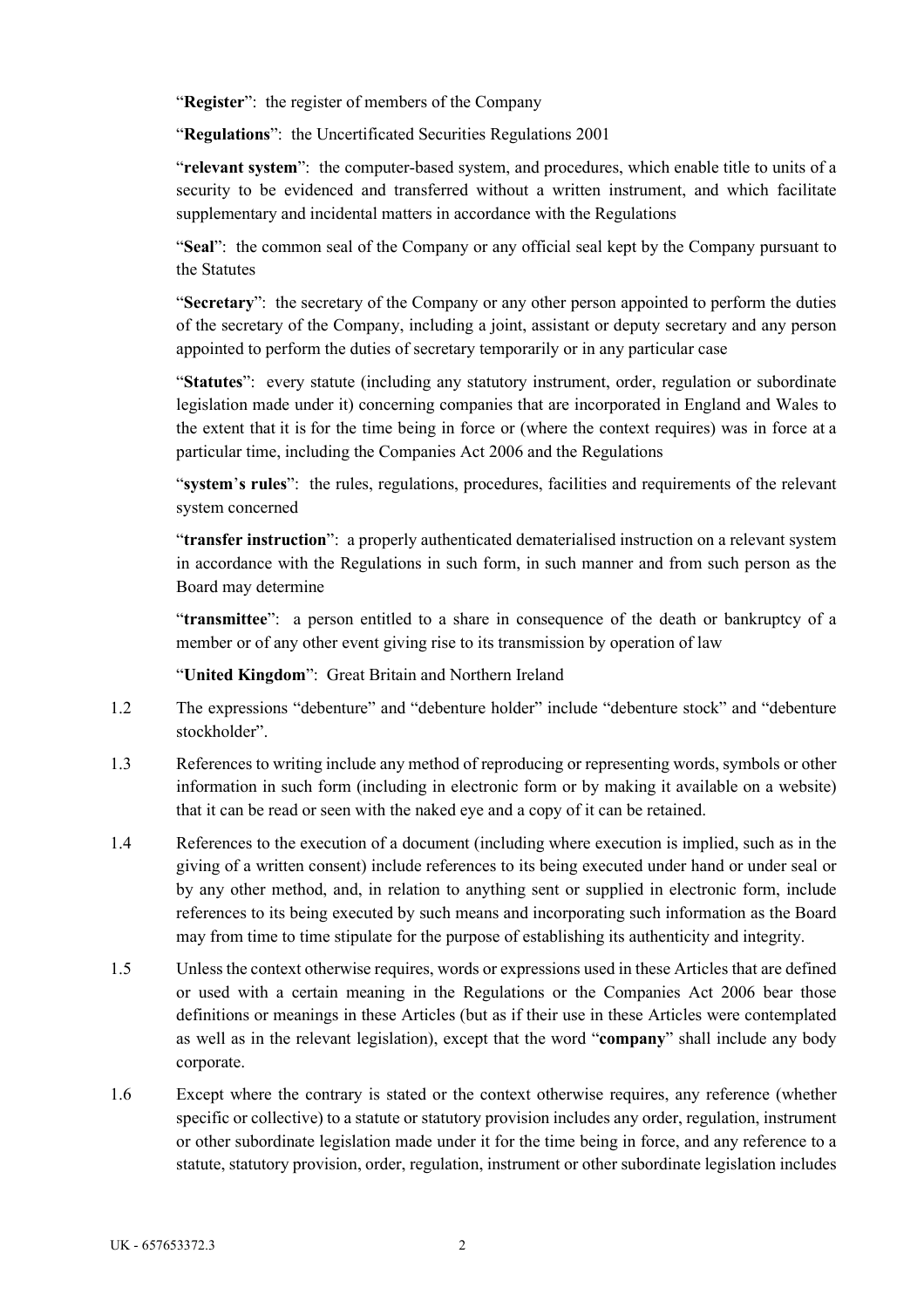"**Register**": the register of members of the Company

"**Regulations**": the Uncertificated Securities Regulations 2001

"**relevant system**": the computer-based system, and procedures, which enable title to units of a security to be evidenced and transferred without a written instrument, and which facilitate supplementary and incidental matters in accordance with the Regulations

"**Seal**": the common seal of the Company or any official seal kept by the Company pursuant to the Statutes

"**Secretary**": the secretary of the Company or any other person appointed to perform the duties of the secretary of the Company, including a joint, assistant or deputy secretary and any person appointed to perform the duties of secretary temporarily or in any particular case

"**Statutes**": every statute (including any statutory instrument, order, regulation or subordinate legislation made under it) concerning companies that are incorporated in England and Wales to the extent that it is for the time being in force or (where the context requires) was in force at a particular time, including the Companies Act 2006 and the Regulations

"**system**'**s rules**": the rules, regulations, procedures, facilities and requirements of the relevant system concerned

"**transfer instruction**": a properly authenticated dematerialised instruction on a relevant system in accordance with the Regulations in such form, in such manner and from such person as the Board may determine

"**transmittee**": a person entitled to a share in consequence of the death or bankruptcy of a member or of any other event giving rise to its transmission by operation of law

"**United Kingdom**": Great Britain and Northern Ireland

1.2 The expressions "debenture" and "debenture holder" include "debenture stock" and "debenture stockholder".

1.3 References to writing include any method of reproducing or representing words, symbols or other information in such form (including in electronic form or by making it available on a website) that it can be read or seen with the naked eye and a copy of it can be retained.

1.4 References to the execution of a document (including where execution is implied, such as in the giving of a written consent) include references to its being executed under hand or under seal or by any other method, and, in relation to anything sent or supplied in electronic form, include references to its being executed by such means and incorporating such information as the Board may from time to time stipulate for the purpose of establishing its authenticity and integrity.

1.5 Unless the context otherwise requires, words or expressions used in these Articles that are defined or used with a certain meaning in the Regulations or the Companies Act 2006 bear those definitions or meanings in these Articles (but as if their use in these Articles were contemplated as well as in the relevant legislation), except that the word "**company**" shall include any body corporate.

1.6 Except where the contrary is stated or the context otherwise requires, any reference (whether specific or collective) to a statute or statutory provision includes any order, regulation, instrument or other subordinate legislation made under it for the time being in force, and any reference to a statute, statutory provision, order, regulation, instrument or other subordinate legislation includes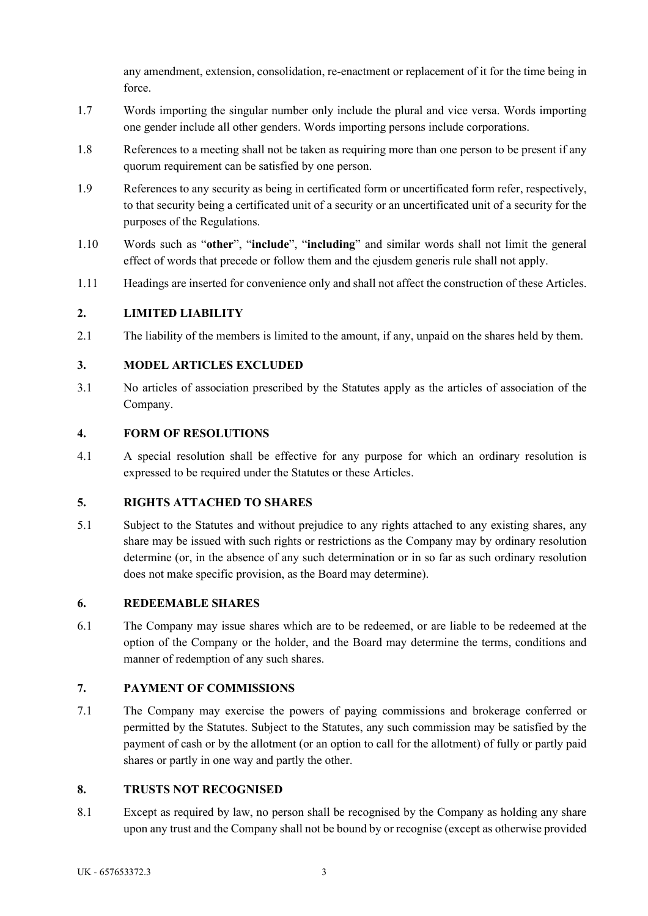any amendment, extension, consolidation, re-enactment or replacement of it for the time being in force.

1.7 Words importing the singular number only include the plural and vice versa. Words importing one gender include all other genders. Words importing persons include corporations.

1.8 References to a meeting shall not be taken as requiring more than one person to be present if any quorum requirement can be satisfied by one person.

1.9 References to any security as being in certificated form or uncertificated form refer, respectively, to that security being a certificated unit of a security or an uncertificated unit of a security for the purposes of the Regulations.

1.10 Words such as "**other**", "**include**", "**including**" and similar words shall not limit the general effect of words that precede or follow them and the ejusdem generis rule shall not apply.

1.11 Headings are inserted for convenience only and shall not affect the construction of these Articles.

## 2. LIMITED LIABILITY

2.1 The liability of the members is limited to the amount, if any, unpaid on the shares held by them.

## 3. MODEL ARTICLES EXCLUDED

3.1 No articles of association prescribed by the Statutes apply as the articles of association of the Company.

## 4. FORM OF RESOLUTIONS

4.1 A special resolution shall be effective for any purpose for which an ordinary resolution is expressed to be required under the Statutes or these Articles.

## 5. RIGHTS ATTACHED TO SHARES

5.1 Subject to the Statutes and without prejudice to any rights attached to any existing shares, any share may be issued with such rights or restrictions as the Company may by ordinary resolution determine (or, in the absence of any such determination or in so far as such ordinary resolution does not make specific provision, as the Board may determine).

## 6. REDEEMABLE SHARES

6.1 The Company may issue shares which are to be redeemed, or are liable to be redeemed at the option of the Company or the holder, and the Board may determine the terms, conditions and manner of redemption of any such shares.

## 7. PAYMENT OF COMMISSIONS

7.1 The Company may exercise the powers of paying commissions and brokerage conferred or permitted by the Statutes. Subject to the Statutes, any such commission may be satisfied by the payment of cash or by the allotment (or an option to call for the allotment) of fully or partly paid shares or partly in one way and partly the other.

## 8. TRUSTS NOT RECOGNISED

8.1 Except as required by law, no person shall be recognised by the Company as holding any share upon any trust and the Company shall not be bound by or recognise (except as otherwise provided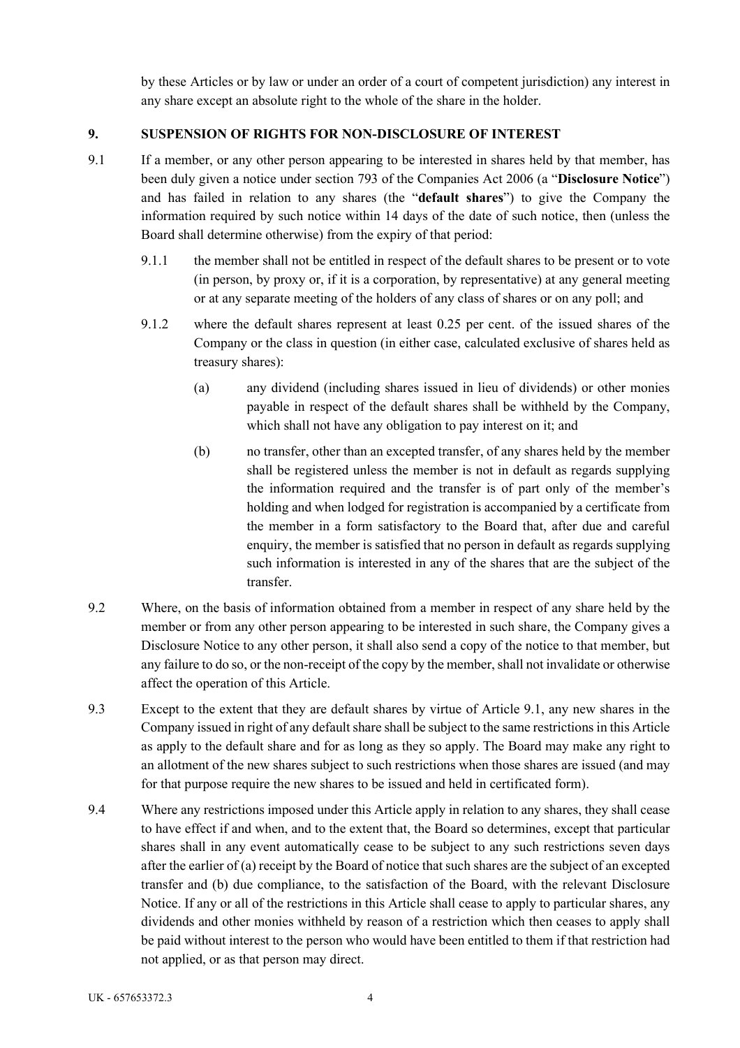by these Articles or by law or under an order of a court of competent jurisdiction) any interest in any share except an absolute right to the whole of the share in the holder.

## 9. SUSPENSION OF RIGHTS FOR NON-DISCLOSURE OF INTEREST

9.1 If a member, or any other person appearing to be interested in shares held by that member, has been duly given a notice under section 793 of the Companies Act 2006 (a "**Disclosure Notice**") and has failed in relation to any shares (the "**default shares**") to give the Company the information required by such notice within 14 days of the date of such notice, then (unless the Board shall determine otherwise) from the expiry of that period:

9.1.1 the member shall not be entitled in respect of the default shares to be present or to vote (in person, by proxy or, if it is a corporation, by representative) at any general meeting or at any separate meeting of the holders of any class of shares or on any poll; and

9.1.2 where the default shares represent at least 0.25 per cent. of the issued shares of the Company or the class in question (in either case, calculated exclusive of shares held as treasury shares):

(a) any dividend (including shares issued in lieu of dividends) or other monies payable in respect of the default shares shall be withheld by the Company, which shall not have any obligation to pay interest on it; and

(b) no transfer, other than an excepted transfer, of any shares held by the member shall be registered unless the member is not in default as regards supplying the information required and the transfer is of part only of the member's holding and when lodged for registration is accompanied by a certificate from the member in a form satisfactory to the Board that, after due and careful enquiry, the member is satisfied that no person in default as regards supplying such information is interested in any of the shares that are the subject of the transfer.

9.2 Where, on the basis of information obtained from a member in respect of any share held by the member or from any other person appearing to be interested in such share, the Company gives a Disclosure Notice to any other person, it shall also send a copy of the notice to that member, but any failure to do so, or the non-receipt of the copy by the member, shall not invalidate or otherwise affect the operation of this Article.

9.3 Except to the extent that they are default shares by virtue of Article 9.1, any new shares in the Company issued in right of any default share shall be subject to the same restrictions in this Article as apply to the default share and for as long as they so apply. The Board may make any right to an allotment of the new shares subject to such restrictions when those shares are issued (and may for that purpose require the new shares to be issued and held in certificated form).

9.4 Where any restrictions imposed under this Article apply in relation to any shares, they shall cease to have effect if and when, and to the extent that, the Board so determines, except that particular shares shall in any event automatically cease to be subject to any such restrictions seven days after the earlier of (a) receipt by the Board of notice that such shares are the subject of an excepted transfer and (b) due compliance, to the satisfaction of the Board, with the relevant Disclosure Notice. If any or all of the restrictions in this Article shall cease to apply to particular shares, any dividends and other monies withheld by reason of a restriction which then ceases to apply shall be paid without interest to the person who would have been entitled to them if that restriction had not applied, or as that person may direct.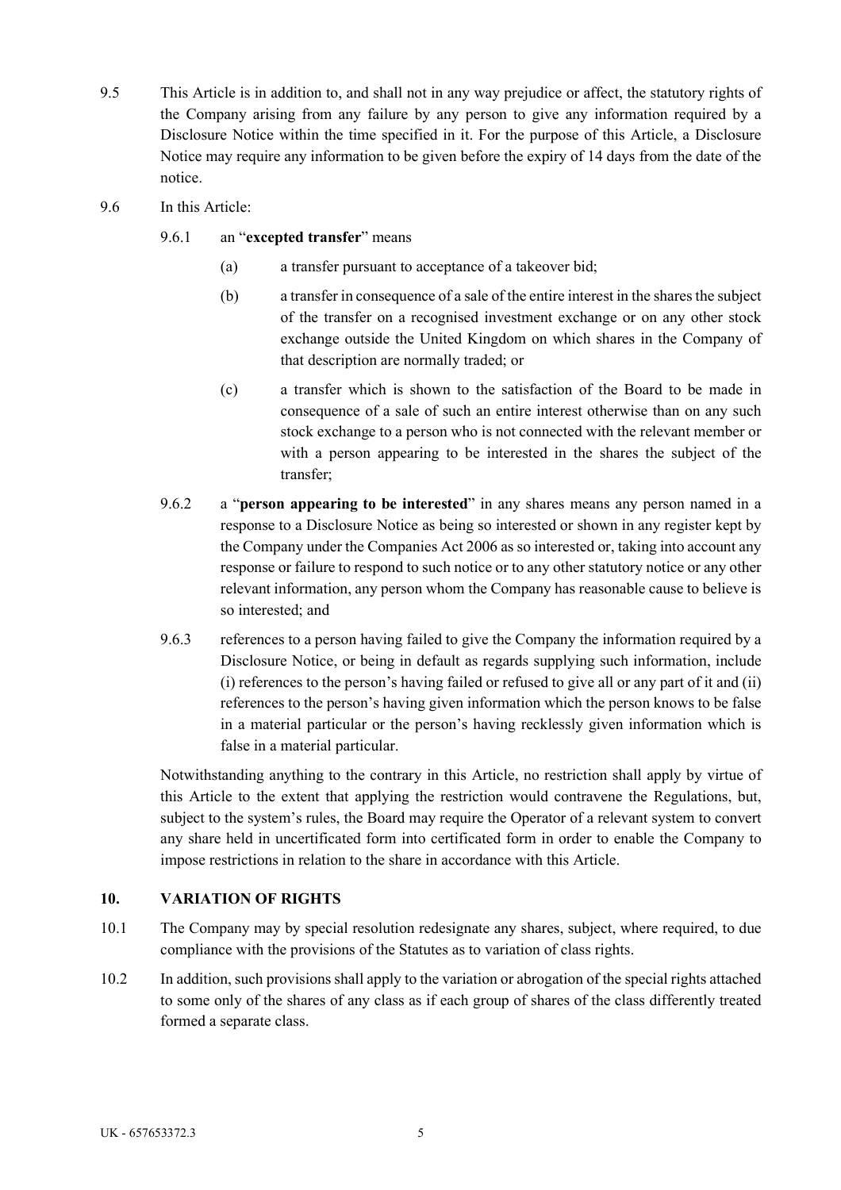9.5 This Article is in addition to, and shall not in any way prejudice or affect, the statutory rights of the Company arising from any failure by any person to give any information required by a Disclosure Notice within the time specified in it. For the purpose of this Article, a Disclosure Notice may require any information to be given before the expiry of 14 days from the date of the notice.

9.6 In this Article:

9.6.1 an "**excepted transfer**" means

(a) a transfer pursuant to acceptance of a takeover bid;

(b) a transfer in consequence of a sale of the entire interest in the shares the subject of the transfer on a recognised investment exchange or on any other stock exchange outside the United Kingdom on which shares in the Company of that description are normally traded; or

(c) a transfer which is shown to the satisfaction of the Board to be made in consequence of a sale of such an entire interest otherwise than on any such stock exchange to a person who is not connected with the relevant member or with a person appearing to be interested in the shares the subject of the transfer;

9.6.2 a "**person appearing to be interested**" in any shares means any person named in a response to a Disclosure Notice as being so interested or shown in any register kept by the Company under the Companies Act 2006 as so interested or, taking into account any response or failure to respond to such notice or to any other statutory notice or any other relevant information, any person whom the Company has reasonable cause to believe is so interested; and

9.6.3 references to a person having failed to give the Company the information required by a Disclosure Notice, or being in default as regards supplying such information, include (i) references to the person's having failed or refused to give all or any part of it and (ii) references to the person's having given information which the person knows to be false in a material particular or the person's having recklessly given information which is false in a material particular.

Notwithstanding anything to the contrary in this Article, no restriction shall apply by virtue of this Article to the extent that applying the restriction would contravene the Regulations, but, subject to the system's rules, the Board may require the Operator of a relevant system to convert any share held in uncertificated form into certificated form in order to enable the Company to impose restrictions in relation to the share in accordance with this Article.

## 10. VARIATION OF RIGHTS

10.1 The Company may by special resolution redesignate any shares, subject, where required, to due compliance with the provisions of the Statutes as to variation of class rights.

10.2 In addition, such provisions shall apply to the variation or abrogation of the special rights attached to some only of the shares of any class as if each group of shares of the class differently treated formed a separate class.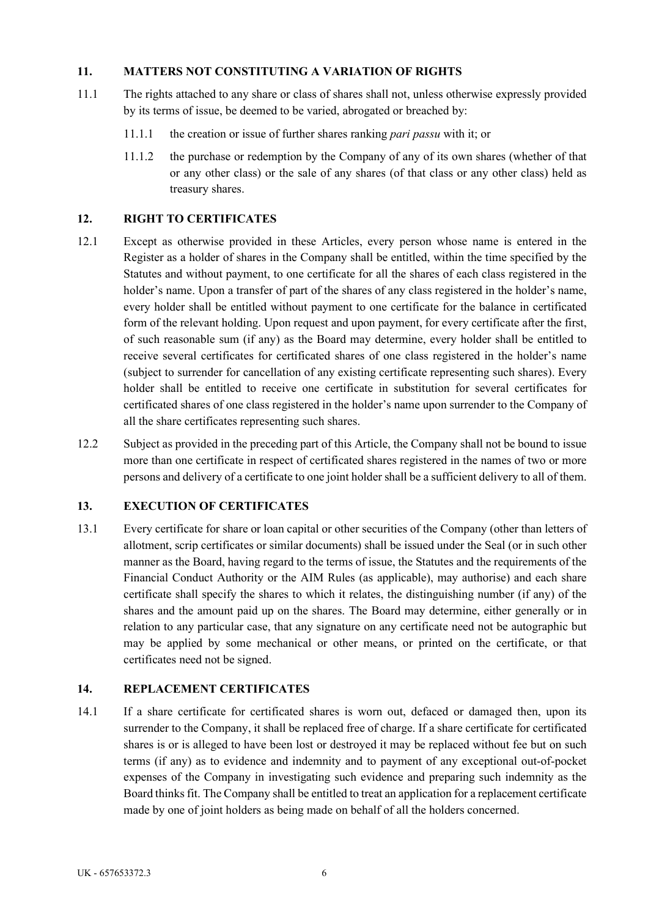## 11. MATTERS NOT CONSTITUTING A VARIATION OF RIGHTS

11.1 The rights attached to any share or class of shares shall not, unless otherwise expressly provided by its terms of issue, be deemed to be varied, abrogated or breached by:

11.1.1 the creation or issue of further shares ranking *pari passu* with it; or

11.1.2 the purchase or redemption by the Company of any of its own shares (whether of that or any other class) or the sale of any shares (of that class or any other class) held as treasury shares.

## 12. RIGHT TO CERTIFICATES

12.1 Except as otherwise provided in these Articles, every person whose name is entered in the Register as a holder of shares in the Company shall be entitled, within the time specified by the Statutes and without payment, to one certificate for all the shares of each class registered in the holder's name. Upon a transfer of part of the shares of any class registered in the holder's name, every holder shall be entitled without payment to one certificate for the balance in certificated form of the relevant holding. Upon request and upon payment, for every certificate after the first, of such reasonable sum (if any) as the Board may determine, every holder shall be entitled to receive several certificates for certificated shares of one class registered in the holder's name (subject to surrender for cancellation of any existing certificate representing such shares). Every holder shall be entitled to receive one certificate in substitution for several certificates for certificated shares of one class registered in the holder's name upon surrender to the Company of all the share certificates representing such shares.

12.2 Subject as provided in the preceding part of this Article, the Company shall not be bound to issue more than one certificate in respect of certificated shares registered in the names of two or more persons and delivery of a certificate to one joint holder shall be a sufficient delivery to all of them.

## 13. EXECUTION OF CERTIFICATES

13.1 Every certificate for share or loan capital or other securities of the Company (other than letters of allotment, scrip certificates or similar documents) shall be issued under the Seal (or in such other manner as the Board, having regard to the terms of issue, the Statutes and the requirements of the Financial Conduct Authority or the AIM Rules (as applicable), may authorise) and each share certificate shall specify the shares to which it relates, the distinguishing number (if any) of the shares and the amount paid up on the shares. The Board may determine, either generally or in relation to any particular case, that any signature on any certificate need not be autographic but may be applied by some mechanical or other means, or printed on the certificate, or that certificates need not be signed.

## 14. REPLACEMENT CERTIFICATES

14.1 If a share certificate for certificated shares is worn out, defaced or damaged then, upon its surrender to the Company, it shall be replaced free of charge. If a share certificate for certificated shares is or is alleged to have been lost or destroyed it may be replaced without fee but on such terms (if any) as to evidence and indemnity and to payment of any exceptional out-of-pocket expenses of the Company in investigating such evidence and preparing such indemnity as the Board thinks fit. The Company shall be entitled to treat an application for a replacement certificate made by one of joint holders as being made on behalf of all the holders concerned.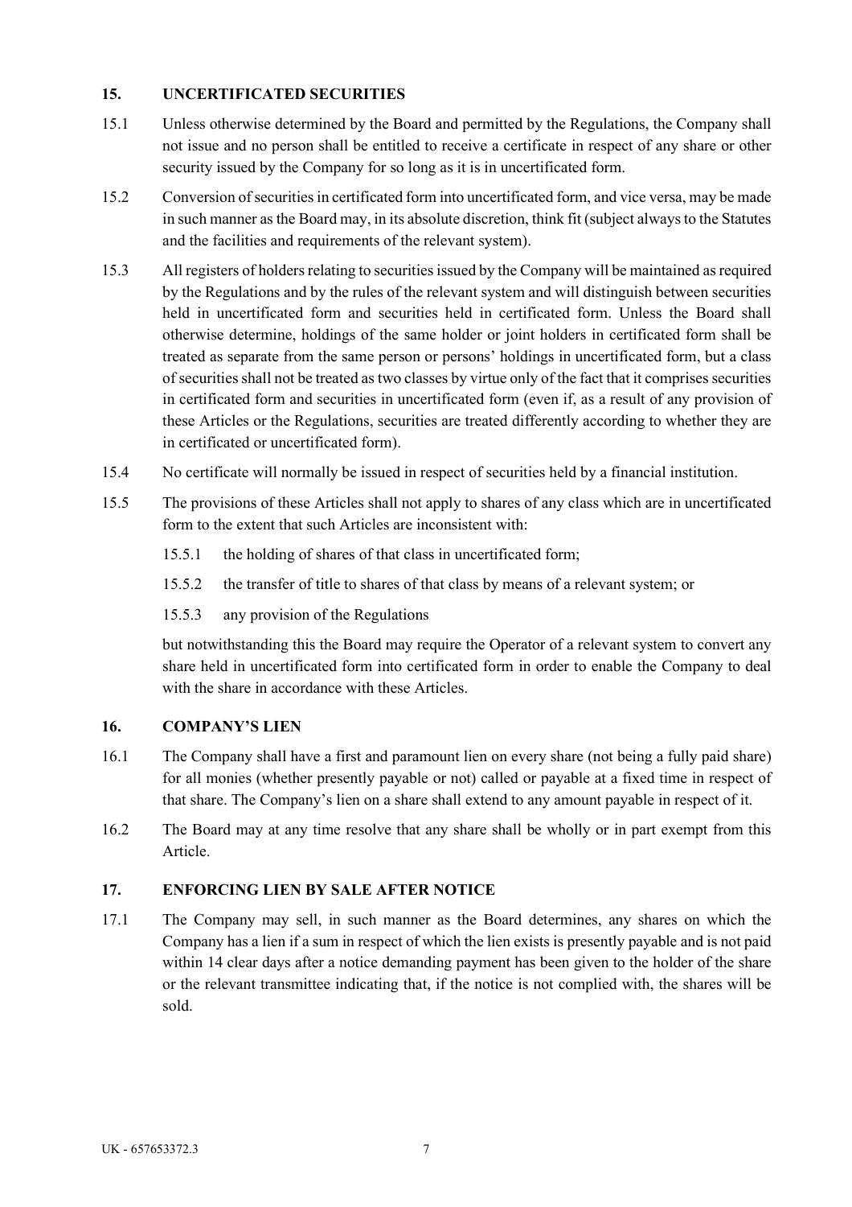## 15. UNCERTIFICATED SECURITIES

15.1 Unless otherwise determined by the Board and permitted by the Regulations, the Company shall not issue and no person shall be entitled to receive a certificate in respect of any share or other security issued by the Company for so long as it is in uncertificated form.

15.2 Conversion of securities in certificated form into uncertificated form, and vice versa, may be made in such manner as the Board may, in its absolute discretion, think fit (subject always to the Statutes and the facilities and requirements of the relevant system).

15.3 All registers of holders relating to securities issued by the Company will be maintained as required by the Regulations and by the rules of the relevant system and will distinguish between securities held in uncertificated form and securities held in certificated form. Unless the Board shall otherwise determine, holdings of the same holder or joint holders in certificated form shall be treated as separate from the same person or persons' holdings in uncertificated form, but a class of securities shall not be treated as two classes by virtue only of the fact that it comprises securities in certificated form and securities in uncertificated form (even if, as a result of any provision of these Articles or the Regulations, securities are treated differently according to whether they are in certificated or uncertificated form).

15.4 No certificate will normally be issued in respect of securities held by a financial institution.

15.5 The provisions of these Articles shall not apply to shares of any class which are in uncertificated form to the extent that such Articles are inconsistent with:

15.5.1 the holding of shares of that class in uncertificated form;

15.5.2 the transfer of title to shares of that class by means of a relevant system; or

15.5.3 any provision of the Regulations

but notwithstanding this the Board may require the Operator of a relevant system to convert any share held in uncertificated form into certificated form in order to enable the Company to deal with the share in accordance with these Articles.

## 16. COMPANY'S LIEN

16.1 The Company shall have a first and paramount lien on every share (not being a fully paid share) for all monies (whether presently payable or not) called or payable at a fixed time in respect of that share. The Company's lien on a share shall extend to any amount payable in respect of it.

16.2 The Board may at any time resolve that any share shall be wholly or in part exempt from this Article.

## 17. ENFORCING LIEN BY SALE AFTER NOTICE

17.1 The Company may sell, in such manner as the Board determines, any shares on which the Company has a lien if a sum in respect of which the lien exists is presently payable and is not paid within 14 clear days after a notice demanding payment has been given to the holder of the share or the relevant transmittee indicating that, if the notice is not complied with, the shares will be sold.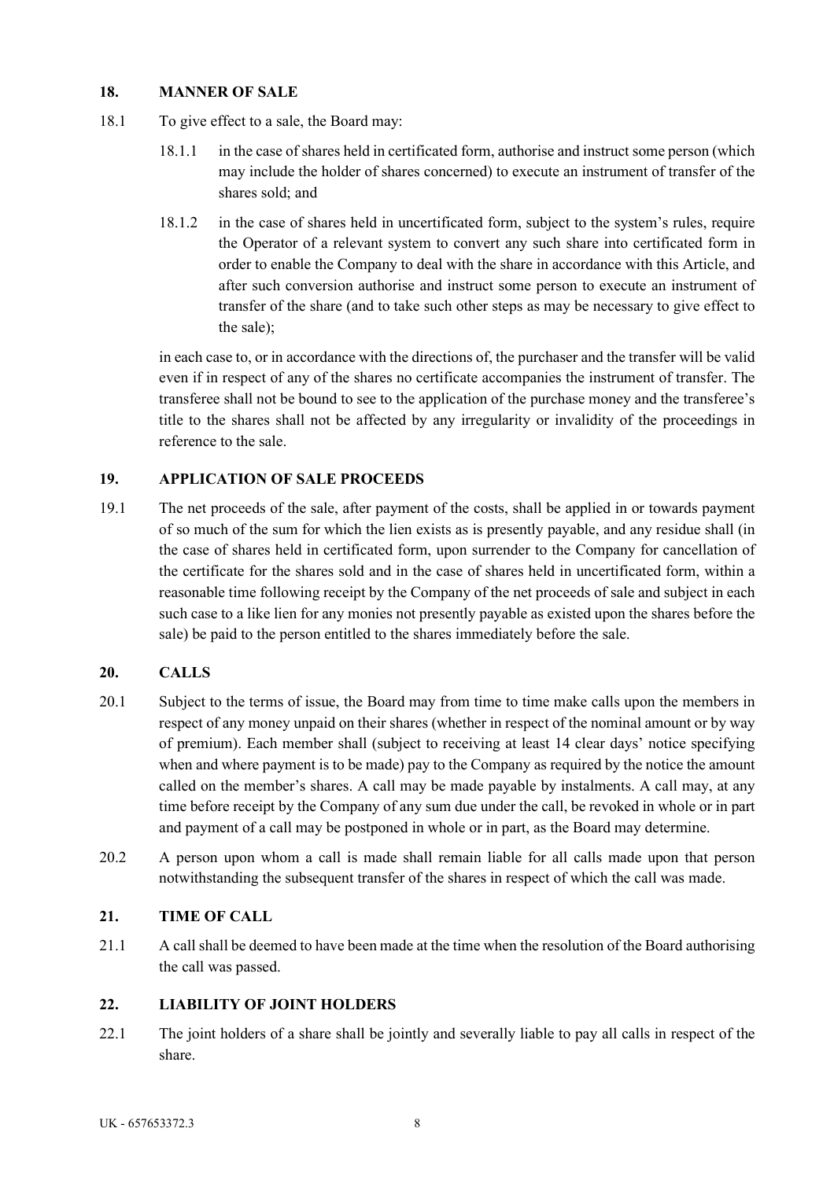## 18. MANNER OF SALE

18.1 To give effect to a sale, the Board may:

18.1.1 in the case of shares held in certificated form, authorise and instruct some person (which may include the holder of shares concerned) to execute an instrument of transfer of the shares sold; and

18.1.2 in the case of shares held in uncertificated form, subject to the system's rules, require the Operator of a relevant system to convert any such share into certificated form in order to enable the Company to deal with the share in accordance with this Article, and after such conversion authorise and instruct some person to execute an instrument of transfer of the share (and to take such other steps as may be necessary to give effect to the sale);

in each case to, or in accordance with the directions of, the purchaser and the transfer will be valid even if in respect of any of the shares no certificate accompanies the instrument of transfer. The transferee shall not be bound to see to the application of the purchase money and the transferee's title to the shares shall not be affected by any irregularity or invalidity of the proceedings in reference to the sale.

## 19. APPLICATION OF SALE PROCEEDS

19.1 The net proceeds of the sale, after payment of the costs, shall be applied in or towards payment of so much of the sum for which the lien exists as is presently payable, and any residue shall (in the case of shares held in certificated form, upon surrender to the Company for cancellation of the certificate for the shares sold and in the case of shares held in uncertificated form, within a reasonable time following receipt by the Company of the net proceeds of sale and subject in each such case to a like lien for any monies not presently payable as existed upon the shares before the sale) be paid to the person entitled to the shares immediately before the sale.

## 20. CALLS

20.1 Subject to the terms of issue, the Board may from time to time make calls upon the members in respect of any money unpaid on their shares (whether in respect of the nominal amount or by way of premium). Each member shall (subject to receiving at least 14 clear days' notice specifying when and where payment is to be made) pay to the Company as required by the notice the amount called on the member's shares. A call may be made payable by instalments. A call may, at any time before receipt by the Company of any sum due under the call, be revoked in whole or in part and payment of a call may be postponed in whole or in part, as the Board may determine.

20.2 A person upon whom a call is made shall remain liable for all calls made upon that person notwithstanding the subsequent transfer of the shares in respect of which the call was made.

## 21. TIME OF CALL

21.1 A call shall be deemed to have been made at the time when the resolution of the Board authorising the call was passed.

## 22. LIABILITY OF JOINT HOLDERS

22.1 The joint holders of a share shall be jointly and severally liable to pay all calls in respect of the share.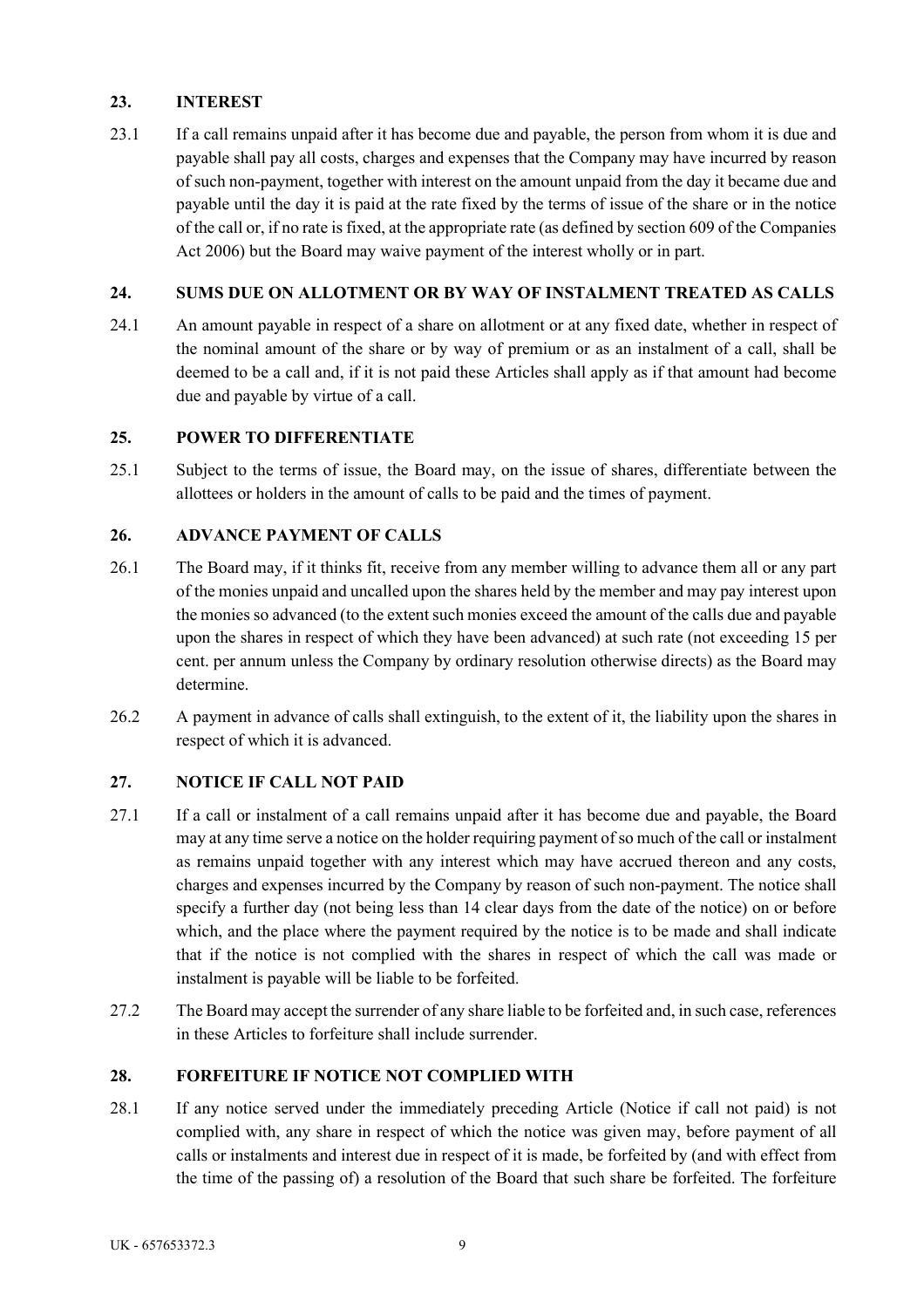## 23. INTEREST

23.1 If a call remains unpaid after it has become due and payable, the person from whom it is due and payable shall pay all costs, charges and expenses that the Company may have incurred by reason of such non-payment, together with interest on the amount unpaid from the day it became due and payable until the day it is paid at the rate fixed by the terms of issue of the share or in the notice of the call or, if no rate is fixed, at the appropriate rate (as defined by section 609 of the Companies Act 2006) but the Board may waive payment of the interest wholly or in part.

## 24. SUMS DUE ON ALLOTMENT OR BY WAY OF INSTALMENT TREATED AS CALLS

24.1 An amount payable in respect of a share on allotment or at any fixed date, whether in respect of the nominal amount of the share or by way of premium or as an instalment of a call, shall be deemed to be a call and, if it is not paid these Articles shall apply as if that amount had become due and payable by virtue of a call.

## 25. POWER TO DIFFERENTIATE

25.1 Subject to the terms of issue, the Board may, on the issue of shares, differentiate between the allottees or holders in the amount of calls to be paid and the times of payment.

## 26. ADVANCE PAYMENT OF CALLS

26.1 The Board may, if it thinks fit, receive from any member willing to advance them all or any part of the monies unpaid and uncalled upon the shares held by the member and may pay interest upon the monies so advanced (to the extent such monies exceed the amount of the calls due and payable upon the shares in respect of which they have been advanced) at such rate (not exceeding 15 per cent. per annum unless the Company by ordinary resolution otherwise directs) as the Board may determine.

26.2 A payment in advance of calls shall extinguish, to the extent of it, the liability upon the shares in respect of which it is advanced.

## 27. NOTICE IF CALL NOT PAID

27.1 If a call or instalment of a call remains unpaid after it has become due and payable, the Board may at any time serve a notice on the holder requiring payment of so much of the call or instalment as remains unpaid together with any interest which may have accrued thereon and any costs, charges and expenses incurred by the Company by reason of such non-payment. The notice shall specify a further day (not being less than 14 clear days from the date of the notice) on or before which, and the place where the payment required by the notice is to be made and shall indicate that if the notice is not complied with the shares in respect of which the call was made or instalment is payable will be liable to be forfeited.

27.2 The Board may accept the surrender of any share liable to be forfeited and, in such case, references in these Articles to forfeiture shall include surrender.

## 28. FORFEITURE IF NOTICE NOT COMPLIED WITH

28.1 If any notice served under the immediately preceding Article (Notice if call not paid) is not complied with, any share in respect of which the notice was given may, before payment of all calls or instalments and interest due in respect of it is made, be forfeited by (and with effect from the time of the passing of) a resolution of the Board that such share be forfeited. The forfeiture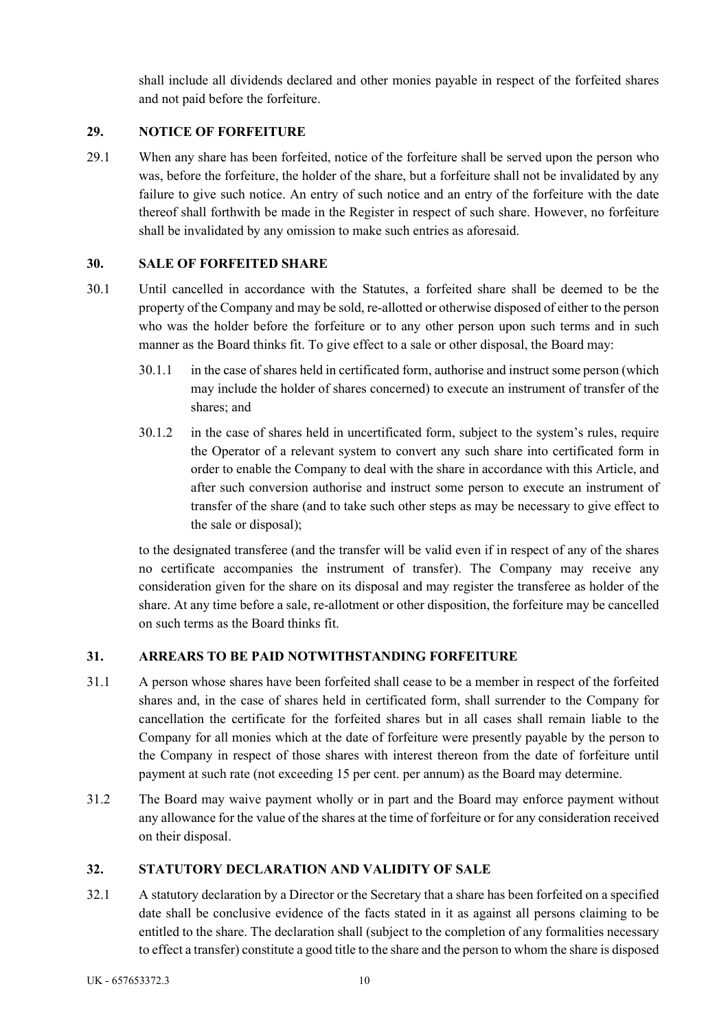shall include all dividends declared and other monies payable in respect of the forfeited shares and not paid before the forfeiture.

## 29. NOTICE OF FORFEITURE

29.1 When any share has been forfeited, notice of the forfeiture shall be served upon the person who was, before the forfeiture, the holder of the share, but a forfeiture shall not be invalidated by any failure to give such notice. An entry of such notice and an entry of the forfeiture with the date thereof shall forthwith be made in the Register in respect of such share. However, no forfeiture shall be invalidated by any omission to make such entries as aforesaid.

## 30. SALE OF FORFEITED SHARE

30.1 Until cancelled in accordance with the Statutes, a forfeited share shall be deemed to be the property of the Company and may be sold, re-allotted or otherwise disposed of either to the person who was the holder before the forfeiture or to any other person upon such terms and in such manner as the Board thinks fit. To give effect to a sale or other disposal, the Board may:

30.1.1 in the case of shares held in certificated form, authorise and instruct some person (which may include the holder of shares concerned) to execute an instrument of transfer of the shares; and

30.1.2 in the case of shares held in uncertificated form, subject to the system's rules, require the Operator of a relevant system to convert any such share into certificated form in order to enable the Company to deal with the share in accordance with this Article, and after such conversion authorise and instruct some person to execute an instrument of transfer of the share (and to take such other steps as may be necessary to give effect to the sale or disposal);

to the designated transferee (and the transfer will be valid even if in respect of any of the shares no certificate accompanies the instrument of transfer). The Company may receive any consideration given for the share on its disposal and may register the transferee as holder of the share. At any time before a sale, re-allotment or other disposition, the forfeiture may be cancelled on such terms as the Board thinks fit.

## 31. ARREARS TO BE PAID NOTWITHSTANDING FORFEITURE

31.1 A person whose shares have been forfeited shall cease to be a member in respect of the forfeited shares and, in the case of shares held in certificated form, shall surrender to the Company for cancellation the certificate for the forfeited shares but in all cases shall remain liable to the Company for all monies which at the date of forfeiture were presently payable by the person to the Company in respect of those shares with interest thereon from the date of forfeiture until payment at such rate (not exceeding 15 per cent. per annum) as the Board may determine.

31.2 The Board may waive payment wholly or in part and the Board may enforce payment without any allowance for the value of the shares at the time of forfeiture or for any consideration received on their disposal.

## 32. STATUTORY DECLARATION AND VALIDITY OF SALE

32.1 A statutory declaration by a Director or the Secretary that a share has been forfeited on a specified date shall be conclusive evidence of the facts stated in it as against all persons claiming to be entitled to the share. The declaration shall (subject to the completion of any formalities necessary to effect a transfer) constitute a good title to the share and the person to whom the share is disposed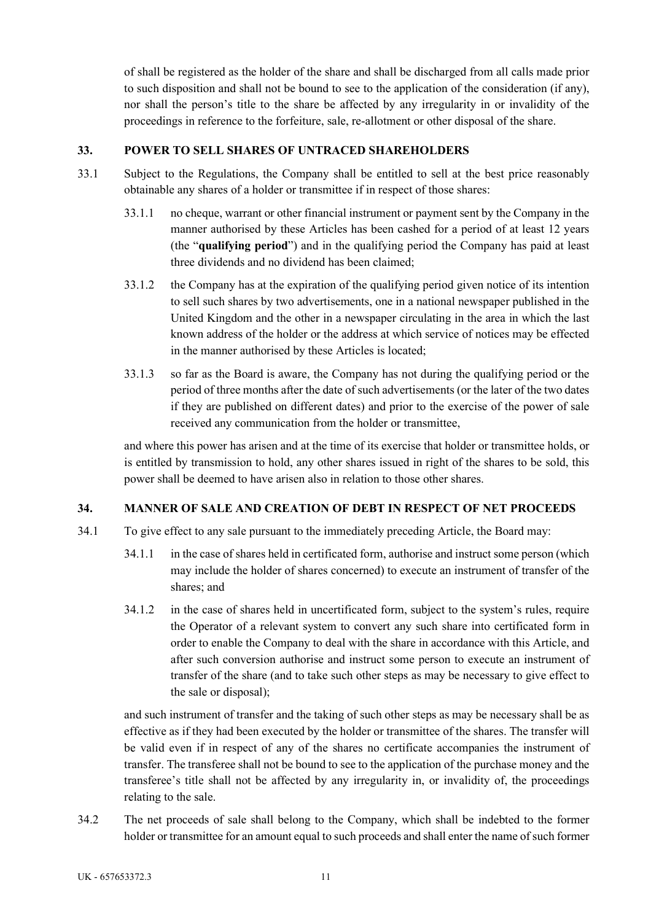of shall be registered as the holder of the share and shall be discharged from all calls made prior to such disposition and shall not be bound to see to the application of the consideration (if any), nor shall the person's title to the share be affected by any irregularity in or invalidity of the proceedings in reference to the forfeiture, sale, re-allotment or other disposal of the share.

## 33. POWER TO SELL SHARES OF UNTRACED SHAREHOLDERS

33.1 Subject to the Regulations, the Company shall be entitled to sell at the best price reasonably obtainable any shares of a holder or transmittee if in respect of those shares:

33.1.1 no cheque, warrant or other financial instrument or payment sent by the Company in the manner authorised by these Articles has been cashed for a period of at least 12 years (the "**qualifying period**") and in the qualifying period the Company has paid at least three dividends and no dividend has been claimed;

33.1.2 the Company has at the expiration of the qualifying period given notice of its intention to sell such shares by two advertisements, one in a national newspaper published in the United Kingdom and the other in a newspaper circulating in the area in which the last known address of the holder or the address at which service of notices may be effected in the manner authorised by these Articles is located;

33.1.3 so far as the Board is aware, the Company has not during the qualifying period or the period of three months after the date of such advertisements (or the later of the two dates if they are published on different dates) and prior to the exercise of the power of sale received any communication from the holder or transmittee,

and where this power has arisen and at the time of its exercise that holder or transmittee holds, or is entitled by transmission to hold, any other shares issued in right of the shares to be sold, this power shall be deemed to have arisen also in relation to those other shares.

## 34. MANNER OF SALE AND CREATION OF DEBT IN RESPECT OF NET PROCEEDS

34.1 To give effect to any sale pursuant to the immediately preceding Article, the Board may:

34.1.1 in the case of shares held in certificated form, authorise and instruct some person (which may include the holder of shares concerned) to execute an instrument of transfer of the shares; and

34.1.2 in the case of shares held in uncertificated form, subject to the system's rules, require the Operator of a relevant system to convert any such share into certificated form in order to enable the Company to deal with the share in accordance with this Article, and after such conversion authorise and instruct some person to execute an instrument of transfer of the share (and to take such other steps as may be necessary to give effect to the sale or disposal);

and such instrument of transfer and the taking of such other steps as may be necessary shall be as effective as if they had been executed by the holder or transmittee of the shares. The transfer will be valid even if in respect of any of the shares no certificate accompanies the instrument of transfer. The transferee shall not be bound to see to the application of the purchase money and the transferee's title shall not be affected by any irregularity in, or invalidity of, the proceedings relating to the sale.

34.2 The net proceeds of sale shall belong to the Company, which shall be indebted to the former holder or transmittee for an amount equal to such proceeds and shall enter the name of such former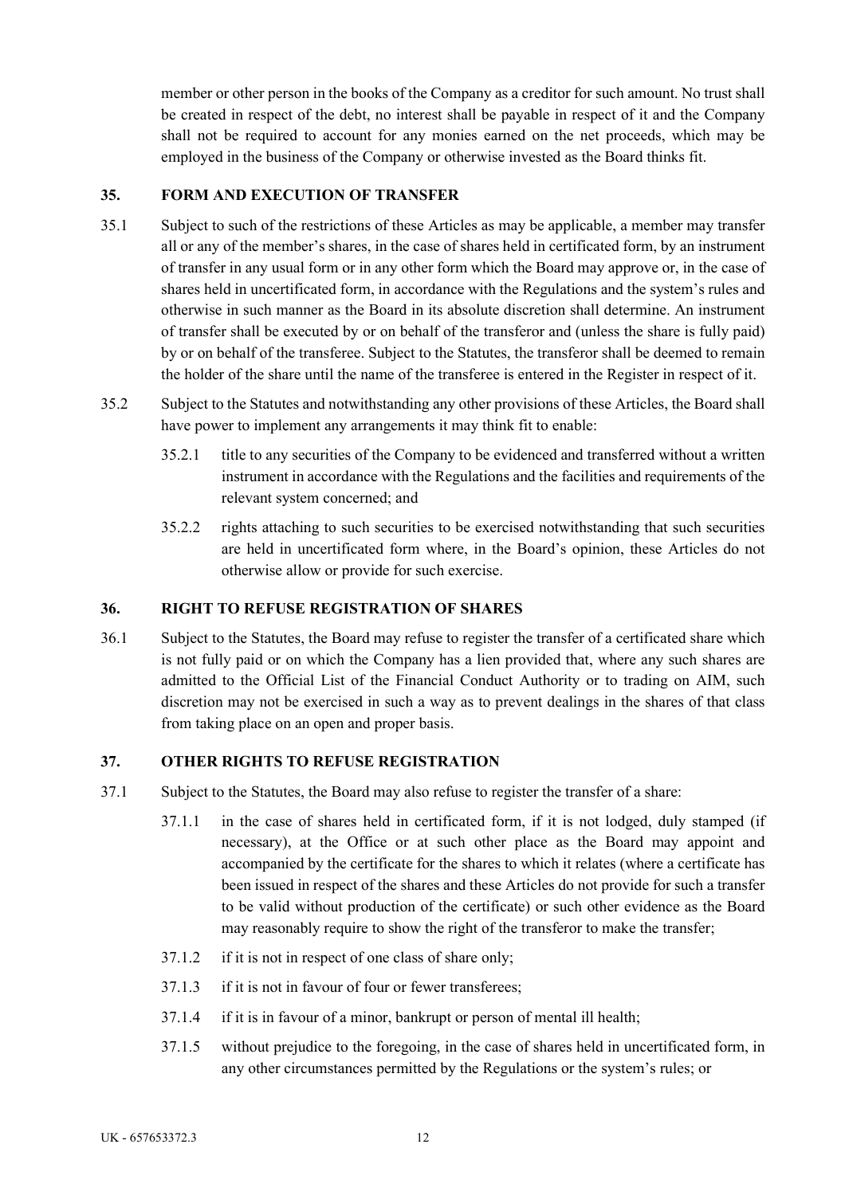member or other person in the books of the Company as a creditor for such amount. No trust shall be created in respect of the debt, no interest shall be payable in respect of it and the Company shall not be required to account for any monies earned on the net proceeds, which may be employed in the business of the Company or otherwise invested as the Board thinks fit.

## 35. FORM AND EXECUTION OF TRANSFER

35.1 Subject to such of the restrictions of these Articles as may be applicable, a member may transfer all or any of the member's shares, in the case of shares held in certificated form, by an instrument of transfer in any usual form or in any other form which the Board may approve or, in the case of shares held in uncertificated form, in accordance with the Regulations and the system's rules and otherwise in such manner as the Board in its absolute discretion shall determine. An instrument of transfer shall be executed by or on behalf of the transferor and (unless the share is fully paid) by or on behalf of the transferee. Subject to the Statutes, the transferor shall be deemed to remain the holder of the share until the name of the transferee is entered in the Register in respect of it.

35.2 Subject to the Statutes and notwithstanding any other provisions of these Articles, the Board shall have power to implement any arrangements it may think fit to enable:

35.2.1 title to any securities of the Company to be evidenced and transferred without a written instrument in accordance with the Regulations and the facilities and requirements of the relevant system concerned; and

35.2.2 rights attaching to such securities to be exercised notwithstanding that such securities are held in uncertificated form where, in the Board's opinion, these Articles do not otherwise allow or provide for such exercise.

## 36. RIGHT TO REFUSE REGISTRATION OF SHARES

36.1 Subject to the Statutes, the Board may refuse to register the transfer of a certificated share which is not fully paid or on which the Company has a lien provided that, where any such shares are admitted to the Official List of the Financial Conduct Authority or to trading on AIM, such discretion may not be exercised in such a way as to prevent dealings in the shares of that class from taking place on an open and proper basis.

## 37. OTHER RIGHTS TO REFUSE REGISTRATION

37.1 Subject to the Statutes, the Board may also refuse to register the transfer of a share:

37.1.1 in the case of shares held in certificated form, if it is not lodged, duly stamped (if necessary), at the Office or at such other place as the Board may appoint and accompanied by the certificate for the shares to which it relates (where a certificate has been issued in respect of the shares and these Articles do not provide for such a transfer to be valid without production of the certificate) or such other evidence as the Board may reasonably require to show the right of the transferor to make the transfer;

37.1.2 if it is not in respect of one class of share only;

37.1.3 if it is not in favour of four or fewer transferees;

37.1.4 if it is in favour of a minor, bankrupt or person of mental ill health;

37.1.5 without prejudice to the foregoing, in the case of shares held in uncertificated form, in any other circumstances permitted by the Regulations or the system's rules; or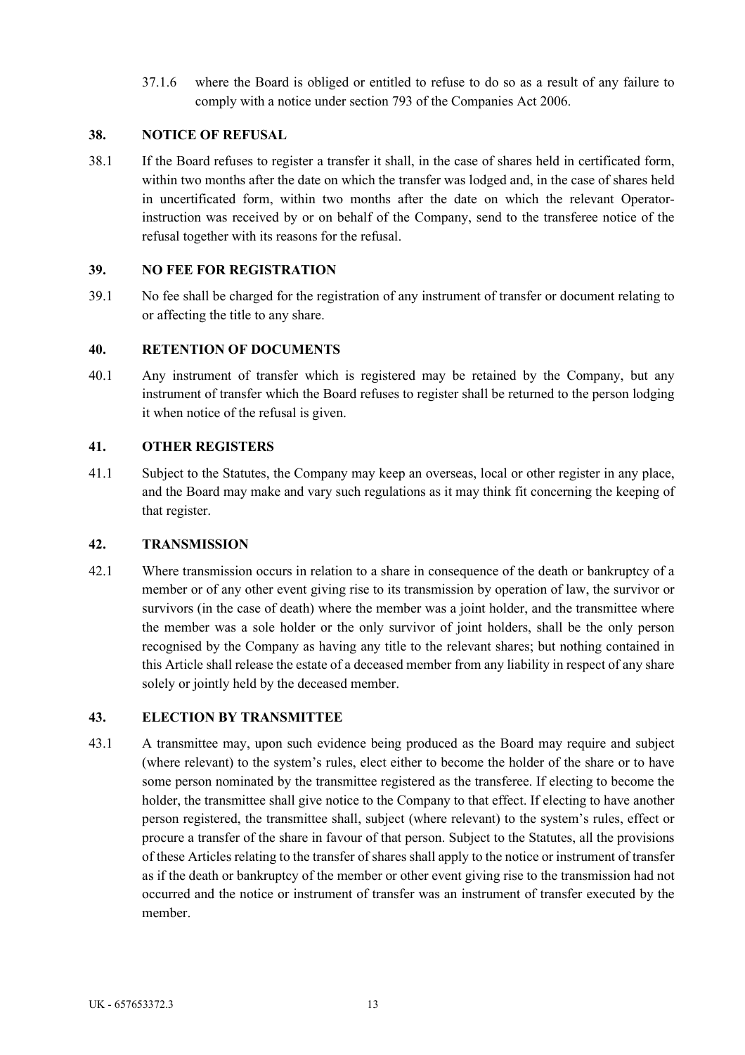37.1.6 where the Board is obliged or entitled to refuse to do so as a result of any failure to comply with a notice under section 793 of the Companies Act 2006.

## 38. NOTICE OF REFUSAL

38.1 If the Board refuses to register a transfer it shall, in the case of shares held in certificated form, within two months after the date on which the transfer was lodged and, in the case of shares held in uncertificated form, within two months after the date on which the relevant Operator-instruction was received by or on behalf of the Company, send to the transferee notice of the refusal together with its reasons for the refusal.

## 39. NO FEE FOR REGISTRATION

39.1 No fee shall be charged for the registration of any instrument of transfer or document relating to or affecting the title to any share.

## 40. RETENTION OF DOCUMENTS

40.1 Any instrument of transfer which is registered may be retained by the Company, but any instrument of transfer which the Board refuses to register shall be returned to the person lodging it when notice of the refusal is given.

## 41. OTHER REGISTERS

41.1 Subject to the Statutes, the Company may keep an overseas, local or other register in any place, and the Board may make and vary such regulations as it may think fit concerning the keeping of that register.

## 42. TRANSMISSION

42.1 Where transmission occurs in relation to a share in consequence of the death or bankruptcy of a member or of any other event giving rise to its transmission by operation of law, the survivor or survivors (in the case of death) where the member was a joint holder, and the transmittee where the member was a sole holder or the only survivor of joint holders, shall be the only person recognised by the Company as having any title to the relevant shares; but nothing contained in this Article shall release the estate of a deceased member from any liability in respect of any share solely or jointly held by the deceased member.

## 43. ELECTION BY TRANSMITTEE

43.1 A transmittee may, upon such evidence being produced as the Board may require and subject (where relevant) to the system's rules, elect either to become the holder of the share or to have some person nominated by the transmittee registered as the transferee. If electing to become the holder, the transmittee shall give notice to the Company to that effect. If electing to have another person registered, the transmittee shall, subject (where relevant) to the system's rules, effect or procure a transfer of the share in favour of that person. Subject to the Statutes, all the provisions of these Articles relating to the transfer of shares shall apply to the notice or instrument of transfer as if the death or bankruptcy of the member or other event giving rise to the transmission had not occurred and the notice or instrument of transfer was an instrument of transfer executed by the member.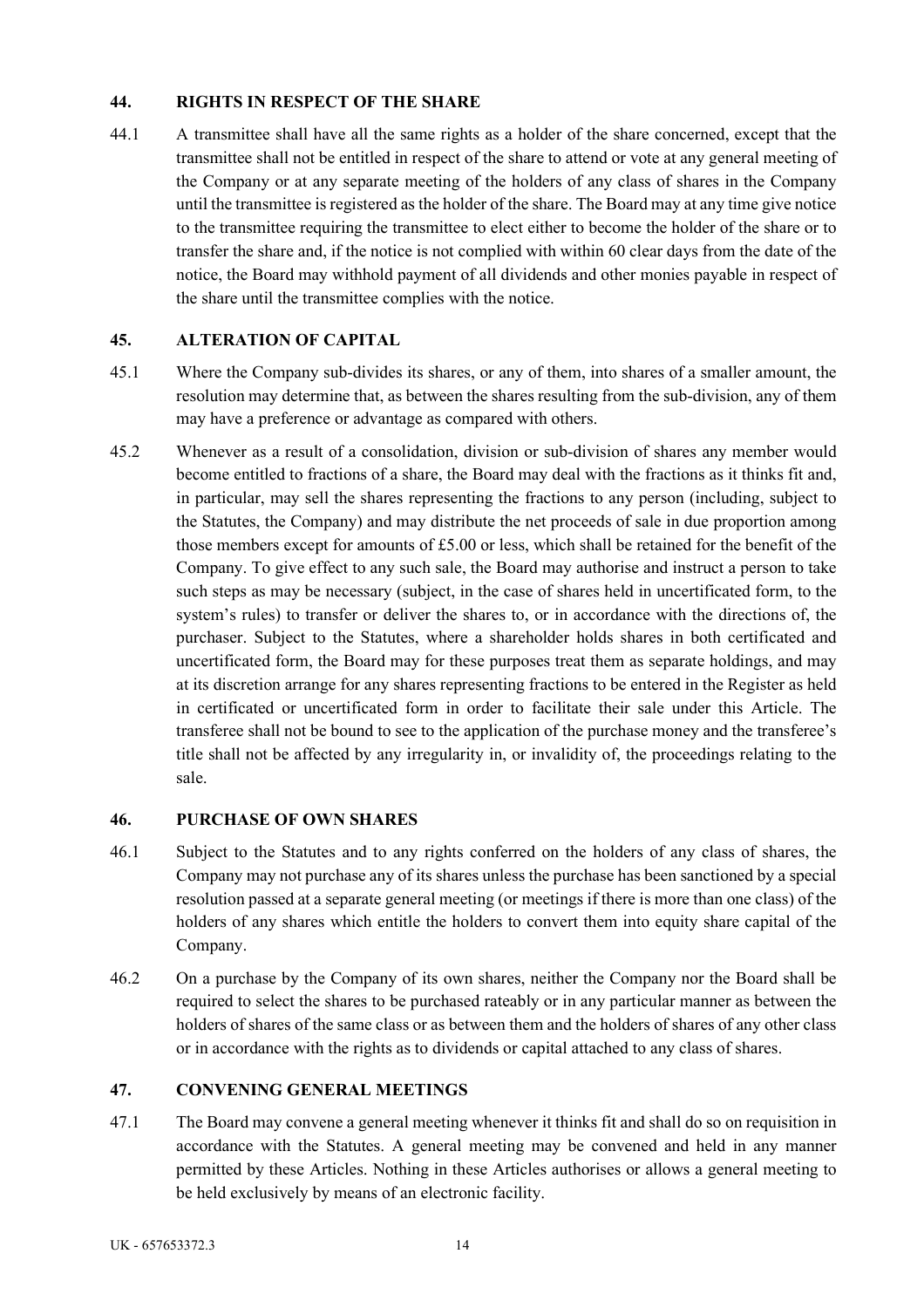## 44. RIGHTS IN RESPECT OF THE SHARE

44.1 A transmittee shall have all the same rights as a holder of the share concerned, except that the transmittee shall not be entitled in respect of the share to attend or vote at any general meeting of the Company or at any separate meeting of the holders of any class of shares in the Company until the transmittee is registered as the holder of the share. The Board may at any time give notice to the transmittee requiring the transmittee to elect either to become the holder of the share or to transfer the share and, if the notice is not complied with within 60 clear days from the date of the notice, the Board may withhold payment of all dividends and other monies payable in respect of the share until the transmittee complies with the notice.

## 45. ALTERATION OF CAPITAL

45.1 Where the Company sub-divides its shares, or any of them, into shares of a smaller amount, the resolution may determine that, as between the shares resulting from the sub-division, any of them may have a preference or advantage as compared with others.

45.2 Whenever as a result of a consolidation, division or sub-division of shares any member would become entitled to fractions of a share, the Board may deal with the fractions as it thinks fit and, in particular, may sell the shares representing the fractions to any person (including, subject to the Statutes, the Company) and may distribute the net proceeds of sale in due proportion among those members except for amounts of £5.00 or less, which shall be retained for the benefit of the Company. To give effect to any such sale, the Board may authorise and instruct a person to take such steps as may be necessary (subject, in the case of shares held in uncertificated form, to the system's rules) to transfer or deliver the shares to, or in accordance with the directions of, the purchaser. Subject to the Statutes, where a shareholder holds shares in both certificated and uncertificated form, the Board may for these purposes treat them as separate holdings, and may at its discretion arrange for any shares representing fractions to be entered in the Register as held in certificated or uncertificated form in order to facilitate their sale under this Article. The transferee shall not be bound to see to the application of the purchase money and the transferee's title shall not be affected by any irregularity in, or invalidity of, the proceedings relating to the sale.

## 46. PURCHASE OF OWN SHARES

46.1 Subject to the Statutes and to any rights conferred on the holders of any class of shares, the Company may not purchase any of its shares unless the purchase has been sanctioned by a special resolution passed at a separate general meeting (or meetings if there is more than one class) of the holders of any shares which entitle the holders to convert them into equity share capital of the Company.

46.2 On a purchase by the Company of its own shares, neither the Company nor the Board shall be required to select the shares to be purchased rateably or in any particular manner as between the holders of shares of the same class or as between them and the holders of shares of any other class or in accordance with the rights as to dividends or capital attached to any class of shares.

## 47. CONVENING GENERAL MEETINGS

47.1 The Board may convene a general meeting whenever it thinks fit and shall do so on requisition in accordance with the Statutes. A general meeting may be convened and held in any manner permitted by these Articles. Nothing in these Articles authorises or allows a general meeting to be held exclusively by means of an electronic facility.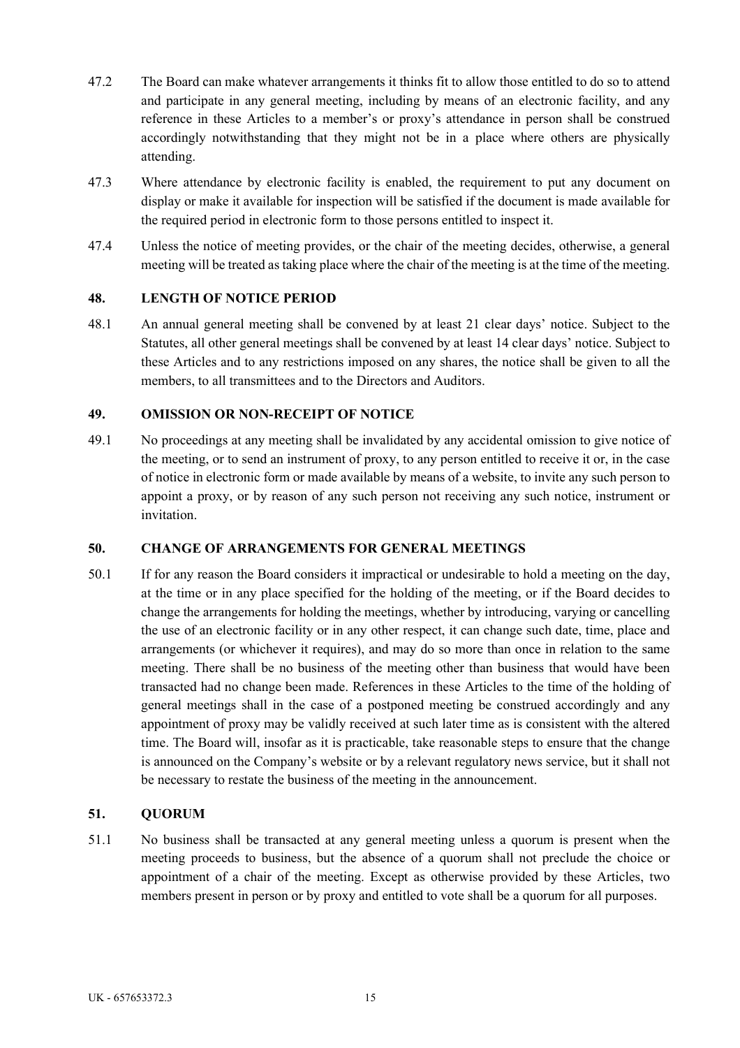47.2 The Board can make whatever arrangements it thinks fit to allow those entitled to do so to attend and participate in any general meeting, including by means of an electronic facility, and any reference in these Articles to a member's or proxy's attendance in person shall be construed accordingly notwithstanding that they might not be in a place where others are physically attending.

47.3 Where attendance by electronic facility is enabled, the requirement to put any document on display or make it available for inspection will be satisfied if the document is made available for the required period in electronic form to those persons entitled to inspect it.

47.4 Unless the notice of meeting provides, or the chair of the meeting decides, otherwise, a general meeting will be treated as taking place where the chair of the meeting is at the time of the meeting.

## 48. LENGTH OF NOTICE PERIOD

48.1 An annual general meeting shall be convened by at least 21 clear days' notice. Subject to the Statutes, all other general meetings shall be convened by at least 14 clear days' notice. Subject to these Articles and to any restrictions imposed on any shares, the notice shall be given to all the members, to all transmittees and to the Directors and Auditors.

## 49. OMISSION OR NON-RECEIPT OF NOTICE

49.1 No proceedings at any meeting shall be invalidated by any accidental omission to give notice of the meeting, or to send an instrument of proxy, to any person entitled to receive it or, in the case of notice in electronic form or made available by means of a website, to invite any such person to appoint a proxy, or by reason of any such person not receiving any such notice, instrument or invitation.

## 50. CHANGE OF ARRANGEMENTS FOR GENERAL MEETINGS

50.1 If for any reason the Board considers it impractical or undesirable to hold a meeting on the day, at the time or in any place specified for the holding of the meeting, or if the Board decides to change the arrangements for holding the meetings, whether by introducing, varying or cancelling the use of an electronic facility or in any other respect, it can change such date, time, place and arrangements (or whichever it requires), and may do so more than once in relation to the same meeting. There shall be no business of the meeting other than business that would have been transacted had no change been made. References in these Articles to the time of the holding of general meetings shall in the case of a postponed meeting be construed accordingly and any appointment of proxy may be validly received at such later time as is consistent with the altered time. The Board will, insofar as it is practicable, take reasonable steps to ensure that the change is announced on the Company's website or by a relevant regulatory news service, but it shall not be necessary to restate the business of the meeting in the announcement.

## 51. QUORUM

51.1 No business shall be transacted at any general meeting unless a quorum is present when the meeting proceeds to business, but the absence of a quorum shall not preclude the choice or appointment of a chair of the meeting. Except as otherwise provided by these Articles, two members present in person or by proxy and entitled to vote shall be a quorum for all purposes.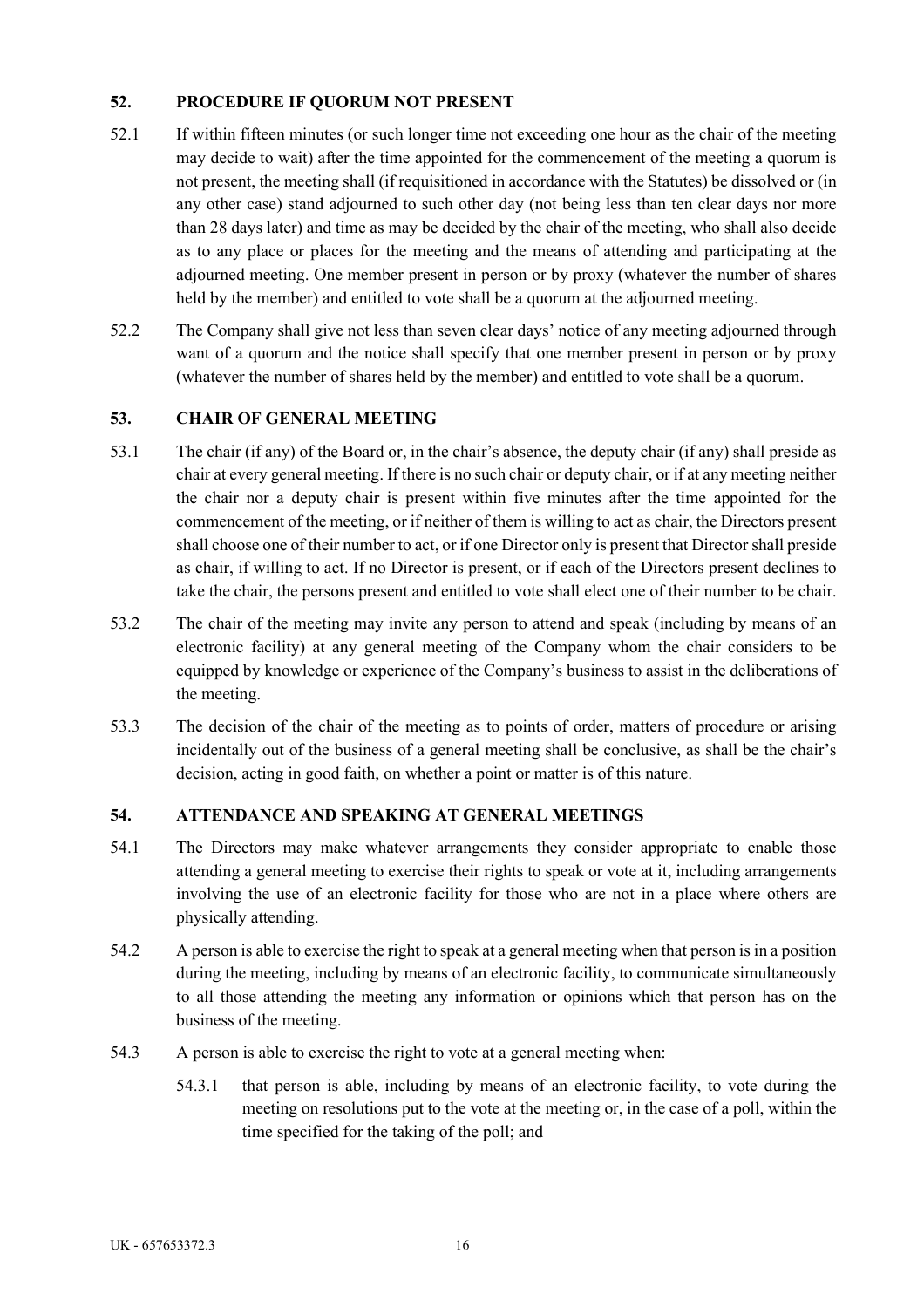## 52. PROCEDURE IF QUORUM NOT PRESENT

52.1 If within fifteen minutes (or such longer time not exceeding one hour as the chair of the meeting may decide to wait) after the time appointed for the commencement of the meeting a quorum is not present, the meeting shall (if requisitioned in accordance with the Statutes) be dissolved or (in any other case) stand adjourned to such other day (not being less than ten clear days nor more than 28 days later) and time as may be decided by the chair of the meeting, who shall also decide as to any place or places for the meeting and the means of attending and participating at the adjourned meeting. One member present in person or by proxy (whatever the number of shares held by the member) and entitled to vote shall be a quorum at the adjourned meeting.

52.2 The Company shall give not less than seven clear days' notice of any meeting adjourned through want of a quorum and the notice shall specify that one member present in person or by proxy (whatever the number of shares held by the member) and entitled to vote shall be a quorum.

## 53. CHAIR OF GENERAL MEETING

53.1 The chair (if any) of the Board or, in the chair's absence, the deputy chair (if any) shall preside as chair at every general meeting. If there is no such chair or deputy chair, or if at any meeting neither the chair nor a deputy chair is present within five minutes after the time appointed for the commencement of the meeting, or if neither of them is willing to act as chair, the Directors present shall choose one of their number to act, or if one Director only is present that Director shall preside as chair, if willing to act. If no Director is present, or if each of the Directors present declines to take the chair, the persons present and entitled to vote shall elect one of their number to be chair.

53.2 The chair of the meeting may invite any person to attend and speak (including by means of an electronic facility) at any general meeting of the Company whom the chair considers to be equipped by knowledge or experience of the Company's business to assist in the deliberations of the meeting.

53.3 The decision of the chair of the meeting as to points of order, matters of procedure or arising incidentally out of the business of a general meeting shall be conclusive, as shall be the chair's decision, acting in good faith, on whether a point or matter is of this nature.

## 54. ATTENDANCE AND SPEAKING AT GENERAL MEETINGS

54.1 The Directors may make whatever arrangements they consider appropriate to enable those attending a general meeting to exercise their rights to speak or vote at it, including arrangements involving the use of an electronic facility for those who are not in a place where others are physically attending.

54.2 A person is able to exercise the right to speak at a general meeting when that person is in a position during the meeting, including by means of an electronic facility, to communicate simultaneously to all those attending the meeting any information or opinions which that person has on the business of the meeting.

54.3 A person is able to exercise the right to vote at a general meeting when:

54.3.1 that person is able, including by means of an electronic facility, to vote during the meeting on resolutions put to the vote at the meeting or, in the case of a poll, within the time specified for the taking of the poll; and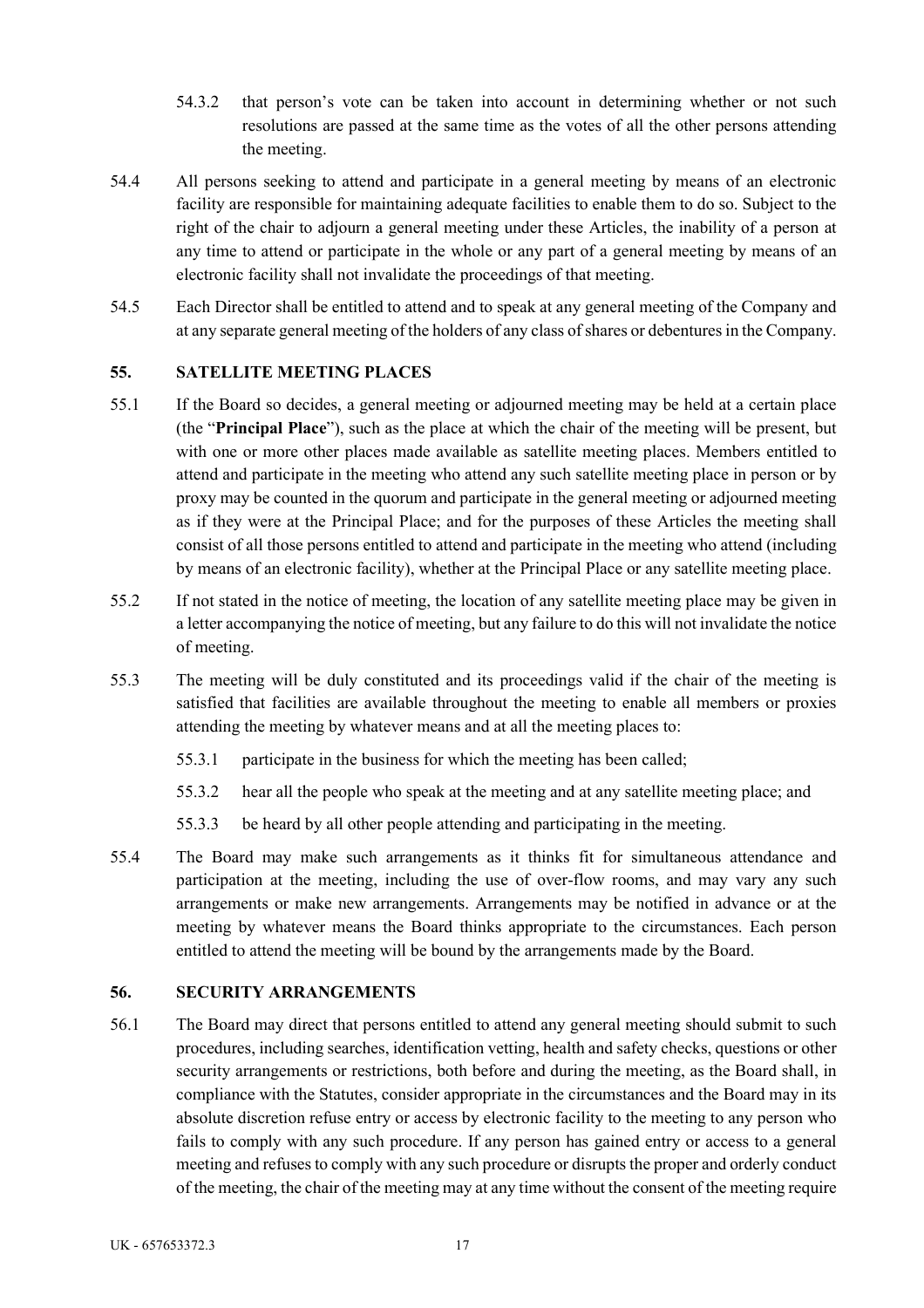54.3.2 that person's vote can be taken into account in determining whether or not such resolutions are passed at the same time as the votes of all the other persons attending the meeting.

54.4 All persons seeking to attend and participate in a general meeting by means of an electronic facility are responsible for maintaining adequate facilities to enable them to do so. Subject to the right of the chair to adjourn a general meeting under these Articles, the inability of a person at any time to attend or participate in the whole or any part of a general meeting by means of an electronic facility shall not invalidate the proceedings of that meeting.

54.5 Each Director shall be entitled to attend and to speak at any general meeting of the Company and at any separate general meeting of the holders of any class of shares or debentures in the Company.

## 55. SATELLITE MEETING PLACES

55.1 If the Board so decides, a general meeting or adjourned meeting may be held at a certain place (the "**Principal Place**"), such as the place at which the chair of the meeting will be present, but with one or more other places made available as satellite meeting places. Members entitled to attend and participate in the meeting who attend any such satellite meeting place in person or by proxy may be counted in the quorum and participate in the general meeting or adjourned meeting as if they were at the Principal Place; and for the purposes of these Articles the meeting shall consist of all those persons entitled to attend and participate in the meeting who attend (including by means of an electronic facility), whether at the Principal Place or any satellite meeting place.

55.2 If not stated in the notice of meeting, the location of any satellite meeting place may be given in a letter accompanying the notice of meeting, but any failure to do this will not invalidate the notice of meeting.

55.3 The meeting will be duly constituted and its proceedings valid if the chair of the meeting is satisfied that facilities are available throughout the meeting to enable all members or proxies attending the meeting by whatever means and at all the meeting places to:

55.3.1 participate in the business for which the meeting has been called;

55.3.2 hear all the people who speak at the meeting and at any satellite meeting place; and

55.3.3 be heard by all other people attending and participating in the meeting.

55.4 The Board may make such arrangements as it thinks fit for simultaneous attendance and participation at the meeting, including the use of over-flow rooms, and may vary any such arrangements or make new arrangements. Arrangements may be notified in advance or at the meeting by whatever means the Board thinks appropriate to the circumstances. Each person entitled to attend the meeting will be bound by the arrangements made by the Board.

## 56. SECURITY ARRANGEMENTS

56.1 The Board may direct that persons entitled to attend any general meeting should submit to such procedures, including searches, identification vetting, health and safety checks, questions or other security arrangements or restrictions, both before and during the meeting, as the Board shall, in compliance with the Statutes, consider appropriate in the circumstances and the Board may in its absolute discretion refuse entry or access by electronic facility to the meeting to any person who fails to comply with any such procedure. If any person has gained entry or access to a general meeting and refuses to comply with any such procedure or disrupts the proper and orderly conduct of the meeting, the chair of the meeting may at any time without the consent of the meeting require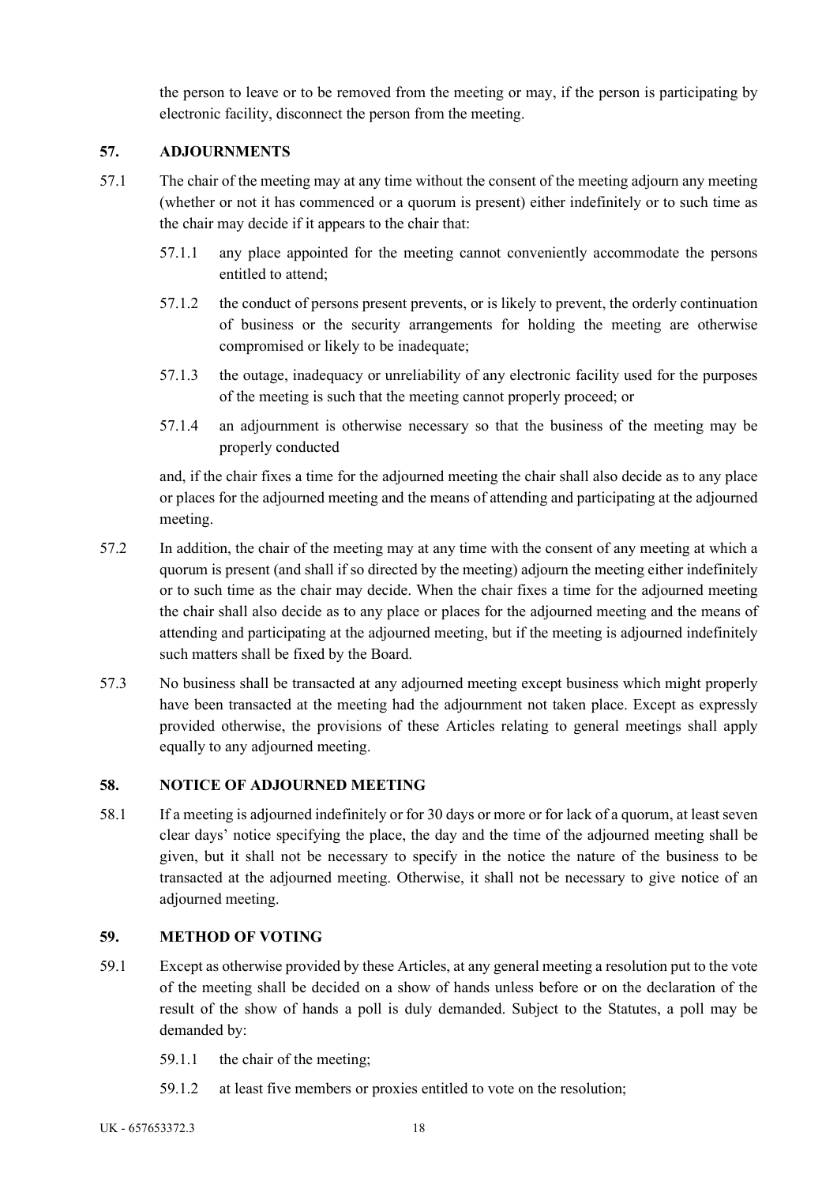the person to leave or to be removed from the meeting or may, if the person is participating by electronic facility, disconnect the person from the meeting.

## 57. ADJOURNMENTS

57.1 The chair of the meeting may at any time without the consent of the meeting adjourn any meeting (whether or not it has commenced or a quorum is present) either indefinitely or to such time as the chair may decide if it appears to the chair that:

57.1.1 any place appointed for the meeting cannot conveniently accommodate the persons entitled to attend;

57.1.2 the conduct of persons present prevents, or is likely to prevent, the orderly continuation of business or the security arrangements for holding the meeting are otherwise compromised or likely to be inadequate;

57.1.3 the outage, inadequacy or unreliability of any electronic facility used for the purposes of the meeting is such that the meeting cannot properly proceed; or

57.1.4 an adjournment is otherwise necessary so that the business of the meeting may be properly conducted

and, if the chair fixes a time for the adjourned meeting the chair shall also decide as to any place or places for the adjourned meeting and the means of attending and participating at the adjourned meeting.

57.2 In addition, the chair of the meeting may at any time with the consent of any meeting at which a quorum is present (and shall if so directed by the meeting) adjourn the meeting either indefinitely or to such time as the chair may decide. When the chair fixes a time for the adjourned meeting the chair shall also decide as to any place or places for the adjourned meeting and the means of attending and participating at the adjourned meeting, but if the meeting is adjourned indefinitely such matters shall be fixed by the Board.

57.3 No business shall be transacted at any adjourned meeting except business which might properly have been transacted at the meeting had the adjournment not taken place. Except as expressly provided otherwise, the provisions of these Articles relating to general meetings shall apply equally to any adjourned meeting.

## 58. NOTICE OF ADJOURNED MEETING

58.1 If a meeting is adjourned indefinitely or for 30 days or more or for lack of a quorum, at least seven clear days' notice specifying the place, the day and the time of the adjourned meeting shall be given, but it shall not be necessary to specify in the notice the nature of the business to be transacted at the adjourned meeting. Otherwise, it shall not be necessary to give notice of an adjourned meeting.

## 59. METHOD OF VOTING

59.1 Except as otherwise provided by these Articles, at any general meeting a resolution put to the vote of the meeting shall be decided on a show of hands unless before or on the declaration of the result of the show of hands a poll is duly demanded. Subject to the Statutes, a poll may be demanded by:

59.1.1 the chair of the meeting;

59.1.2 at least five members or proxies entitled to vote on the resolution;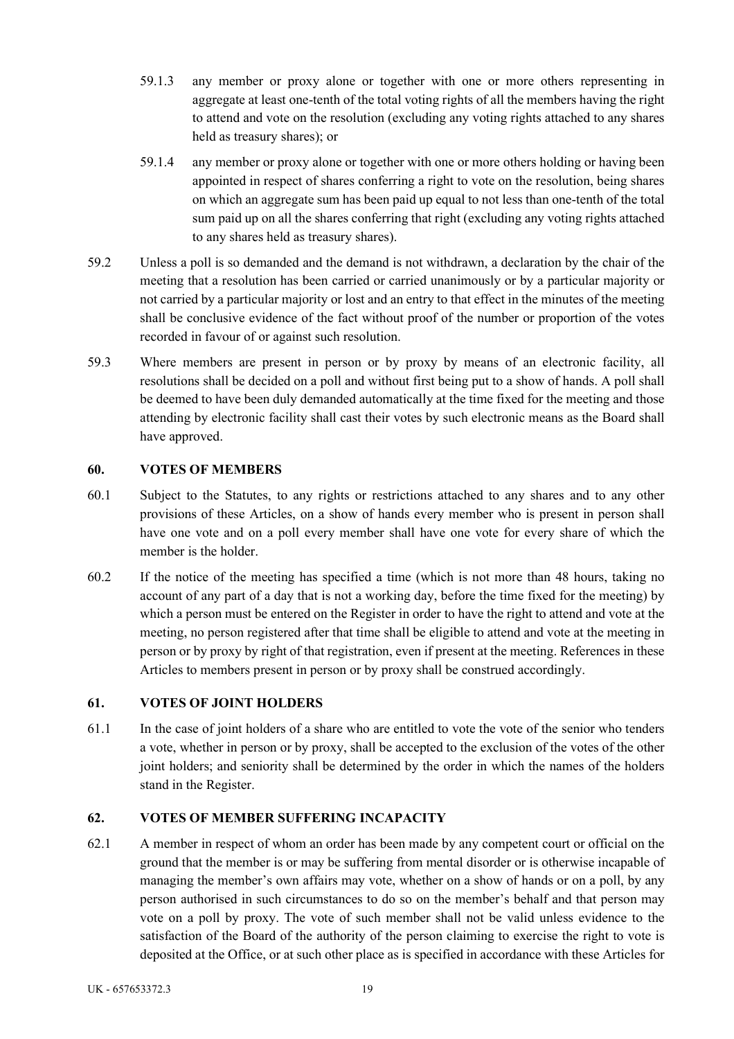59.1.3 any member or proxy alone or together with one or more others representing in aggregate at least one-tenth of the total voting rights of all the members having the right to attend and vote on the resolution (excluding any voting rights attached to any shares held as treasury shares); or

59.1.4 any member or proxy alone or together with one or more others holding or having been appointed in respect of shares conferring a right to vote on the resolution, being shares on which an aggregate sum has been paid up equal to not less than one-tenth of the total sum paid up on all the shares conferring that right (excluding any voting rights attached to any shares held as treasury shares).

59.2 Unless a poll is so demanded and the demand is not withdrawn, a declaration by the chair of the meeting that a resolution has been carried or carried unanimously or by a particular majority or not carried by a particular majority or lost and an entry to that effect in the minutes of the meeting shall be conclusive evidence of the fact without proof of the number or proportion of the votes recorded in favour of or against such resolution.

59.3 Where members are present in person or by proxy by means of an electronic facility, all resolutions shall be decided on a poll and without first being put to a show of hands. A poll shall be deemed to have been duly demanded automatically at the time fixed for the meeting and those attending by electronic facility shall cast their votes by such electronic means as the Board shall have approved.

## 60. VOTES OF MEMBERS

60.1 Subject to the Statutes, to any rights or restrictions attached to any shares and to any other provisions of these Articles, on a show of hands every member who is present in person shall have one vote and on a poll every member shall have one vote for every share of which the member is the holder.

60.2 If the notice of the meeting has specified a time (which is not more than 48 hours, taking no account of any part of a day that is not a working day, before the time fixed for the meeting) by which a person must be entered on the Register in order to have the right to attend and vote at the meeting, no person registered after that time shall be eligible to attend and vote at the meeting in person or by proxy by right of that registration, even if present at the meeting. References in these Articles to members present in person or by proxy shall be construed accordingly.

## 61. VOTES OF JOINT HOLDERS

61.1 In the case of joint holders of a share who are entitled to vote the vote of the senior who tenders a vote, whether in person or by proxy, shall be accepted to the exclusion of the votes of the other joint holders; and seniority shall be determined by the order in which the names of the holders stand in the Register.

## 62. VOTES OF MEMBER SUFFERING INCAPACITY

62.1 A member in respect of whom an order has been made by any competent court or official on the ground that the member is or may be suffering from mental disorder or is otherwise incapable of managing the member's own affairs may vote, whether on a show of hands or on a poll, by any person authorised in such circumstances to do so on the member's behalf and that person may vote on a poll by proxy. The vote of such member shall not be valid unless evidence to the satisfaction of the Board of the authority of the person claiming to exercise the right to vote is deposited at the Office, or at such other place as is specified in accordance with these Articles for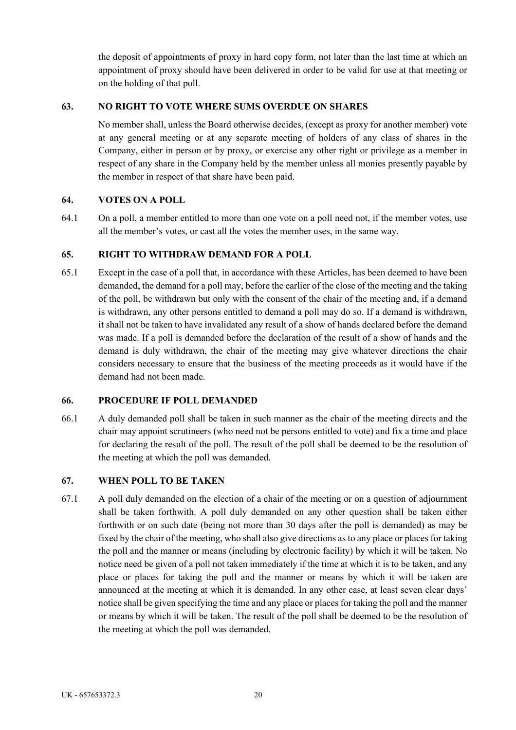the deposit of appointments of proxy in hard copy form, not later than the last time at which an appointment of proxy should have been delivered in order to be valid for use at that meeting or on the holding of that poll.

## 63. NO RIGHT TO VOTE WHERE SUMS OVERDUE ON SHARES

No member shall, unless the Board otherwise decides, (except as proxy for another member) vote at any general meeting or at any separate meeting of holders of any class of shares in the Company, either in person or by proxy, or exercise any other right or privilege as a member in respect of any share in the Company held by the member unless all monies presently payable by the member in respect of that share have been paid.

## 64. VOTES ON A POLL

64.1 On a poll, a member entitled to more than one vote on a poll need not, if the member votes, use all the member's votes, or cast all the votes the member uses, in the same way.

## 65. RIGHT TO WITHDRAW DEMAND FOR A POLL

65.1 Except in the case of a poll that, in accordance with these Articles, has been deemed to have been demanded, the demand for a poll may, before the earlier of the close of the meeting and the taking of the poll, be withdrawn but only with the consent of the chair of the meeting and, if a demand is withdrawn, any other persons entitled to demand a poll may do so. If a demand is withdrawn, it shall not be taken to have invalidated any result of a show of hands declared before the demand was made. If a poll is demanded before the declaration of the result of a show of hands and the demand is duly withdrawn, the chair of the meeting may give whatever directions the chair considers necessary to ensure that the business of the meeting proceeds as it would have if the demand had not been made.

## 66. PROCEDURE IF POLL DEMANDED

66.1 A duly demanded poll shall be taken in such manner as the chair of the meeting directs and the chair may appoint scrutineers (who need not be persons entitled to vote) and fix a time and place for declaring the result of the poll. The result of the poll shall be deemed to be the resolution of the meeting at which the poll was demanded.

## 67. WHEN POLL TO BE TAKEN

67.1 A poll duly demanded on the election of a chair of the meeting or on a question of adjournment shall be taken forthwith. A poll duly demanded on any other question shall be taken either forthwith or on such date (being not more than 30 days after the poll is demanded) as may be fixed by the chair of the meeting, who shall also give directions as to any place or places for taking the poll and the manner or means (including by electronic facility) by which it will be taken. No notice need be given of a poll not taken immediately if the time at which it is to be taken, and any place or places for taking the poll and the manner or means by which it will be taken are announced at the meeting at which it is demanded. In any other case, at least seven clear days' notice shall be given specifying the time and any place or places for taking the poll and the manner or means by which it will be taken. The result of the poll shall be deemed to be the resolution of the meeting at which the poll was demanded.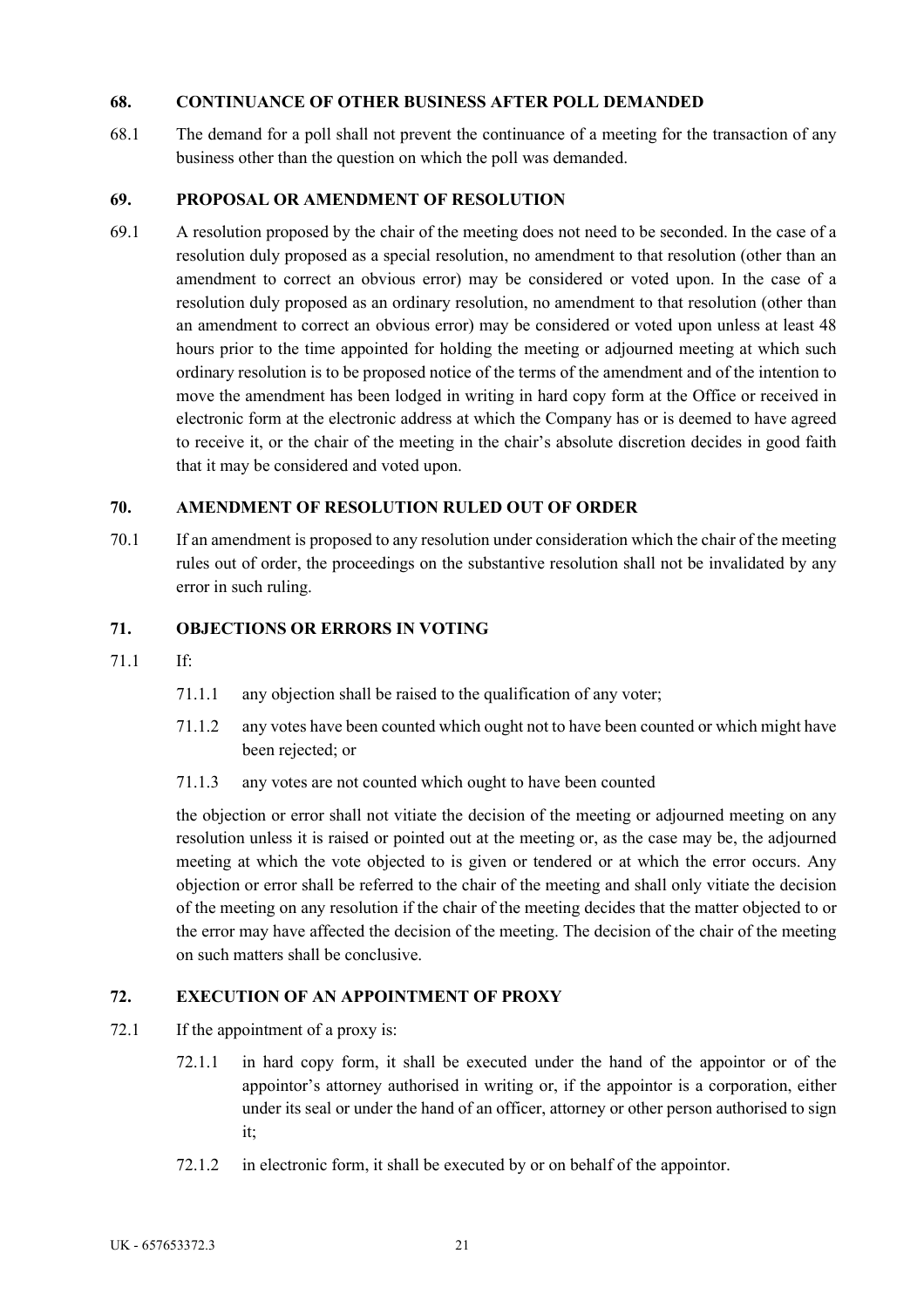## 68. CONTINUANCE OF OTHER BUSINESS AFTER POLL DEMANDED

68.1 The demand for a poll shall not prevent the continuance of a meeting for the transaction of any business other than the question on which the poll was demanded.

## 69. PROPOSAL OR AMENDMENT OF RESOLUTION

69.1 A resolution proposed by the chair of the meeting does not need to be seconded. In the case of a resolution duly proposed as a special resolution, no amendment to that resolution (other than an amendment to correct an obvious error) may be considered or voted upon. In the case of a resolution duly proposed as an ordinary resolution, no amendment to that resolution (other than an amendment to correct an obvious error) may be considered or voted upon unless at least 48 hours prior to the time appointed for holding the meeting or adjourned meeting at which such ordinary resolution is to be proposed notice of the terms of the amendment and of the intention to move the amendment has been lodged in writing in hard copy form at the Office or received in electronic form at the electronic address at which the Company has or is deemed to have agreed to receive it, or the chair of the meeting in the chair's absolute discretion decides in good faith that it may be considered and voted upon.

## 70. AMENDMENT OF RESOLUTION RULED OUT OF ORDER

70.1 If an amendment is proposed to any resolution under consideration which the chair of the meeting rules out of order, the proceedings on the substantive resolution shall not be invalidated by any error in such ruling.

## 71. OBJECTIONS OR ERRORS IN VOTING

71.1 If:

71.1.1 any objection shall be raised to the qualification of any voter;

71.1.2 any votes have been counted which ought not to have been counted or which might have been rejected; or

71.1.3 any votes are not counted which ought to have been counted

the objection or error shall not vitiate the decision of the meeting or adjourned meeting on any resolution unless it is raised or pointed out at the meeting or, as the case may be, the adjourned meeting at which the vote objected to is given or tendered or at which the error occurs. Any objection or error shall be referred to the chair of the meeting and shall only vitiate the decision of the meeting on any resolution if the chair of the meeting decides that the matter objected to or the error may have affected the decision of the meeting. The decision of the chair of the meeting on such matters shall be conclusive.

## 72. EXECUTION OF AN APPOINTMENT OF PROXY

72.1 If the appointment of a proxy is:

72.1.1 in hard copy form, it shall be executed under the hand of the appointor or of the appointor's attorney authorised in writing or, if the appointor is a corporation, either under its seal or under the hand of an officer, attorney or other person authorised to sign it;

72.1.2 in electronic form, it shall be executed by or on behalf of the appointor.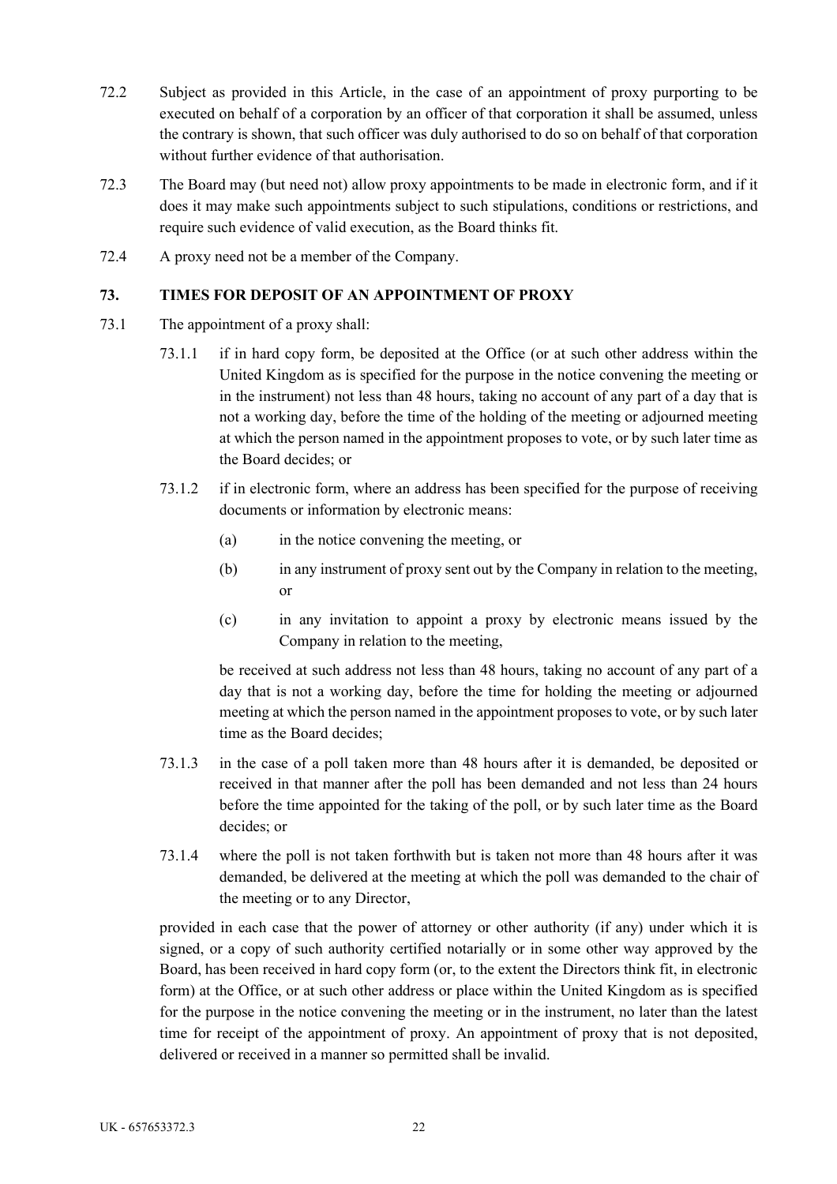72.2 Subject as provided in this Article, in the case of an appointment of proxy purporting to be executed on behalf of a corporation by an officer of that corporation it shall be assumed, unless the contrary is shown, that such officer was duly authorised to do so on behalf of that corporation without further evidence of that authorisation.

72.3 The Board may (but need not) allow proxy appointments to be made in electronic form, and if it does it may make such appointments subject to such stipulations, conditions or restrictions, and require such evidence of valid execution, as the Board thinks fit.

72.4 A proxy need not be a member of the Company.

## 73. TIMES FOR DEPOSIT OF AN APPOINTMENT OF PROXY

73.1 The appointment of a proxy shall:

73.1.1 if in hard copy form, be deposited at the Office (or at such other address within the United Kingdom as is specified for the purpose in the notice convening the meeting or in the instrument) not less than 48 hours, taking no account of any part of a day that is not a working day, before the time of the holding of the meeting or adjourned meeting at which the person named in the appointment proposes to vote, or by such later time as the Board decides; or

73.1.2 if in electronic form, where an address has been specified for the purpose of receiving documents or information by electronic means:

(a) in the notice convening the meeting, or

(b) in any instrument of proxy sent out by the Company in relation to the meeting, or

(c) in any invitation to appoint a proxy by electronic means issued by the Company in relation to the meeting,

be received at such address not less than 48 hours, taking no account of any part of a day that is not a working day, before the time for holding the meeting or adjourned meeting at which the person named in the appointment proposes to vote, or by such later time as the Board decides;

73.1.3 in the case of a poll taken more than 48 hours after it is demanded, be deposited or received in that manner after the poll has been demanded and not less than 24 hours before the time appointed for the taking of the poll, or by such later time as the Board decides; or

73.1.4 where the poll is not taken forthwith but is taken not more than 48 hours after it was demanded, be delivered at the meeting at which the poll was demanded to the chair of the meeting or to any Director,

provided in each case that the power of attorney or other authority (if any) under which it is signed, or a copy of such authority certified notarially or in some other way approved by the Board, has been received in hard copy form (or, to the extent the Directors think fit, in electronic form) at the Office, or at such other address or place within the United Kingdom as is specified for the purpose in the notice convening the meeting or in the instrument, no later than the latest time for receipt of the appointment of proxy. An appointment of proxy that is not deposited, delivered or received in a manner so permitted shall be invalid.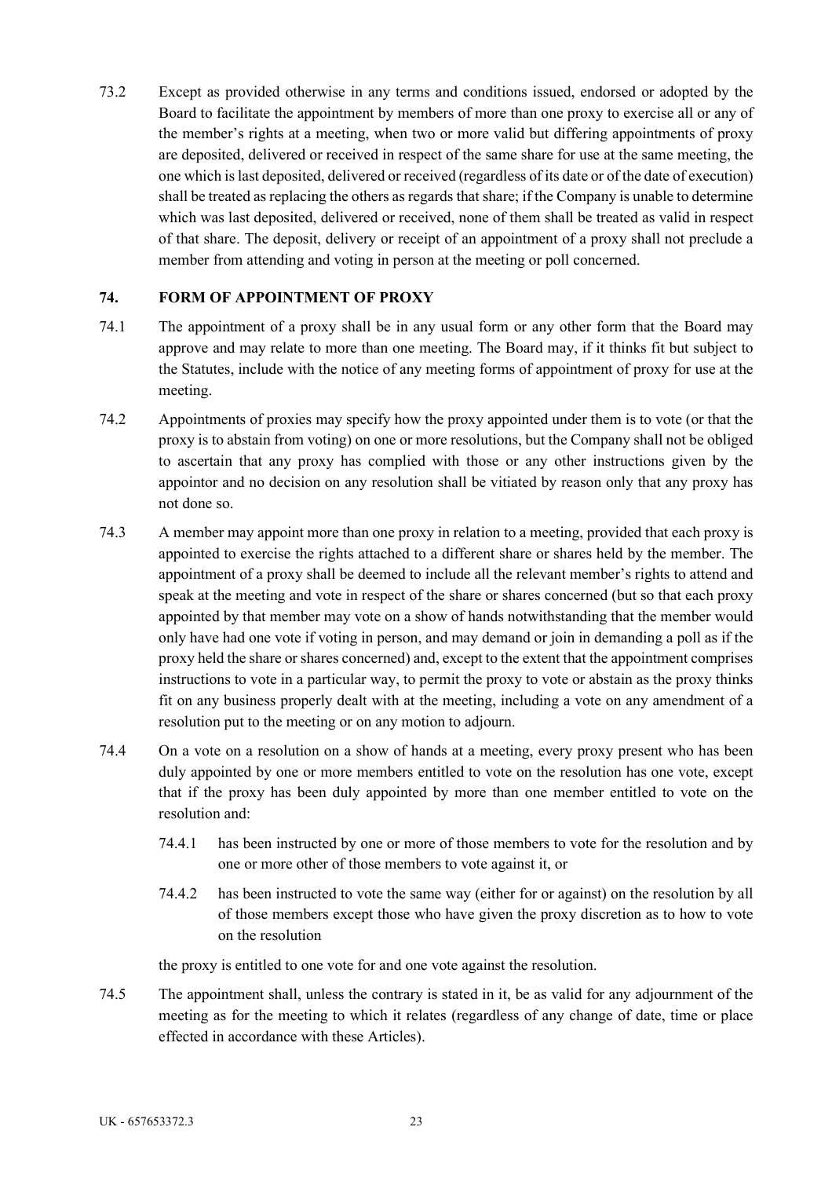73.2 Except as provided otherwise in any terms and conditions issued, endorsed or adopted by the Board to facilitate the appointment by members of more than one proxy to exercise all or any of the member's rights at a meeting, when two or more valid but differing appointments of proxy are deposited, delivered or received in respect of the same share for use at the same meeting, the one which is last deposited, delivered or received (regardless of its date or of the date of execution) shall be treated as replacing the others as regards that share; if the Company is unable to determine which was last deposited, delivered or received, none of them shall be treated as valid in respect of that share. The deposit, delivery or receipt of an appointment of a proxy shall not preclude a member from attending and voting in person at the meeting or poll concerned.

## 74. FORM OF APPOINTMENT OF PROXY

74.1 The appointment of a proxy shall be in any usual form or any other form that the Board may approve and may relate to more than one meeting. The Board may, if it thinks fit but subject to the Statutes, include with the notice of any meeting forms of appointment of proxy for use at the meeting.

74.2 Appointments of proxies may specify how the proxy appointed under them is to vote (or that the proxy is to abstain from voting) on one or more resolutions, but the Company shall not be obliged to ascertain that any proxy has complied with those or any other instructions given by the appointor and no decision on any resolution shall be vitiated by reason only that any proxy has not done so.

74.3 A member may appoint more than one proxy in relation to a meeting, provided that each proxy is appointed to exercise the rights attached to a different share or shares held by the member. The appointment of a proxy shall be deemed to include all the relevant member's rights to attend and speak at the meeting and vote in respect of the share or shares concerned (but so that each proxy appointed by that member may vote on a show of hands notwithstanding that the member would only have had one vote if voting in person, and may demand or join in demanding a poll as if the proxy held the share or shares concerned) and, except to the extent that the appointment comprises instructions to vote in a particular way, to permit the proxy to vote or abstain as the proxy thinks fit on any business properly dealt with at the meeting, including a vote on any amendment of a resolution put to the meeting or on any motion to adjourn.

74.4 On a vote on a resolution on a show of hands at a meeting, every proxy present who has been duly appointed by one or more members entitled to vote on the resolution has one vote, except that if the proxy has been duly appointed by more than one member entitled to vote on the resolution and:

74.4.1 has been instructed by one or more of those members to vote for the resolution and by one or more other of those members to vote against it, or

74.4.2 has been instructed to vote the same way (either for or against) on the resolution by all of those members except those who have given the proxy discretion as to how to vote on the resolution

the proxy is entitled to one vote for and one vote against the resolution.

74.5 The appointment shall, unless the contrary is stated in it, be as valid for any adjournment of the meeting as for the meeting to which it relates (regardless of any change of date, time or place effected in accordance with these Articles).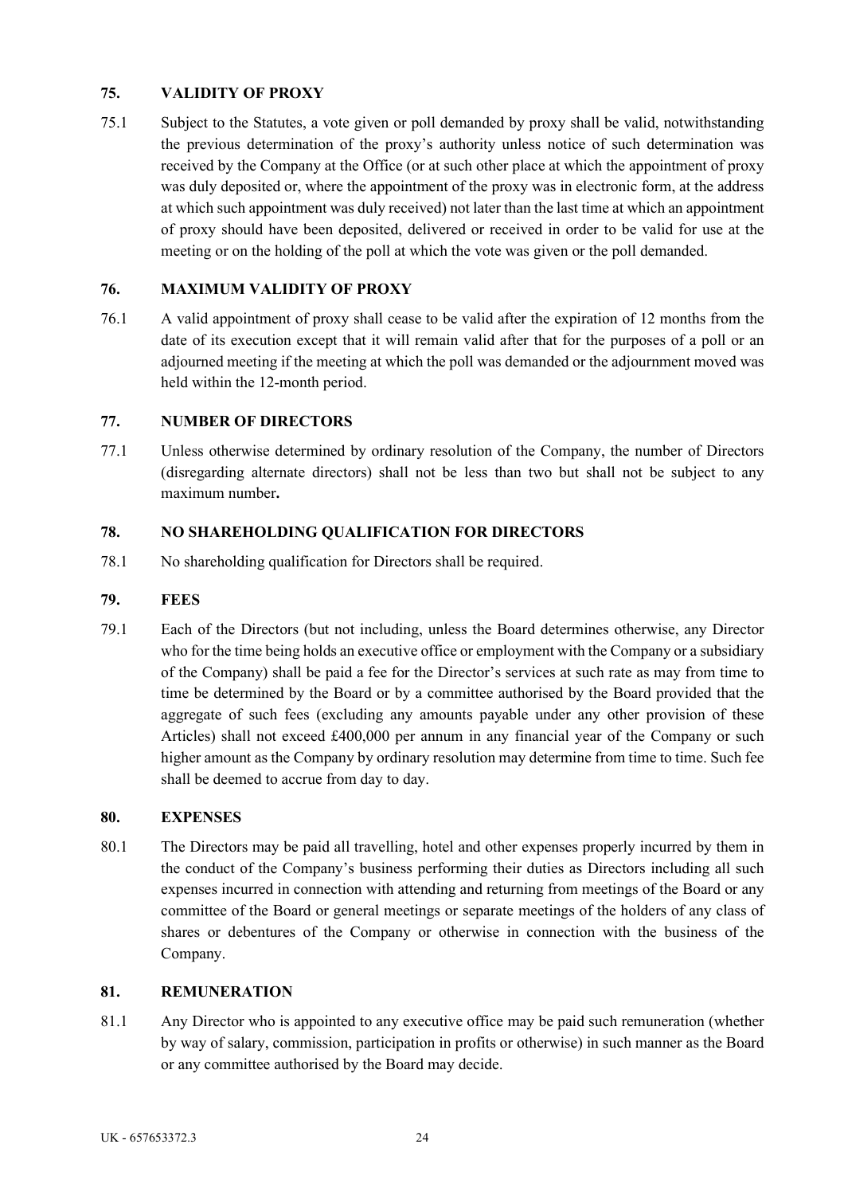## 75. VALIDITY OF PROXY

75.1 Subject to the Statutes, a vote given or poll demanded by proxy shall be valid, notwithstanding the previous determination of the proxy's authority unless notice of such determination was received by the Company at the Office (or at such other place at which the appointment of proxy was duly deposited or, where the appointment of the proxy was in electronic form, at the address at which such appointment was duly received) not later than the last time at which an appointment of proxy should have been deposited, delivered or received in order to be valid for use at the meeting or on the holding of the poll at which the vote was given or the poll demanded.

## 76. MAXIMUM VALIDITY OF PROXY

76.1 A valid appointment of proxy shall cease to be valid after the expiration of 12 months from the date of its execution except that it will remain valid after that for the purposes of a poll or an adjourned meeting if the meeting at which the poll was demanded or the adjournment moved was held within the 12-month period.

## 77. NUMBER OF DIRECTORS

77.1 Unless otherwise determined by ordinary resolution of the Company, the number of Directors (disregarding alternate directors) shall not be less than two but shall not be subject to any maximum number**.**

## 78. NO SHAREHOLDING QUALIFICATION FOR DIRECTORS

78.1 No shareholding qualification for Directors shall be required.

## 79. FEES

79.1 Each of the Directors (but not including, unless the Board determines otherwise, any Director who for the time being holds an executive office or employment with the Company or a subsidiary of the Company) shall be paid a fee for the Director's services at such rate as may from time to time be determined by the Board or by a committee authorised by the Board provided that the aggregate of such fees (excluding any amounts payable under any other provision of these Articles) shall not exceed £400,000 per annum in any financial year of the Company or such higher amount as the Company by ordinary resolution may determine from time to time. Such fee shall be deemed to accrue from day to day.

## 80. EXPENSES

80.1 The Directors may be paid all travelling, hotel and other expenses properly incurred by them in the conduct of the Company's business performing their duties as Directors including all such expenses incurred in connection with attending and returning from meetings of the Board or any committee of the Board or general meetings or separate meetings of the holders of any class of shares or debentures of the Company or otherwise in connection with the business of the Company.

## 81. REMUNERATION

81.1 Any Director who is appointed to any executive office may be paid such remuneration (whether by way of salary, commission, participation in profits or otherwise) in such manner as the Board or any committee authorised by the Board may decide.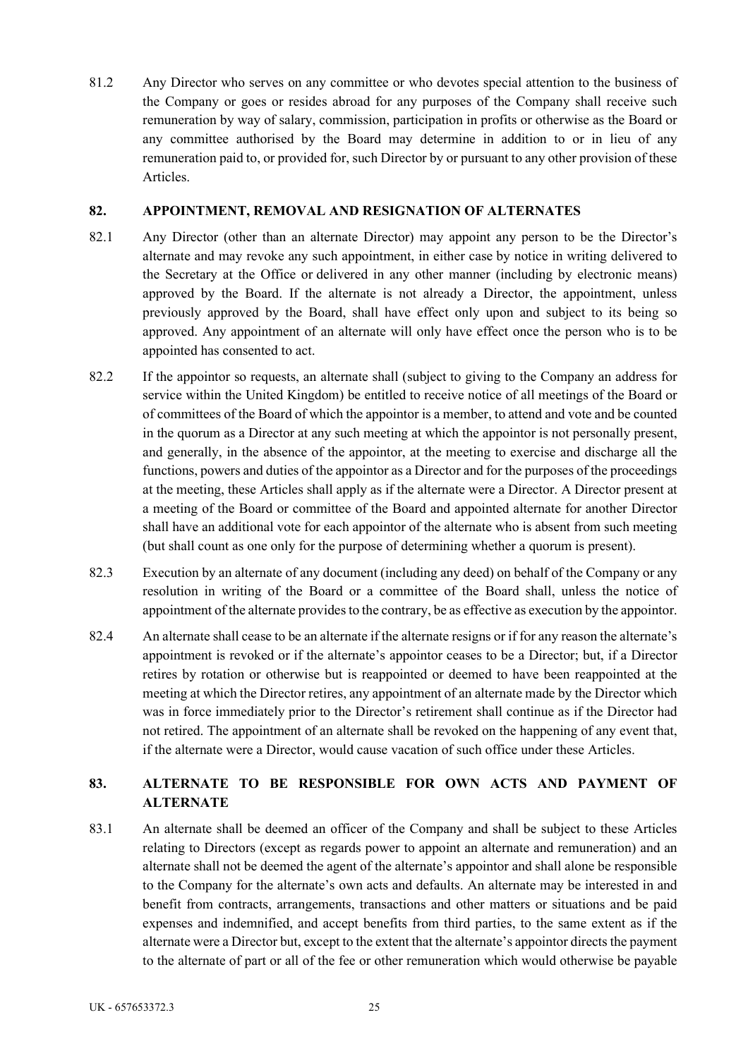81.2 Any Director who serves on any committee or who devotes special attention to the business of the Company or goes or resides abroad for any purposes of the Company shall receive such remuneration by way of salary, commission, participation in profits or otherwise as the Board or any committee authorised by the Board may determine in addition to or in lieu of any remuneration paid to, or provided for, such Director by or pursuant to any other provision of these Articles.

## 82. APPOINTMENT, REMOVAL AND RESIGNATION OF ALTERNATES

82.1 Any Director (other than an alternate Director) may appoint any person to be the Director's alternate and may revoke any such appointment, in either case by notice in writing delivered to the Secretary at the Office or delivered in any other manner (including by electronic means) approved by the Board. If the alternate is not already a Director, the appointment, unless previously approved by the Board, shall have effect only upon and subject to its being so approved. Any appointment of an alternate will only have effect once the person who is to be appointed has consented to act.

82.2 If the appointor so requests, an alternate shall (subject to giving to the Company an address for service within the United Kingdom) be entitled to receive notice of all meetings of the Board or of committees of the Board of which the appointor is a member, to attend and vote and be counted in the quorum as a Director at any such meeting at which the appointor is not personally present, and generally, in the absence of the appointor, at the meeting to exercise and discharge all the functions, powers and duties of the appointor as a Director and for the purposes of the proceedings at the meeting, these Articles shall apply as if the alternate were a Director. A Director present at a meeting of the Board or committee of the Board and appointed alternate for another Director shall have an additional vote for each appointor of the alternate who is absent from such meeting (but shall count as one only for the purpose of determining whether a quorum is present).

82.3 Execution by an alternate of any document (including any deed) on behalf of the Company or any resolution in writing of the Board or a committee of the Board shall, unless the notice of appointment of the alternate provides to the contrary, be as effective as execution by the appointor.

82.4 An alternate shall cease to be an alternate if the alternate resigns or if for any reason the alternate's appointment is revoked or if the alternate's appointor ceases to be a Director; but, if a Director retires by rotation or otherwise but is reappointed or deemed to have been reappointed at the meeting at which the Director retires, any appointment of an alternate made by the Director which was in force immediately prior to the Director's retirement shall continue as if the Director had not retired. The appointment of an alternate shall be revoked on the happening of any event that, if the alternate were a Director, would cause vacation of such office under these Articles.

## 83. ALTERNATE TO BE RESPONSIBLE FOR OWN ACTS AND PAYMENT OF ALTERNATE

83.1 An alternate shall be deemed an officer of the Company and shall be subject to these Articles relating to Directors (except as regards power to appoint an alternate and remuneration) and an alternate shall not be deemed the agent of the alternate's appointor and shall alone be responsible to the Company for the alternate's own acts and defaults. An alternate may be interested in and benefit from contracts, arrangements, transactions and other matters or situations and be paid expenses and indemnified, and accept benefits from third parties, to the same extent as if the alternate were a Director but, except to the extent that the alternate's appointor directs the payment to the alternate of part or all of the fee or other remuneration which would otherwise be payable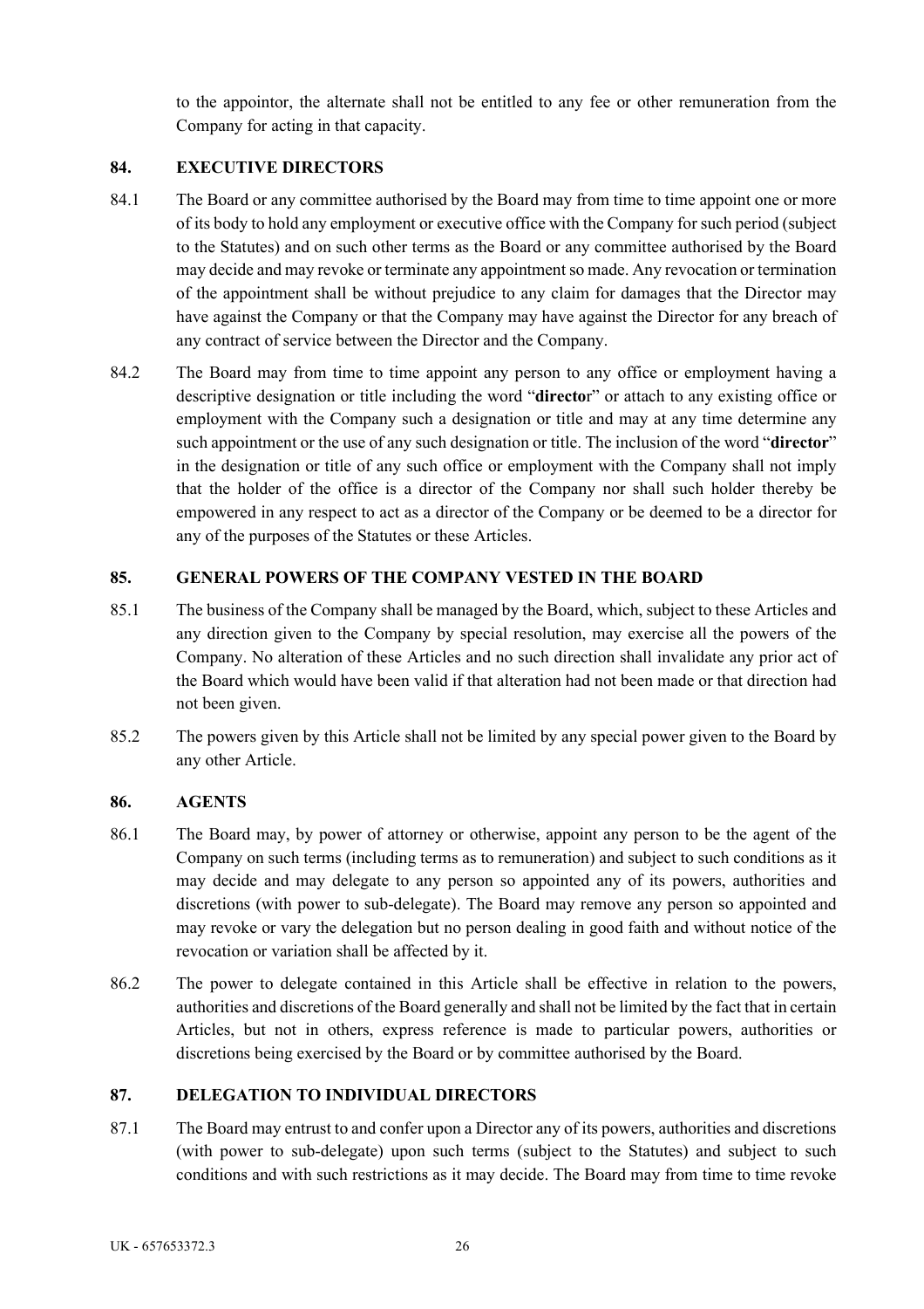to the appointor, the alternate shall not be entitled to any fee or other remuneration from the Company for acting in that capacity.

## 84. EXECUTIVE DIRECTORS

84.1 The Board or any committee authorised by the Board may from time to time appoint one or more of its body to hold any employment or executive office with the Company for such period (subject to the Statutes) and on such other terms as the Board or any committee authorised by the Board may decide and may revoke or terminate any appointment so made. Any revocation or termination of the appointment shall be without prejudice to any claim for damages that the Director may have against the Company or that the Company may have against the Director for any breach of any contract of service between the Director and the Company.

84.2 The Board may from time to time appoint any person to any office or employment having a descriptive designation or title including the word "**director**" or attach to any existing office or employment with the Company such a designation or title and may at any time determine any such appointment or the use of any such designation or title. The inclusion of the word "**director**" in the designation or title of any such office or employment with the Company shall not imply that the holder of the office is a director of the Company nor shall such holder thereby be empowered in any respect to act as a director of the Company or be deemed to be a director for any of the purposes of the Statutes or these Articles.

## 85. GENERAL POWERS OF THE COMPANY VESTED IN THE BOARD

85.1 The business of the Company shall be managed by the Board, which, subject to these Articles and any direction given to the Company by special resolution, may exercise all the powers of the Company. No alteration of these Articles and no such direction shall invalidate any prior act of the Board which would have been valid if that alteration had not been made or that direction had not been given.

85.2 The powers given by this Article shall not be limited by any special power given to the Board by any other Article.

## 86. AGENTS

86.1 The Board may, by power of attorney or otherwise, appoint any person to be the agent of the Company on such terms (including terms as to remuneration) and subject to such conditions as it may decide and may delegate to any person so appointed any of its powers, authorities and discretions (with power to sub-delegate). The Board may remove any person so appointed and may revoke or vary the delegation but no person dealing in good faith and without notice of the revocation or variation shall be affected by it.

86.2 The power to delegate contained in this Article shall be effective in relation to the powers, authorities and discretions of the Board generally and shall not be limited by the fact that in certain Articles, but not in others, express reference is made to particular powers, authorities or discretions being exercised by the Board or by committee authorised by the Board.

## 87. DELEGATION TO INDIVIDUAL DIRECTORS

87.1 The Board may entrust to and confer upon a Director any of its powers, authorities and discretions (with power to sub-delegate) upon such terms (subject to the Statutes) and subject to such conditions and with such restrictions as it may decide. The Board may from time to time revoke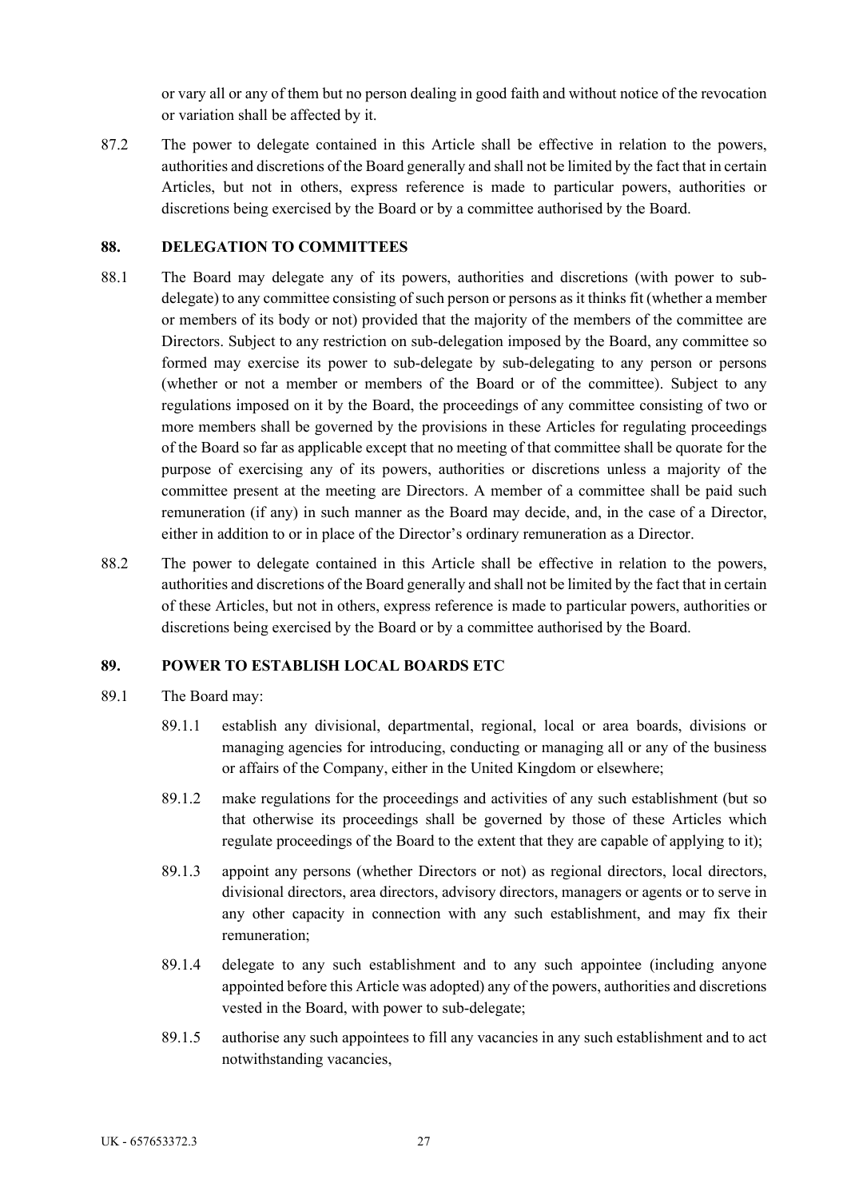or vary all or any of them but no person dealing in good faith and without notice of the revocation or variation shall be affected by it.

87.2 The power to delegate contained in this Article shall be effective in relation to the powers, authorities and discretions of the Board generally and shall not be limited by the fact that in certain Articles, but not in others, express reference is made to particular powers, authorities or discretions being exercised by the Board or by a committee authorised by the Board.

## 88. DELEGATION TO COMMITTEES

88.1 The Board may delegate any of its powers, authorities and discretions (with power to sub-delegate) to any committee consisting of such person or persons as it thinks fit (whether a member or members of its body or not) provided that the majority of the members of the committee are Directors. Subject to any restriction on sub-delegation imposed by the Board, any committee so formed may exercise its power to sub-delegate by sub-delegating to any person or persons (whether or not a member or members of the Board or of the committee). Subject to any regulations imposed on it by the Board, the proceedings of any committee consisting of two or more members shall be governed by the provisions in these Articles for regulating proceedings of the Board so far as applicable except that no meeting of that committee shall be quorate for the purpose of exercising any of its powers, authorities or discretions unless a majority of the committee present at the meeting are Directors. A member of a committee shall be paid such remuneration (if any) in such manner as the Board may decide, and, in the case of a Director, either in addition to or in place of the Director's ordinary remuneration as a Director.

88.2 The power to delegate contained in this Article shall be effective in relation to the powers, authorities and discretions of the Board generally and shall not be limited by the fact that in certain of these Articles, but not in others, express reference is made to particular powers, authorities or discretions being exercised by the Board or by a committee authorised by the Board.

## 89. POWER TO ESTABLISH LOCAL BOARDS ETC

89.1 The Board may:

89.1.1 establish any divisional, departmental, regional, local or area boards, divisions or managing agencies for introducing, conducting or managing all or any of the business or affairs of the Company, either in the United Kingdom or elsewhere;

89.1.2 make regulations for the proceedings and activities of any such establishment (but so that otherwise its proceedings shall be governed by those of these Articles which regulate proceedings of the Board to the extent that they are capable of applying to it);

89.1.3 appoint any persons (whether Directors or not) as regional directors, local directors, divisional directors, area directors, advisory directors, managers or agents or to serve in any other capacity in connection with any such establishment, and may fix their remuneration;

89.1.4 delegate to any such establishment and to any such appointee (including anyone appointed before this Article was adopted) any of the powers, authorities and discretions vested in the Board, with power to sub-delegate;

89.1.5 authorise any such appointees to fill any vacancies in any such establishment and to act notwithstanding vacancies,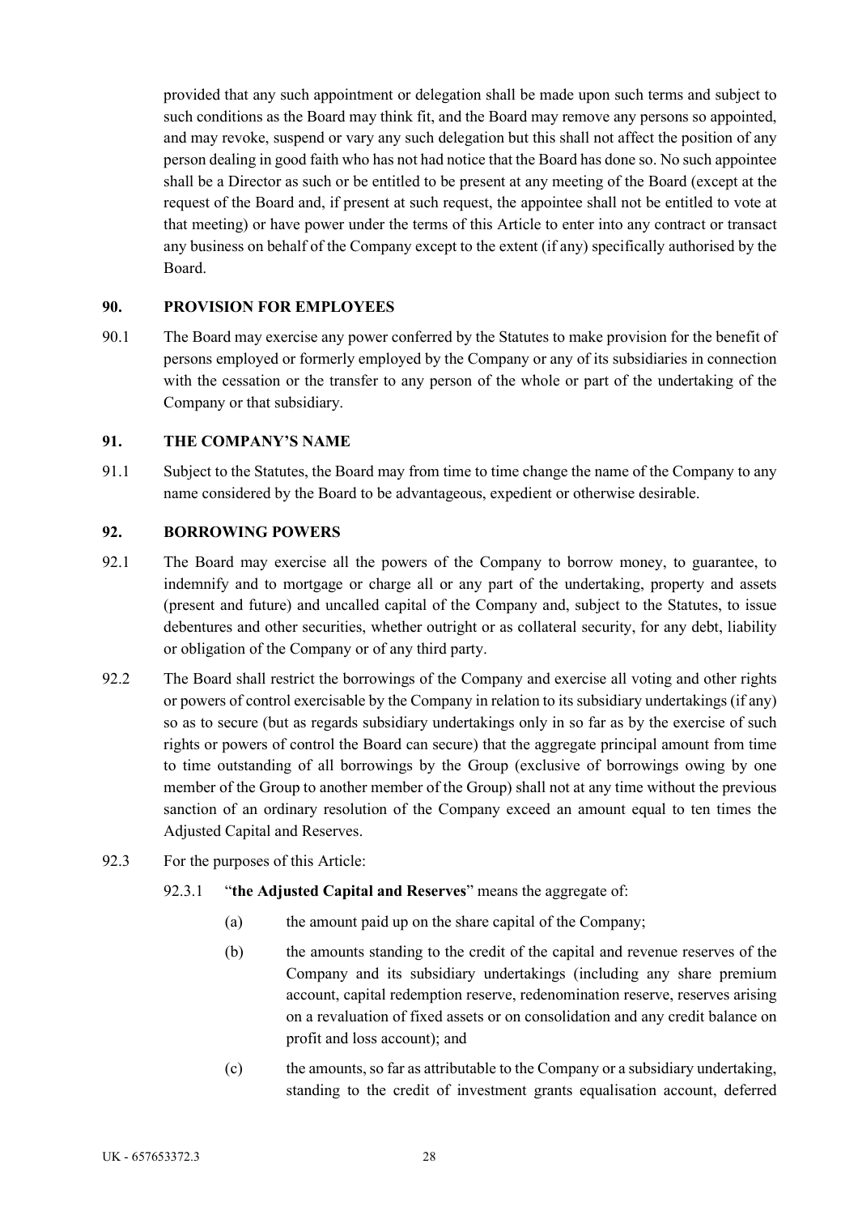provided that any such appointment or delegation shall be made upon such terms and subject to such conditions as the Board may think fit, and the Board may remove any persons so appointed, and may revoke, suspend or vary any such delegation but this shall not affect the position of any person dealing in good faith who has not had notice that the Board has done so. No such appointee shall be a Director as such or be entitled to be present at any meeting of the Board (except at the request of the Board and, if present at such request, the appointee shall not be entitled to vote at that meeting) or have power under the terms of this Article to enter into any contract or transact any business on behalf of the Company except to the extent (if any) specifically authorised by the Board.

## 90. PROVISION FOR EMPLOYEES

90.1 The Board may exercise any power conferred by the Statutes to make provision for the benefit of persons employed or formerly employed by the Company or any of its subsidiaries in connection with the cessation or the transfer to any person of the whole or part of the undertaking of the Company or that subsidiary.

## 91. THE COMPANY'S NAME

91.1 Subject to the Statutes, the Board may from time to time change the name of the Company to any name considered by the Board to be advantageous, expedient or otherwise desirable.

## 92. BORROWING POWERS

92.1 The Board may exercise all the powers of the Company to borrow money, to guarantee, to indemnify and to mortgage or charge all or any part of the undertaking, property and assets (present and future) and uncalled capital of the Company and, subject to the Statutes, to issue debentures and other securities, whether outright or as collateral security, for any debt, liability or obligation of the Company or of any third party.

92.2 The Board shall restrict the borrowings of the Company and exercise all voting and other rights or powers of control exercisable by the Company in relation to its subsidiary undertakings (if any) so as to secure (but as regards subsidiary undertakings only in so far as by the exercise of such rights or powers of control the Board can secure) that the aggregate principal amount from time to time outstanding of all borrowings by the Group (exclusive of borrowings owing by one member of the Group to another member of the Group) shall not at any time without the previous sanction of an ordinary resolution of the Company exceed an amount equal to ten times the Adjusted Capital and Reserves.

92.3 For the purposes of this Article:

92.3.1 "**the Adjusted Capital and Reserves**" means the aggregate of:

(a) the amount paid up on the share capital of the Company;

(b) the amounts standing to the credit of the capital and revenue reserves of the Company and its subsidiary undertakings (including any share premium account, capital redemption reserve, redenomination reserve, reserves arising on a revaluation of fixed assets or on consolidation and any credit balance on profit and loss account); and

(c) the amounts, so far as attributable to the Company or a subsidiary undertaking, standing to the credit of investment grants equalisation account, deferred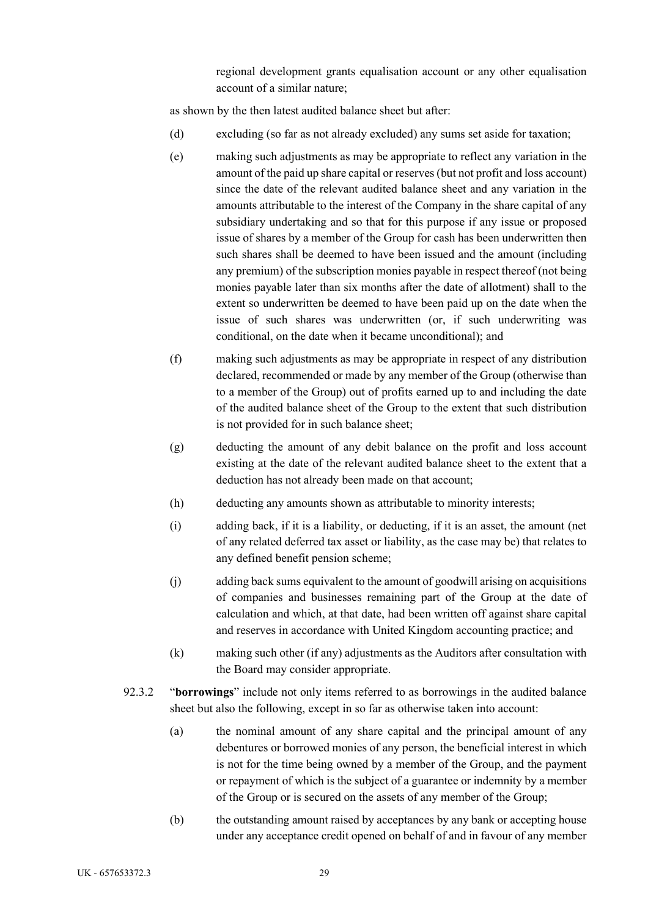regional development grants equalisation account or any other equalisation account of a similar nature;

as shown by the then latest audited balance sheet but after:

(d) excluding (so far as not already excluded) any sums set aside for taxation;

(e) making such adjustments as may be appropriate to reflect any variation in the amount of the paid up share capital or reserves (but not profit and loss account) since the date of the relevant audited balance sheet and any variation in the amounts attributable to the interest of the Company in the share capital of any subsidiary undertaking and so that for this purpose if any issue or proposed issue of shares by a member of the Group for cash has been underwritten then such shares shall be deemed to have been issued and the amount (including any premium) of the subscription monies payable in respect thereof (not being monies payable later than six months after the date of allotment) shall to the extent so underwritten be deemed to have been paid up on the date when the issue of such shares was underwritten (or, if such underwriting was conditional, on the date when it became unconditional); and

(f) making such adjustments as may be appropriate in respect of any distribution declared, recommended or made by any member of the Group (otherwise than to a member of the Group) out of profits earned up to and including the date of the audited balance sheet of the Group to the extent that such distribution is not provided for in such balance sheet;

(g) deducting the amount of any debit balance on the profit and loss account existing at the date of the relevant audited balance sheet to the extent that a deduction has not already been made on that account;

(h) deducting any amounts shown as attributable to minority interests;

(i) adding back, if it is a liability, or deducting, if it is an asset, the amount (net of any related deferred tax asset or liability, as the case may be) that relates to any defined benefit pension scheme;

(j) adding back sums equivalent to the amount of goodwill arising on acquisitions of companies and businesses remaining part of the Group at the date of calculation and which, at that date, had been written off against share capital and reserves in accordance with United Kingdom accounting practice; and

(k) making such other (if any) adjustments as the Auditors after consultation with the Board may consider appropriate.

92.3.2 "**borrowings**" include not only items referred to as borrowings in the audited balance sheet but also the following, except in so far as otherwise taken into account:

(a) the nominal amount of any share capital and the principal amount of any debentures or borrowed monies of any person, the beneficial interest in which is not for the time being owned by a member of the Group, and the payment or repayment of which is the subject of a guarantee or indemnity by a member of the Group or is secured on the assets of any member of the Group;

(b) the outstanding amount raised by acceptances by any bank or accepting house under any acceptance credit opened on behalf of and in favour of any member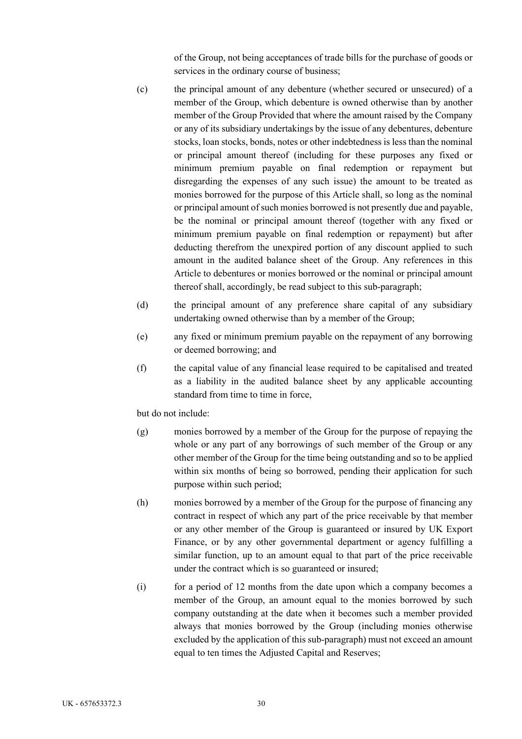of the Group, not being acceptances of trade bills for the purchase of goods or services in the ordinary course of business;

(c) the principal amount of any debenture (whether secured or unsecured) of a member of the Group, which debenture is owned otherwise than by another member of the Group Provided that where the amount raised by the Company or any of its subsidiary undertakings by the issue of any debentures, debenture stocks, loan stocks, bonds, notes or other indebtedness is less than the nominal or principal amount thereof (including for these purposes any fixed or minimum premium payable on final redemption or repayment but disregarding the expenses of any such issue) the amount to be treated as monies borrowed for the purpose of this Article shall, so long as the nominal or principal amount of such monies borrowed is not presently due and payable, be the nominal or principal amount thereof (together with any fixed or minimum premium payable on final redemption or repayment) but after deducting therefrom the unexpired portion of any discount applied to such amount in the audited balance sheet of the Group. Any references in this Article to debentures or monies borrowed or the nominal or principal amount thereof shall, accordingly, be read subject to this sub-paragraph;

(d) the principal amount of any preference share capital of any subsidiary undertaking owned otherwise than by a member of the Group;

(e) any fixed or minimum premium payable on the repayment of any borrowing or deemed borrowing; and

(f) the capital value of any financial lease required to be capitalised and treated as a liability in the audited balance sheet by any applicable accounting standard from time to time in force,

but do not include:

(g) monies borrowed by a member of the Group for the purpose of repaying the whole or any part of any borrowings of such member of the Group or any other member of the Group for the time being outstanding and so to be applied within six months of being so borrowed, pending their application for such purpose within such period;

(h) monies borrowed by a member of the Group for the purpose of financing any contract in respect of which any part of the price receivable by that member or any other member of the Group is guaranteed or insured by UK Export Finance, or by any other governmental department or agency fulfilling a similar function, up to an amount equal to that part of the price receivable under the contract which is so guaranteed or insured;

(i) for a period of 12 months from the date upon which a company becomes a member of the Group, an amount equal to the monies borrowed by such company outstanding at the date when it becomes such a member provided always that monies borrowed by the Group (including monies otherwise excluded by the application of this sub-paragraph) must not exceed an amount equal to ten times the Adjusted Capital and Reserves;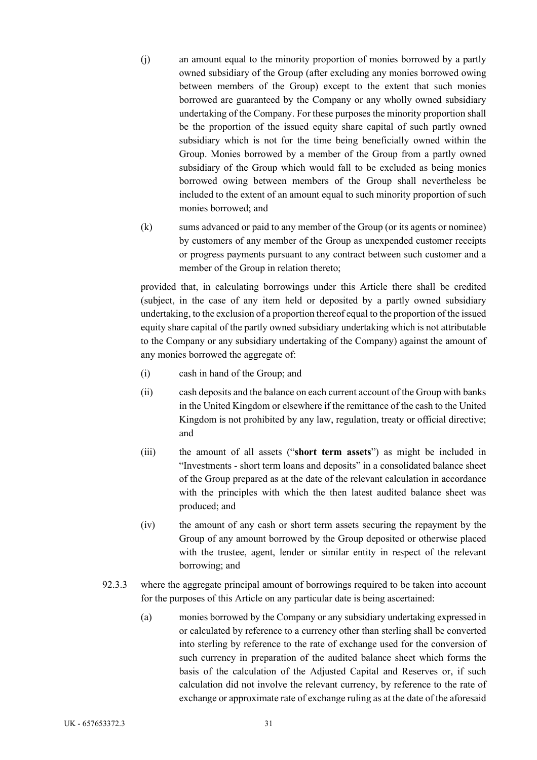(j) an amount equal to the minority proportion of monies borrowed by a partly owned subsidiary of the Group (after excluding any monies borrowed owing between members of the Group) except to the extent that such monies borrowed are guaranteed by the Company or any wholly owned subsidiary undertaking of the Company. For these purposes the minority proportion shall be the proportion of the issued equity share capital of such partly owned subsidiary which is not for the time being beneficially owned within the Group. Monies borrowed by a member of the Group from a partly owned subsidiary of the Group which would fall to be excluded as being monies borrowed owing between members of the Group shall nevertheless be included to the extent of an amount equal to such minority proportion of such monies borrowed; and

(k) sums advanced or paid to any member of the Group (or its agents or nominee) by customers of any member of the Group as unexpended customer receipts or progress payments pursuant to any contract between such customer and a member of the Group in relation thereto;

provided that, in calculating borrowings under this Article there shall be credited (subject, in the case of any item held or deposited by a partly owned subsidiary undertaking, to the exclusion of a proportion thereof equal to the proportion of the issued equity share capital of the partly owned subsidiary undertaking which is not attributable to the Company or any subsidiary undertaking of the Company) against the amount of any monies borrowed the aggregate of:

(i) cash in hand of the Group; and

(ii) cash deposits and the balance on each current account of the Group with banks in the United Kingdom or elsewhere if the remittance of the cash to the United Kingdom is not prohibited by any law, regulation, treaty or official directive; and

(iii) the amount of all assets ("**short term assets**") as might be included in "Investments - short term loans and deposits" in a consolidated balance sheet of the Group prepared as at the date of the relevant calculation in accordance with the principles with which the then latest audited balance sheet was produced; and

(iv) the amount of any cash or short term assets securing the repayment by the Group of any amount borrowed by the Group deposited or otherwise placed with the trustee, agent, lender or similar entity in respect of the relevant borrowing; and

92.3.3 where the aggregate principal amount of borrowings required to be taken into account for the purposes of this Article on any particular date is being ascertained:

(a) monies borrowed by the Company or any subsidiary undertaking expressed in or calculated by reference to a currency other than sterling shall be converted into sterling by reference to the rate of exchange used for the conversion of such currency in preparation of the audited balance sheet which forms the basis of the calculation of the Adjusted Capital and Reserves or, if such calculation did not involve the relevant currency, by reference to the rate of exchange or approximate rate of exchange ruling as at the date of the aforesaid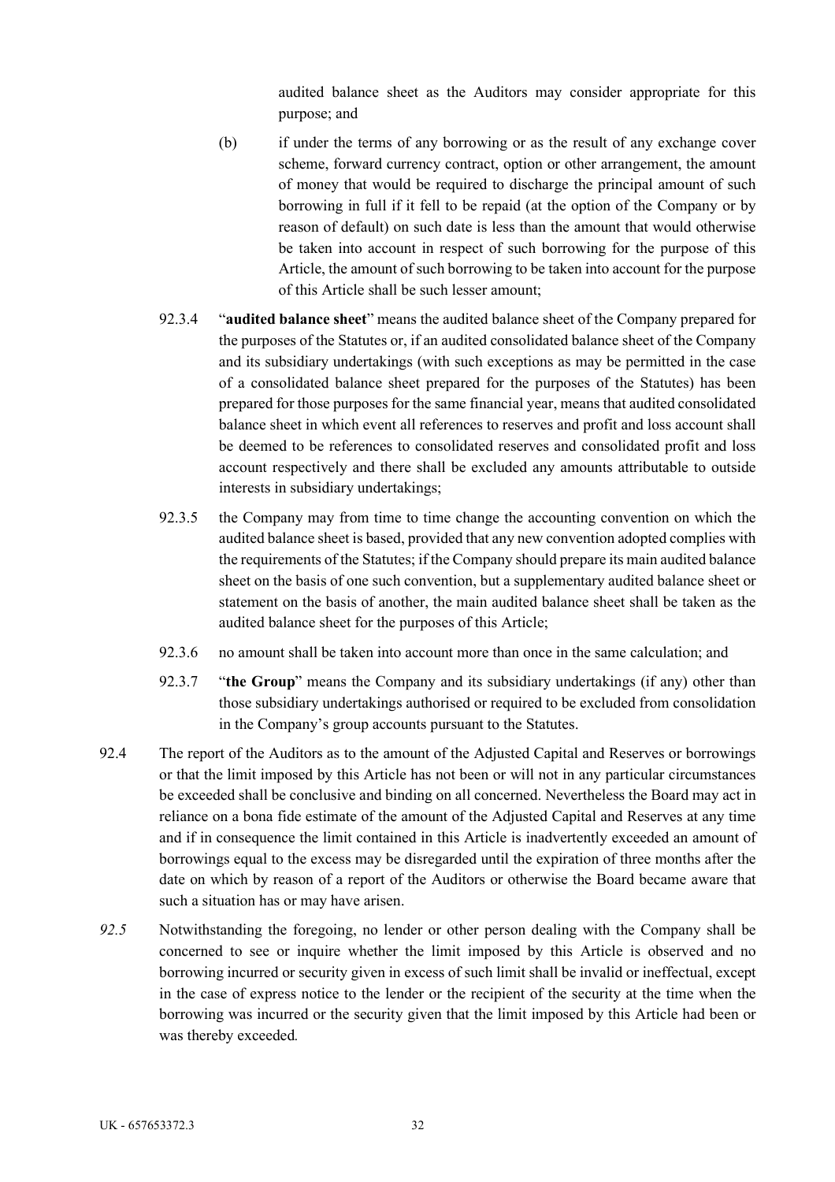audited balance sheet as the Auditors may consider appropriate for this purpose; and

(b) if under the terms of any borrowing or as the result of any exchange cover scheme, forward currency contract, option or other arrangement, the amount of money that would be required to discharge the principal amount of such borrowing in full if it fell to be repaid (at the option of the Company or by reason of default) on such date is less than the amount that would otherwise be taken into account in respect of such borrowing for the purpose of this Article, the amount of such borrowing to be taken into account for the purpose of this Article shall be such lesser amount;

92.3.4 "**audited balance sheet**" means the audited balance sheet of the Company prepared for the purposes of the Statutes or, if an audited consolidated balance sheet of the Company and its subsidiary undertakings (with such exceptions as may be permitted in the case of a consolidated balance sheet prepared for the purposes of the Statutes) has been prepared for those purposes for the same financial year, means that audited consolidated balance sheet in which event all references to reserves and profit and loss account shall be deemed to be references to consolidated reserves and consolidated profit and loss account respectively and there shall be excluded any amounts attributable to outside interests in subsidiary undertakings;

92.3.5 the Company may from time to time change the accounting convention on which the audited balance sheet is based, provided that any new convention adopted complies with the requirements of the Statutes; if the Company should prepare its main audited balance sheet on the basis of one such convention, but a supplementary audited balance sheet or statement on the basis of another, the main audited balance sheet shall be taken as the audited balance sheet for the purposes of this Article;

92.3.6 no amount shall be taken into account more than once in the same calculation; and

92.3.7 "**the Group**" means the Company and its subsidiary undertakings (if any) other than those subsidiary undertakings authorised or required to be excluded from consolidation in the Company's group accounts pursuant to the Statutes.

92.4 The report of the Auditors as to the amount of the Adjusted Capital and Reserves or borrowings or that the limit imposed by this Article has not been or will not in any particular circumstances be exceeded shall be conclusive and binding on all concerned. Nevertheless the Board may act in reliance on a bona fide estimate of the amount of the Adjusted Capital and Reserves at any time and if in consequence the limit contained in this Article is inadvertently exceeded an amount of borrowings equal to the excess may be disregarded until the expiration of three months after the date on which by reason of a report of the Auditors or otherwise the Board became aware that such a situation has or may have arisen.

*92.5* Notwithstanding the foregoing, no lender or other person dealing with the Company shall be concerned to see or inquire whether the limit imposed by this Article is observed and no borrowing incurred or security given in excess of such limit shall be invalid or ineffectual, except in the case of express notice to the lender or the recipient of the security at the time when the borrowing was incurred or the security given that the limit imposed by this Article had been or was thereby exceeded*.*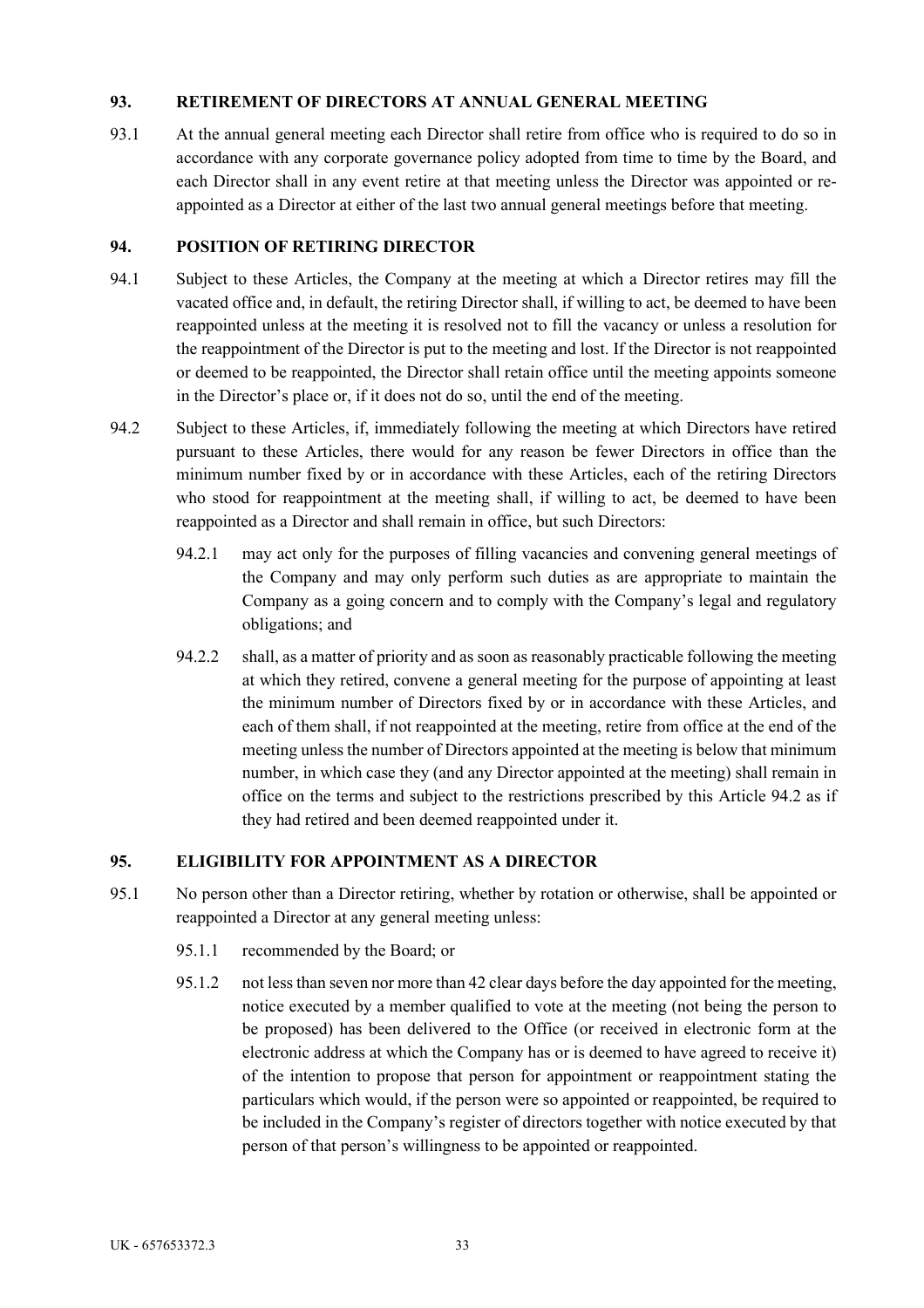## 93. RETIREMENT OF DIRECTORS AT ANNUAL GENERAL MEETING

93.1 At the annual general meeting each Director shall retire from office who is required to do so in accordance with any corporate governance policy adopted from time to time by the Board, and each Director shall in any event retire at that meeting unless the Director was appointed or re-appointed as a Director at either of the last two annual general meetings before that meeting.

## 94. POSITION OF RETIRING DIRECTOR

94.1 Subject to these Articles, the Company at the meeting at which a Director retires may fill the vacated office and, in default, the retiring Director shall, if willing to act, be deemed to have been reappointed unless at the meeting it is resolved not to fill the vacancy or unless a resolution for the reappointment of the Director is put to the meeting and lost. If the Director is not reappointed or deemed to be reappointed, the Director shall retain office until the meeting appoints someone in the Director's place or, if it does not do so, until the end of the meeting.

94.2 Subject to these Articles, if, immediately following the meeting at which Directors have retired pursuant to these Articles, there would for any reason be fewer Directors in office than the minimum number fixed by or in accordance with these Articles, each of the retiring Directors who stood for reappointment at the meeting shall, if willing to act, be deemed to have been reappointed as a Director and shall remain in office, but such Directors:

94.2.1 may act only for the purposes of filling vacancies and convening general meetings of the Company and may only perform such duties as are appropriate to maintain the Company as a going concern and to comply with the Company's legal and regulatory obligations; and

94.2.2 shall, as a matter of priority and as soon as reasonably practicable following the meeting at which they retired, convene a general meeting for the purpose of appointing at least the minimum number of Directors fixed by or in accordance with these Articles, and each of them shall, if not reappointed at the meeting, retire from office at the end of the meeting unless the number of Directors appointed at the meeting is below that minimum number, in which case they (and any Director appointed at the meeting) shall remain in office on the terms and subject to the restrictions prescribed by this Article 94.2 as if they had retired and been deemed reappointed under it.

## 95. ELIGIBILITY FOR APPOINTMENT AS A DIRECTOR

95.1 No person other than a Director retiring, whether by rotation or otherwise, shall be appointed or reappointed a Director at any general meeting unless:

95.1.1 recommended by the Board; or

95.1.2 not less than seven nor more than 42 clear days before the day appointed for the meeting, notice executed by a member qualified to vote at the meeting (not being the person to be proposed) has been delivered to the Office (or received in electronic form at the electronic address at which the Company has or is deemed to have agreed to receive it) of the intention to propose that person for appointment or reappointment stating the particulars which would, if the person were so appointed or reappointed, be required to be included in the Company's register of directors together with notice executed by that person of that person's willingness to be appointed or reappointed.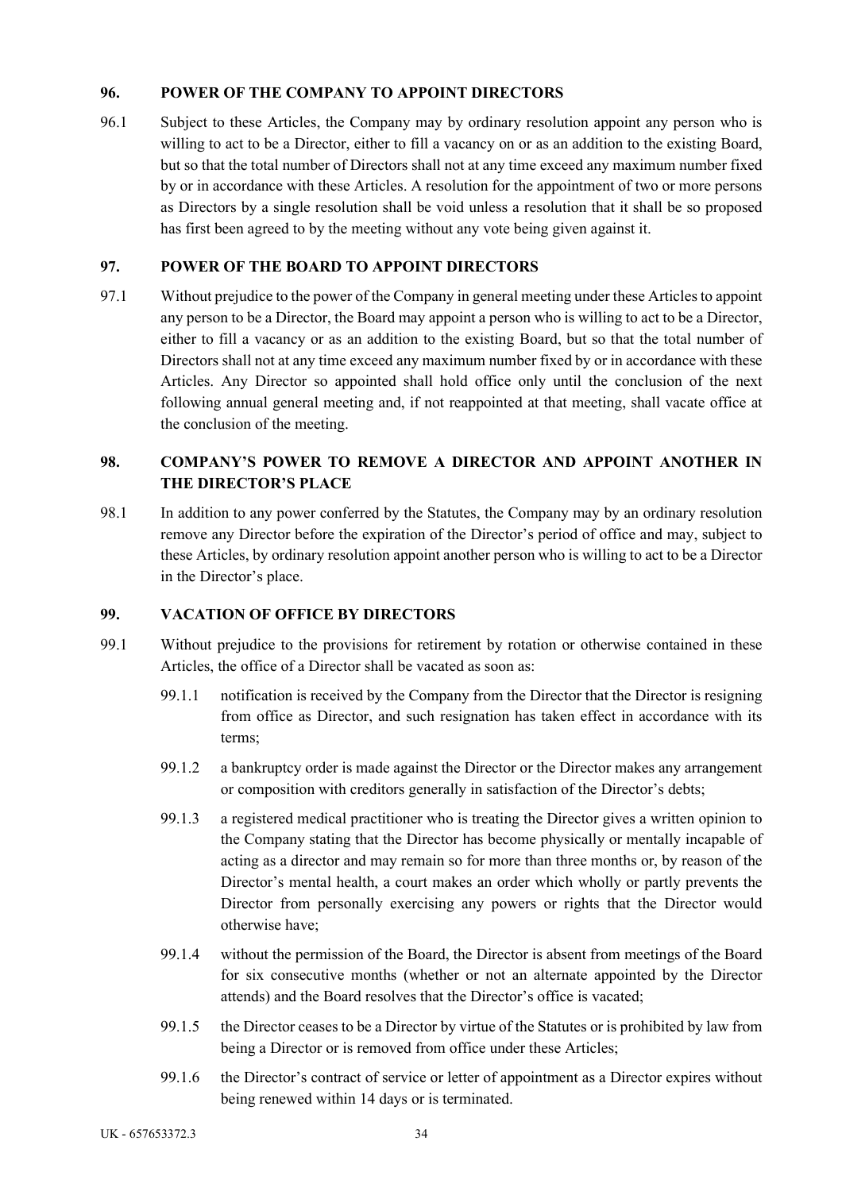## 96. POWER OF THE COMPANY TO APPOINT DIRECTORS

96.1 Subject to these Articles, the Company may by ordinary resolution appoint any person who is willing to act to be a Director, either to fill a vacancy on or as an addition to the existing Board, but so that the total number of Directors shall not at any time exceed any maximum number fixed by or in accordance with these Articles. A resolution for the appointment of two or more persons as Directors by a single resolution shall be void unless a resolution that it shall be so proposed has first been agreed to by the meeting without any vote being given against it.

## 97. POWER OF THE BOARD TO APPOINT DIRECTORS

97.1 Without prejudice to the power of the Company in general meeting under these Articles to appoint any person to be a Director, the Board may appoint a person who is willing to act to be a Director, either to fill a vacancy or as an addition to the existing Board, but so that the total number of Directors shall not at any time exceed any maximum number fixed by or in accordance with these Articles. Any Director so appointed shall hold office only until the conclusion of the next following annual general meeting and, if not reappointed at that meeting, shall vacate office at the conclusion of the meeting.

## 98. COMPANY'S POWER TO REMOVE A DIRECTOR AND APPOINT ANOTHER IN THE DIRECTOR'S PLACE

98.1 In addition to any power conferred by the Statutes, the Company may by an ordinary resolution remove any Director before the expiration of the Director's period of office and may, subject to these Articles, by ordinary resolution appoint another person who is willing to act to be a Director in the Director's place.

## 99. VACATION OF OFFICE BY DIRECTORS

99.1 Without prejudice to the provisions for retirement by rotation or otherwise contained in these Articles, the office of a Director shall be vacated as soon as:

99.1.1 notification is received by the Company from the Director that the Director is resigning from office as Director, and such resignation has taken effect in accordance with its terms;

99.1.2 a bankruptcy order is made against the Director or the Director makes any arrangement or composition with creditors generally in satisfaction of the Director's debts;

99.1.3 a registered medical practitioner who is treating the Director gives a written opinion to the Company stating that the Director has become physically or mentally incapable of acting as a director and may remain so for more than three months or, by reason of the Director's mental health, a court makes an order which wholly or partly prevents the Director from personally exercising any powers or rights that the Director would otherwise have;

99.1.4 without the permission of the Board, the Director is absent from meetings of the Board for six consecutive months (whether or not an alternate appointed by the Director attends) and the Board resolves that the Director's office is vacated;

99.1.5 the Director ceases to be a Director by virtue of the Statutes or is prohibited by law from being a Director or is removed from office under these Articles;

99.1.6 the Director's contract of service or letter of appointment as a Director expires without being renewed within 14 days or is terminated.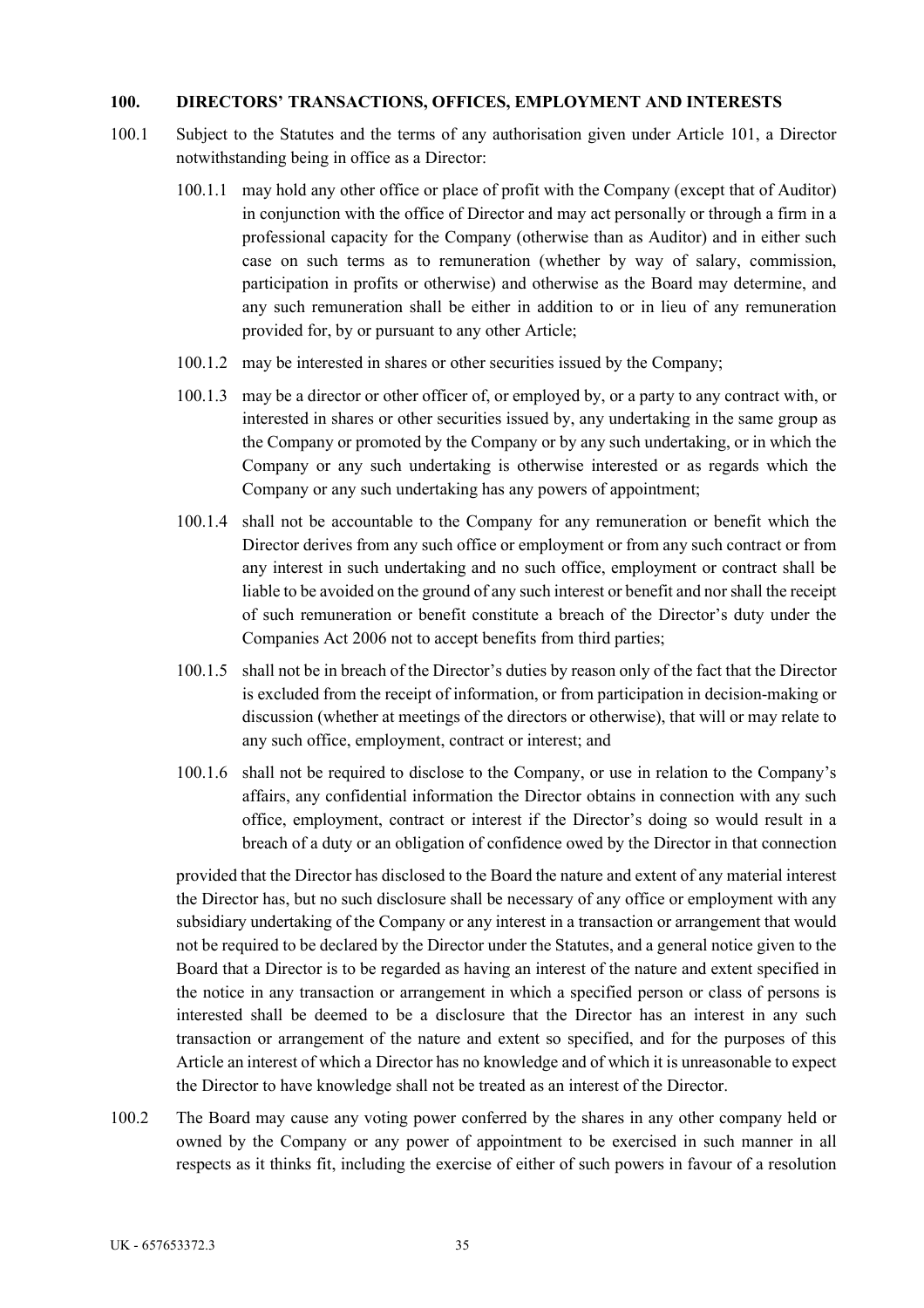## 100. DIRECTORS' TRANSACTIONS, OFFICES, EMPLOYMENT AND INTERESTS

100.1 Subject to the Statutes and the terms of any authorisation given under Article 101, a Director notwithstanding being in office as a Director:

100.1.1 may hold any other office or place of profit with the Company (except that of Auditor) in conjunction with the office of Director and may act personally or through a firm in a professional capacity for the Company (otherwise than as Auditor) and in either such case on such terms as to remuneration (whether by way of salary, commission, participation in profits or otherwise) and otherwise as the Board may determine, and any such remuneration shall be either in addition to or in lieu of any remuneration provided for, by or pursuant to any other Article;

100.1.2 may be interested in shares or other securities issued by the Company;

100.1.3 may be a director or other officer of, or employed by, or a party to any contract with, or interested in shares or other securities issued by, any undertaking in the same group as the Company or promoted by the Company or by any such undertaking, or in which the Company or any such undertaking is otherwise interested or as regards which the Company or any such undertaking has any powers of appointment;

100.1.4 shall not be accountable to the Company for any remuneration or benefit which the Director derives from any such office or employment or from any such contract or from any interest in such undertaking and no such office, employment or contract shall be liable to be avoided on the ground of any such interest or benefit and nor shall the receipt of such remuneration or benefit constitute a breach of the Director's duty under the Companies Act 2006 not to accept benefits from third parties;

100.1.5 shall not be in breach of the Director's duties by reason only of the fact that the Director is excluded from the receipt of information, or from participation in decision-making or discussion (whether at meetings of the directors or otherwise), that will or may relate to any such office, employment, contract or interest; and

100.1.6 shall not be required to disclose to the Company, or use in relation to the Company's affairs, any confidential information the Director obtains in connection with any such office, employment, contract or interest if the Director's doing so would result in a breach of a duty or an obligation of confidence owed by the Director in that connection

provided that the Director has disclosed to the Board the nature and extent of any material interest the Director has, but no such disclosure shall be necessary of any office or employment with any subsidiary undertaking of the Company or any interest in a transaction or arrangement that would not be required to be declared by the Director under the Statutes, and a general notice given to the Board that a Director is to be regarded as having an interest of the nature and extent specified in the notice in any transaction or arrangement in which a specified person or class of persons is interested shall be deemed to be a disclosure that the Director has an interest in any such transaction or arrangement of the nature and extent so specified, and for the purposes of this Article an interest of which a Director has no knowledge and of which it is unreasonable to expect the Director to have knowledge shall not be treated as an interest of the Director.

100.2 The Board may cause any voting power conferred by the shares in any other company held or owned by the Company or any power of appointment to be exercised in such manner in all respects as it thinks fit, including the exercise of either of such powers in favour of a resolution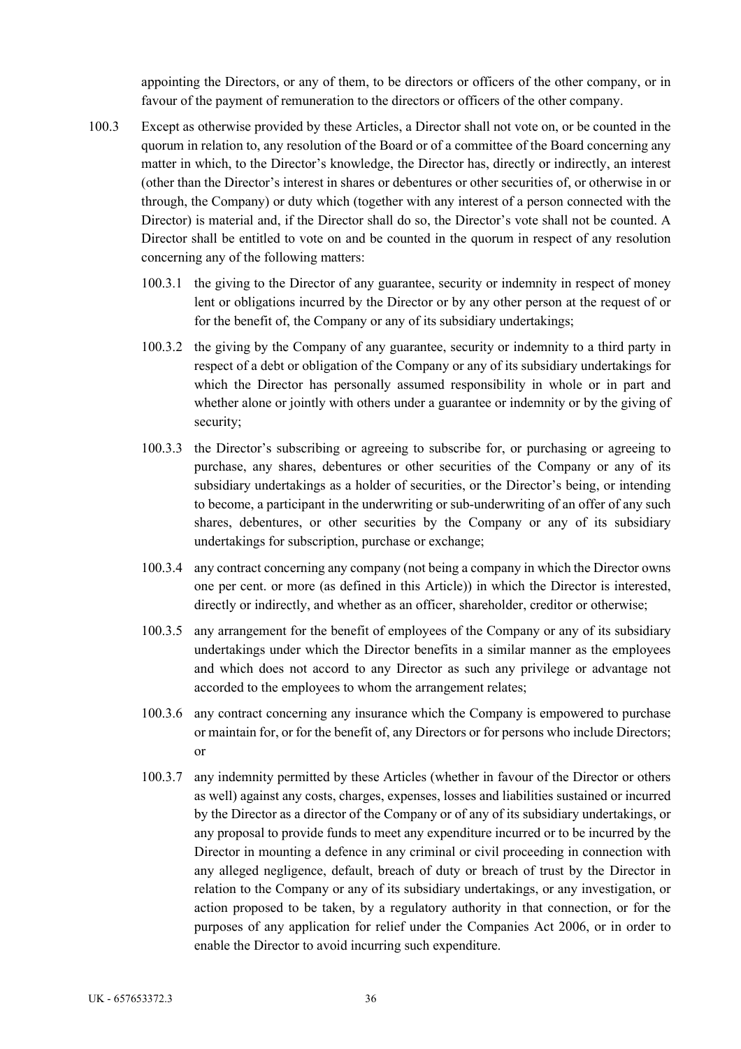appointing the Directors, or any of them, to be directors or officers of the other company, or in favour of the payment of remuneration to the directors or officers of the other company.

100.3 Except as otherwise provided by these Articles, a Director shall not vote on, or be counted in the quorum in relation to, any resolution of the Board or of a committee of the Board concerning any matter in which, to the Director's knowledge, the Director has, directly or indirectly, an interest (other than the Director's interest in shares or debentures or other securities of, or otherwise in or through, the Company) or duty which (together with any interest of a person connected with the Director) is material and, if the Director shall do so, the Director's vote shall not be counted. A Director shall be entitled to vote on and be counted in the quorum in respect of any resolution concerning any of the following matters:

100.3.1 the giving to the Director of any guarantee, security or indemnity in respect of money lent or obligations incurred by the Director or by any other person at the request of or for the benefit of, the Company or any of its subsidiary undertakings;

100.3.2 the giving by the Company of any guarantee, security or indemnity to a third party in respect of a debt or obligation of the Company or any of its subsidiary undertakings for which the Director has personally assumed responsibility in whole or in part and whether alone or jointly with others under a guarantee or indemnity or by the giving of security;

100.3.3 the Director's subscribing or agreeing to subscribe for, or purchasing or agreeing to purchase, any shares, debentures or other securities of the Company or any of its subsidiary undertakings as a holder of securities, or the Director's being, or intending to become, a participant in the underwriting or sub-underwriting of an offer of any such shares, debentures, or other securities by the Company or any of its subsidiary undertakings for subscription, purchase or exchange;

100.3.4 any contract concerning any company (not being a company in which the Director owns one per cent. or more (as defined in this Article)) in which the Director is interested, directly or indirectly, and whether as an officer, shareholder, creditor or otherwise;

100.3.5 any arrangement for the benefit of employees of the Company or any of its subsidiary undertakings under which the Director benefits in a similar manner as the employees and which does not accord to any Director as such any privilege or advantage not accorded to the employees to whom the arrangement relates;

100.3.6 any contract concerning any insurance which the Company is empowered to purchase or maintain for, or for the benefit of, any Directors or for persons who include Directors; or

100.3.7 any indemnity permitted by these Articles (whether in favour of the Director or others as well) against any costs, charges, expenses, losses and liabilities sustained or incurred by the Director as a director of the Company or of any of its subsidiary undertakings, or any proposal to provide funds to meet any expenditure incurred or to be incurred by the Director in mounting a defence in any criminal or civil proceeding in connection with any alleged negligence, default, breach of duty or breach of trust by the Director in relation to the Company or any of its subsidiary undertakings, or any investigation, or action proposed to be taken, by a regulatory authority in that connection, or for the purposes of any application for relief under the Companies Act 2006, or in order to enable the Director to avoid incurring such expenditure.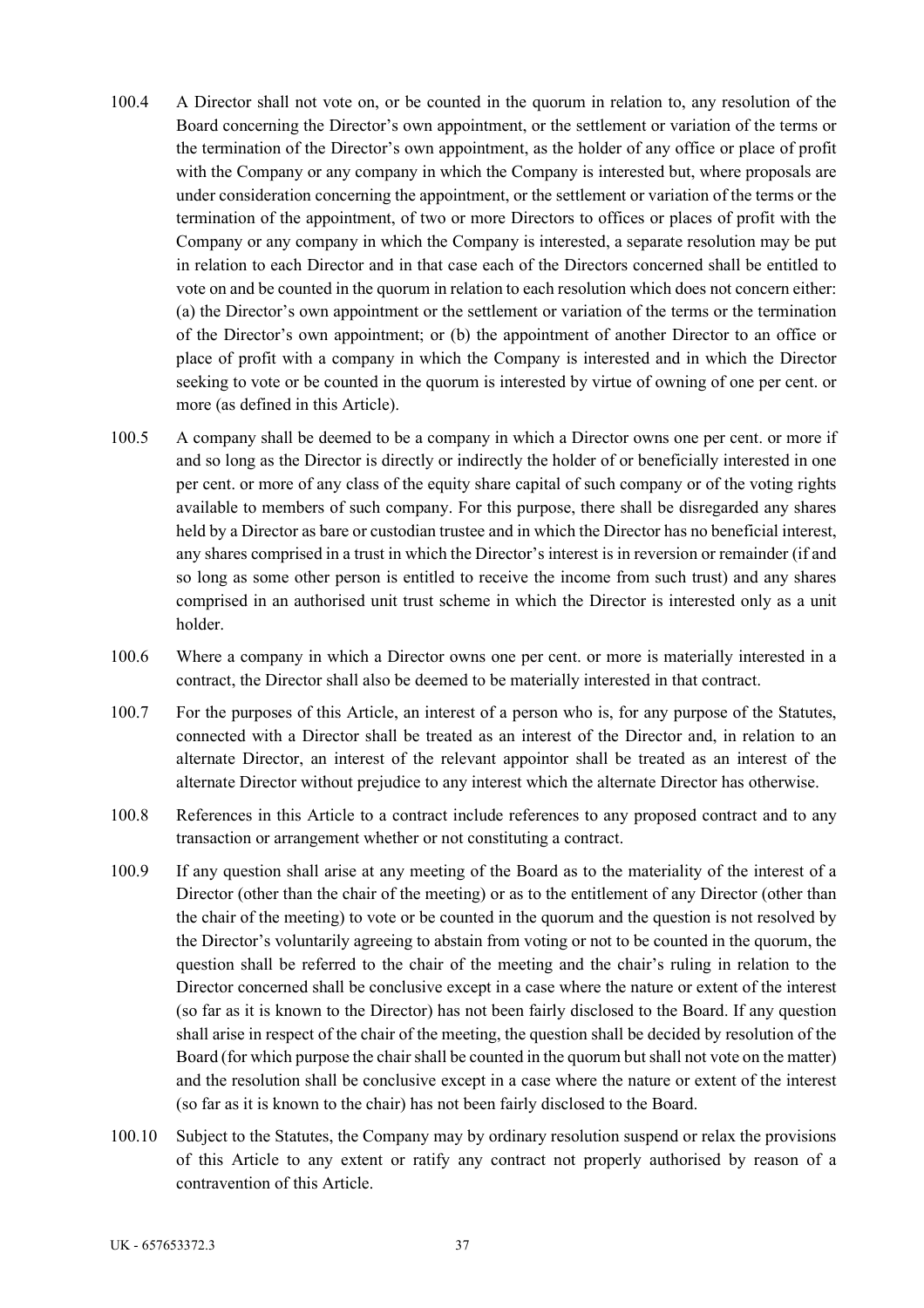100.4 A Director shall not vote on, or be counted in the quorum in relation to, any resolution of the Board concerning the Director's own appointment, or the settlement or variation of the terms or the termination of the Director's own appointment, as the holder of any office or place of profit with the Company or any company in which the Company is interested but, where proposals are under consideration concerning the appointment, or the settlement or variation of the terms or the termination of the appointment, of two or more Directors to offices or places of profit with the Company or any company in which the Company is interested, a separate resolution may be put in relation to each Director and in that case each of the Directors concerned shall be entitled to vote on and be counted in the quorum in relation to each resolution which does not concern either: (a) the Director's own appointment or the settlement or variation of the terms or the termination of the Director's own appointment; or (b) the appointment of another Director to an office or place of profit with a company in which the Company is interested and in which the Director seeking to vote or be counted in the quorum is interested by virtue of owning of one per cent. or more (as defined in this Article).

100.5 A company shall be deemed to be a company in which a Director owns one per cent. or more if and so long as the Director is directly or indirectly the holder of or beneficially interested in one per cent. or more of any class of the equity share capital of such company or of the voting rights available to members of such company. For this purpose, there shall be disregarded any shares held by a Director as bare or custodian trustee and in which the Director has no beneficial interest, any shares comprised in a trust in which the Director's interest is in reversion or remainder (if and so long as some other person is entitled to receive the income from such trust) and any shares comprised in an authorised unit trust scheme in which the Director is interested only as a unit holder.

100.6 Where a company in which a Director owns one per cent. or more is materially interested in a contract, the Director shall also be deemed to be materially interested in that contract.

100.7 For the purposes of this Article, an interest of a person who is, for any purpose of the Statutes, connected with a Director shall be treated as an interest of the Director and, in relation to an alternate Director, an interest of the relevant appointor shall be treated as an interest of the alternate Director without prejudice to any interest which the alternate Director has otherwise.

100.8 References in this Article to a contract include references to any proposed contract and to any transaction or arrangement whether or not constituting a contract.

100.9 If any question shall arise at any meeting of the Board as to the materiality of the interest of a Director (other than the chair of the meeting) or as to the entitlement of any Director (other than the chair of the meeting) to vote or be counted in the quorum and the question is not resolved by the Director's voluntarily agreeing to abstain from voting or not to be counted in the quorum, the question shall be referred to the chair of the meeting and the chair's ruling in relation to the Director concerned shall be conclusive except in a case where the nature or extent of the interest (so far as it is known to the Director) has not been fairly disclosed to the Board. If any question shall arise in respect of the chair of the meeting, the question shall be decided by resolution of the Board (for which purpose the chair shall be counted in the quorum but shall not vote on the matter) and the resolution shall be conclusive except in a case where the nature or extent of the interest (so far as it is known to the chair) has not been fairly disclosed to the Board.

100.10 Subject to the Statutes, the Company may by ordinary resolution suspend or relax the provisions of this Article to any extent or ratify any contract not properly authorised by reason of a contravention of this Article.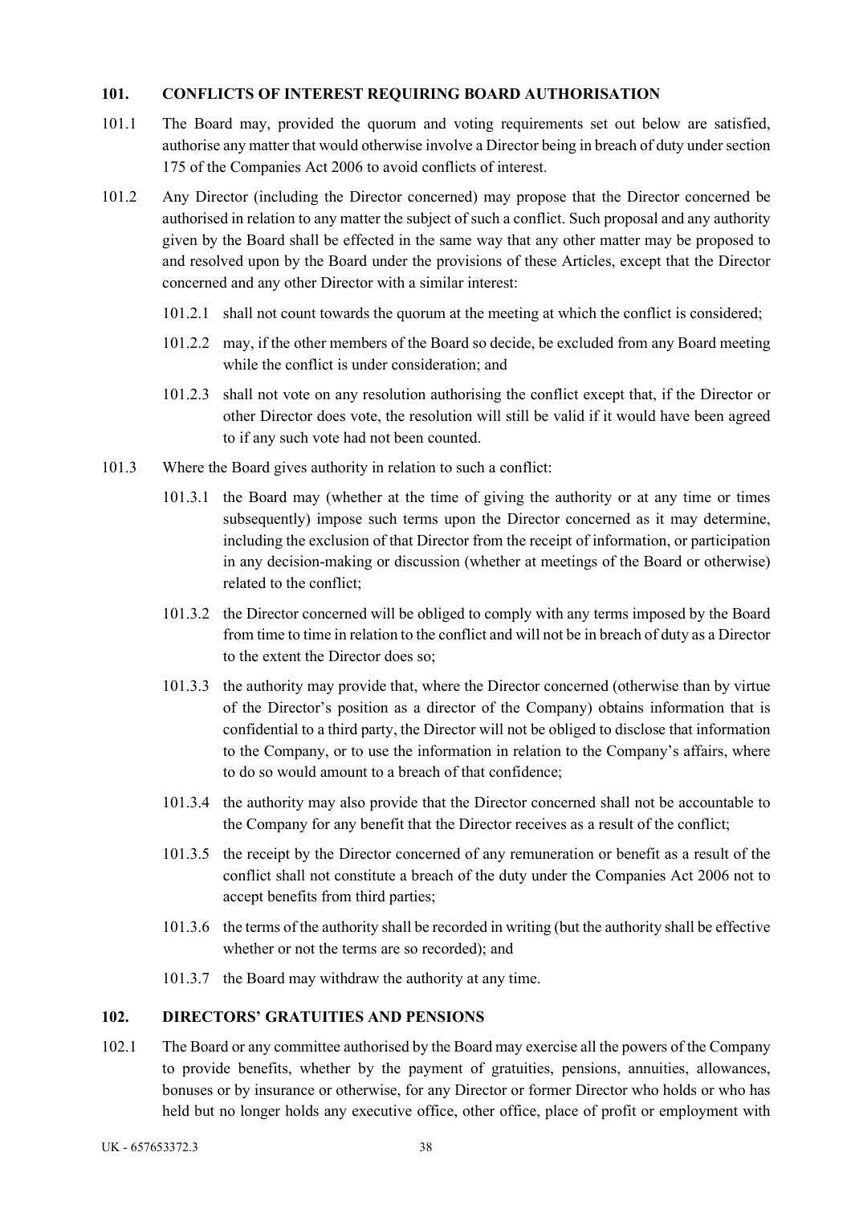## 101. CONFLICTS OF INTEREST REQUIRING BOARD AUTHORISATION

101.1 The Board may, provided the quorum and voting requirements set out below are satisfied, authorise any matter that would otherwise involve a Director being in breach of duty under section 175 of the Companies Act 2006 to avoid conflicts of interest.

101.2 Any Director (including the Director concerned) may propose that the Director concerned be authorised in relation to any matter the subject of such a conflict. Such proposal and any authority given by the Board shall be effected in the same way that any other matter may be proposed to and resolved upon by the Board under the provisions of these Articles, except that the Director concerned and any other Director with a similar interest:

- 101.2.1 shall not count towards the quorum at the meeting at which the conflict is considered;
- 101.2.2 may, if the other members of the Board so decide, be excluded from any Board meeting while the conflict is under consideration; and
- 101.2.3 shall not vote on any resolution authorising the conflict except that, if the Director or other Director does vote, the resolution will still be valid if it would have been agreed to if any such vote had not been counted.

101.3 Where the Board gives authority in relation to such a conflict:

- 101.3.1 the Board may (whether at the time of giving the authority or at any time or times subsequently) impose such terms upon the Director concerned as it may determine, including the exclusion of that Director from the receipt of information, or participation in any decision-making or discussion (whether at meetings of the Board or otherwise) related to the conflict;
- 101.3.2 the Director concerned will be obliged to comply with any terms imposed by the Board from time to time in relation to the conflict and will not be in breach of duty as a Director to the extent the Director does so;
- 101.3.3 the authority may provide that, where the Director concerned (otherwise than by virtue of the Director's position as a director of the Company) obtains information that is confidential to a third party, the Director will not be obliged to disclose that information to the Company, or to use the information in relation to the Company's affairs, where to do so would amount to a breach of that confidence;
- 101.3.4 the authority may also provide that the Director concerned shall not be accountable to the Company for any benefit that the Director receives as a result of the conflict;
- 101.3.5 the receipt by the Director concerned of any remuneration or benefit as a result of the conflict shall not constitute a breach of the duty under the Companies Act 2006 not to accept benefits from third parties;
- 101.3.6 the terms of the authority shall be recorded in writing (but the authority shall be effective whether or not the terms are so recorded); and
- 101.3.7 the Board may withdraw the authority at any time.

## 102. DIRECTORS' GRATUITIES AND PENSIONS

102.1 The Board or any committee authorised by the Board may exercise all the powers of the Company to provide benefits, whether by the payment of gratuities, pensions, annuities, allowances, bonuses or by insurance or otherwise, for any Director or former Director who holds or who has held but no longer holds any executive office, other office, place of profit or employment with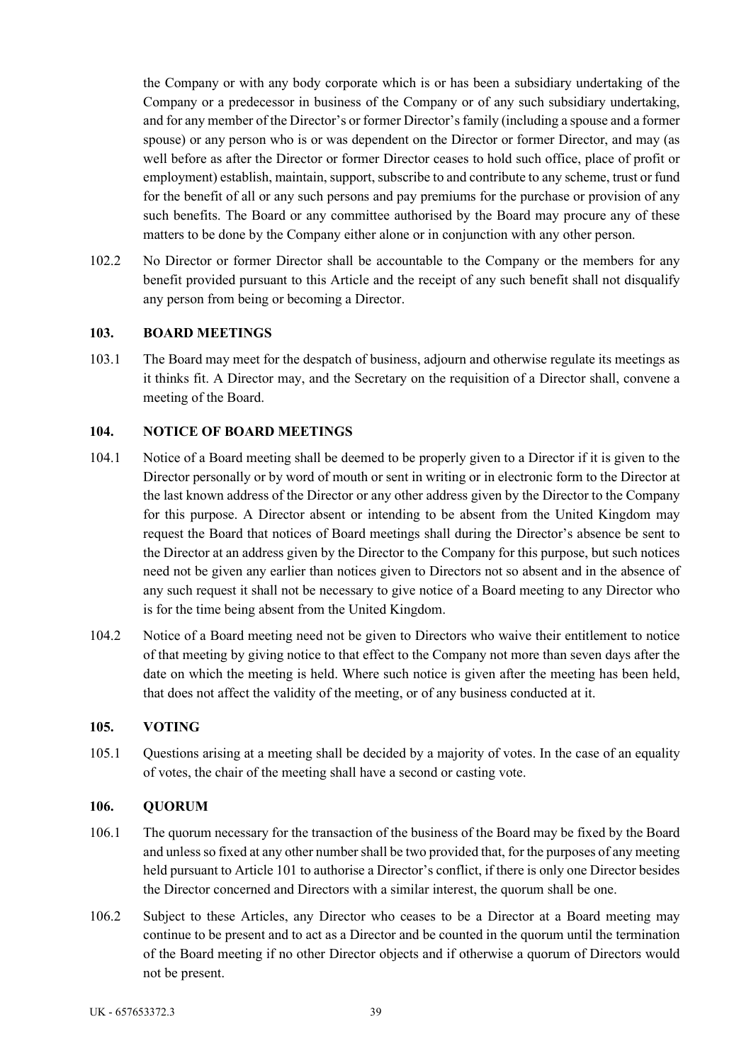the Company or with any body corporate which is or has been a subsidiary undertaking of the Company or a predecessor in business of the Company or of any such subsidiary undertaking, and for any member of the Director's or former Director's family (including a spouse and a former spouse) or any person who is or was dependent on the Director or former Director, and may (as well before as after the Director or former Director ceases to hold such office, place of profit or employment) establish, maintain, support, subscribe to and contribute to any scheme, trust or fund for the benefit of all or any such persons and pay premiums for the purchase or provision of any such benefits. The Board or any committee authorised by the Board may procure any of these matters to be done by the Company either alone or in conjunction with any other person.

102.2 No Director or former Director shall be accountable to the Company or the members for any benefit provided pursuant to this Article and the receipt of any such benefit shall not disqualify any person from being or becoming a Director.

**103. BOARD MEETINGS**

103.1 The Board may meet for the despatch of business, adjourn and otherwise regulate its meetings as it thinks fit. A Director may, and the Secretary on the requisition of a Director shall, convene a meeting of the Board.

**104. NOTICE OF BOARD MEETINGS**

104.1 Notice of a Board meeting shall be deemed to be properly given to a Director if it is given to the Director personally or by word of mouth or sent in writing or in electronic form to the Director at the last known address of the Director or any other address given by the Director to the Company for this purpose. A Director absent or intending to be absent from the United Kingdom may request the Board that notices of Board meetings shall during the Director's absence be sent to the Director at an address given by the Director to the Company for this purpose, but such notices need not be given any earlier than notices given to Directors not so absent and in the absence of any such request it shall not be necessary to give notice of a Board meeting to any Director who is for the time being absent from the United Kingdom.

104.2 Notice of a Board meeting need not be given to Directors who waive their entitlement to notice of that meeting by giving notice to that effect to the Company not more than seven days after the date on which the meeting is held. Where such notice is given after the meeting has been held, that does not affect the validity of the meeting, or of any business conducted at it.

**105. VOTING**

105.1 Questions arising at a meeting shall be decided by a majority of votes. In the case of an equality of votes, the chair of the meeting shall have a second or casting vote.

**106. QUORUM**

106.1 The quorum necessary for the transaction of the business of the Board may be fixed by the Board and unless so fixed at any other number shall be two provided that, for the purposes of any meeting held pursuant to Article 101 to authorise a Director's conflict, if there is only one Director besides the Director concerned and Directors with a similar interest, the quorum shall be one.

106.2 Subject to these Articles, any Director who ceases to be a Director at a Board meeting may continue to be present and to act as a Director and be counted in the quorum until the termination of the Board meeting if no other Director objects and if otherwise a quorum of Directors would not be present.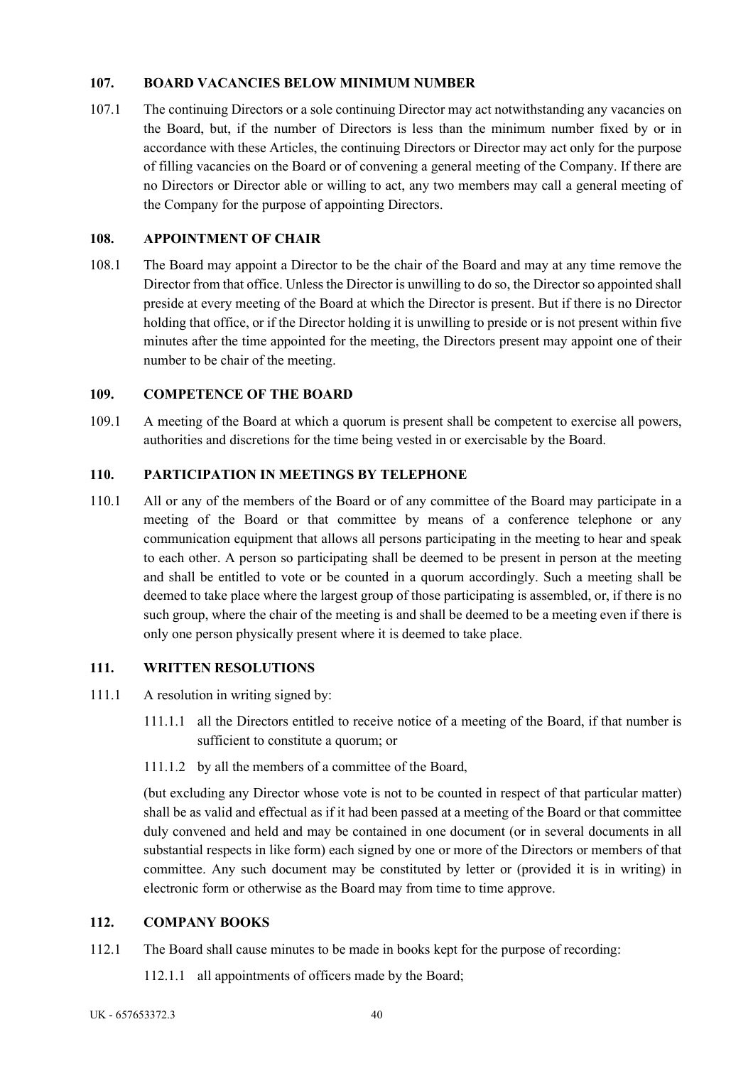## 107. BOARD VACANCIES BELOW MINIMUM NUMBER

107.1 The continuing Directors or a sole continuing Director may act notwithstanding any vacancies on the Board, but, if the number of Directors is less than the minimum number fixed by or in accordance with these Articles, the continuing Directors or Director may act only for the purpose of filling vacancies on the Board or of convening a general meeting of the Company. If there are no Directors or Director able or willing to act, any two members may call a general meeting of the Company for the purpose of appointing Directors.

## 108. APPOINTMENT OF CHAIR

108.1 The Board may appoint a Director to be the chair of the Board and may at any time remove the Director from that office. Unless the Director is unwilling to do so, the Director so appointed shall preside at every meeting of the Board at which the Director is present. But if there is no Director holding that office, or if the Director holding it is unwilling to preside or is not present within five minutes after the time appointed for the meeting, the Directors present may appoint one of their number to be chair of the meeting.

## 109. COMPETENCE OF THE BOARD

109.1 A meeting of the Board at which a quorum is present shall be competent to exercise all powers, authorities and discretions for the time being vested in or exercisable by the Board.

## 110. PARTICIPATION IN MEETINGS BY TELEPHONE

110.1 All or any of the members of the Board or of any committee of the Board may participate in a meeting of the Board or that committee by means of a conference telephone or any communication equipment that allows all persons participating in the meeting to hear and speak to each other. A person so participating shall be deemed to be present in person at the meeting and shall be entitled to vote or be counted in a quorum accordingly. Such a meeting shall be deemed to take place where the largest group of those participating is assembled, or, if there is no such group, where the chair of the meeting is and shall be deemed to be a meeting even if there is only one person physically present where it is deemed to take place.

## 111. WRITTEN RESOLUTIONS

111.1 A resolution in writing signed by:

111.1.1 all the Directors entitled to receive notice of a meeting of the Board, if that number is sufficient to constitute a quorum; or

111.1.2 by all the members of a committee of the Board,

(but excluding any Director whose vote is not to be counted in respect of that particular matter) shall be as valid and effectual as if it had been passed at a meeting of the Board or that committee duly convened and held and may be contained in one document (or in several documents in all substantial respects in like form) each signed by one or more of the Directors or members of that committee. Any such document may be constituted by letter or (provided it is in writing) in electronic form or otherwise as the Board may from time to time approve.

## 112. COMPANY BOOKS

112.1 The Board shall cause minutes to be made in books kept for the purpose of recording:

112.1.1 all appointments of officers made by the Board;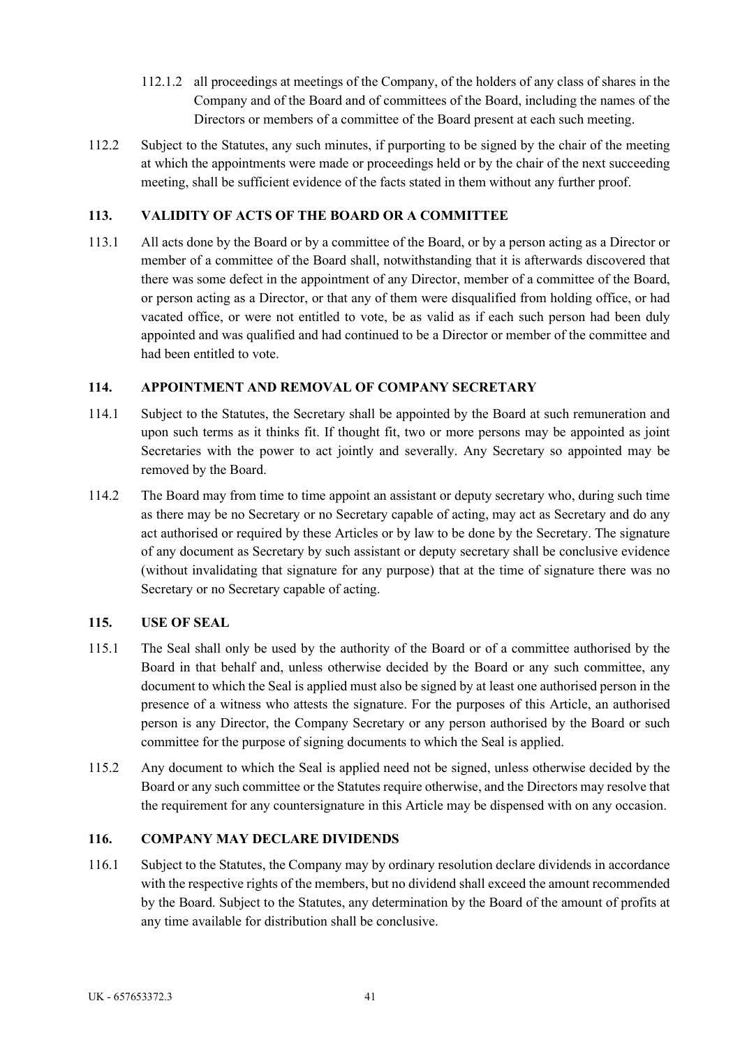112.1.2 all proceedings at meetings of the Company, of the holders of any class of shares in the Company and of the Board and of committees of the Board, including the names of the Directors or members of a committee of the Board present at each such meeting.

112.2 Subject to the Statutes, any such minutes, if purporting to be signed by the chair of the meeting at which the appointments were made or proceedings held or by the chair of the next succeeding meeting, shall be sufficient evidence of the facts stated in them without any further proof.

## 113. VALIDITY OF ACTS OF THE BOARD OR A COMMITTEE

113.1 All acts done by the Board or by a committee of the Board, or by a person acting as a Director or member of a committee of the Board shall, notwithstanding that it is afterwards discovered that there was some defect in the appointment of any Director, member of a committee of the Board, or person acting as a Director, or that any of them were disqualified from holding office, or had vacated office, or were not entitled to vote, be as valid as if each such person had been duly appointed and was qualified and had continued to be a Director or member of the committee and had been entitled to vote.

## 114. APPOINTMENT AND REMOVAL OF COMPANY SECRETARY

114.1 Subject to the Statutes, the Secretary shall be appointed by the Board at such remuneration and upon such terms as it thinks fit. If thought fit, two or more persons may be appointed as joint Secretaries with the power to act jointly and severally. Any Secretary so appointed may be removed by the Board.

114.2 The Board may from time to time appoint an assistant or deputy secretary who, during such time as there may be no Secretary or no Secretary capable of acting, may act as Secretary and do any act authorised or required by these Articles or by law to be done by the Secretary. The signature of any document as Secretary by such assistant or deputy secretary shall be conclusive evidence (without invalidating that signature for any purpose) that at the time of signature there was no Secretary or no Secretary capable of acting.

## 115. USE OF SEAL

115.1 The Seal shall only be used by the authority of the Board or of a committee authorised by the Board in that behalf and, unless otherwise decided by the Board or any such committee, any document to which the Seal is applied must also be signed by at least one authorised person in the presence of a witness who attests the signature. For the purposes of this Article, an authorised person is any Director, the Company Secretary or any person authorised by the Board or such committee for the purpose of signing documents to which the Seal is applied.

115.2 Any document to which the Seal is applied need not be signed, unless otherwise decided by the Board or any such committee or the Statutes require otherwise, and the Directors may resolve that the requirement for any countersignature in this Article may be dispensed with on any occasion.

## 116. COMPANY MAY DECLARE DIVIDENDS

116.1 Subject to the Statutes, the Company may by ordinary resolution declare dividends in accordance with the respective rights of the members, but no dividend shall exceed the amount recommended by the Board. Subject to the Statutes, any determination by the Board of the amount of profits at any time available for distribution shall be conclusive.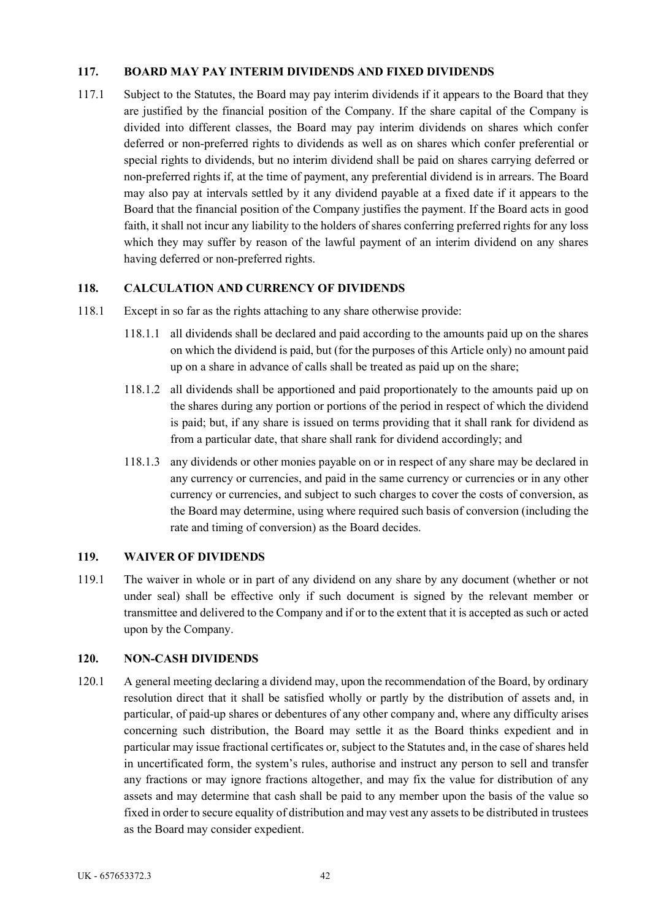## 117. BOARD MAY PAY INTERIM DIVIDENDS AND FIXED DIVIDENDS

117.1 Subject to the Statutes, the Board may pay interim dividends if it appears to the Board that they are justified by the financial position of the Company. If the share capital of the Company is divided into different classes, the Board may pay interim dividends on shares which confer deferred or non-preferred rights to dividends as well as on shares which confer preferential or special rights to dividends, but no interim dividend shall be paid on shares carrying deferred or non-preferred rights if, at the time of payment, any preferential dividend is in arrears. The Board may also pay at intervals settled by it any dividend payable at a fixed date if it appears to the Board that the financial position of the Company justifies the payment. If the Board acts in good faith, it shall not incur any liability to the holders of shares conferring preferred rights for any loss which they may suffer by reason of the lawful payment of an interim dividend on any shares having deferred or non-preferred rights.

## 118. CALCULATION AND CURRENCY OF DIVIDENDS

118.1 Except in so far as the rights attaching to any share otherwise provide:

118.1.1 all dividends shall be declared and paid according to the amounts paid up on the shares on which the dividend is paid, but (for the purposes of this Article only) no amount paid up on a share in advance of calls shall be treated as paid up on the share;

118.1.2 all dividends shall be apportioned and paid proportionately to the amounts paid up on the shares during any portion or portions of the period in respect of which the dividend is paid; but, if any share is issued on terms providing that it shall rank for dividend as from a particular date, that share shall rank for dividend accordingly; and

118.1.3 any dividends or other monies payable on or in respect of any share may be declared in any currency or currencies, and paid in the same currency or currencies or in any other currency or currencies, and subject to such charges to cover the costs of conversion, as the Board may determine, using where required such basis of conversion (including the rate and timing of conversion) as the Board decides.

## 119. WAIVER OF DIVIDENDS

119.1 The waiver in whole or in part of any dividend on any share by any document (whether or not under seal) shall be effective only if such document is signed by the relevant member or transmittee and delivered to the Company and if or to the extent that it is accepted as such or acted upon by the Company.

## 120. NON-CASH DIVIDENDS

120.1 A general meeting declaring a dividend may, upon the recommendation of the Board, by ordinary resolution direct that it shall be satisfied wholly or partly by the distribution of assets and, in particular, of paid-up shares or debentures of any other company and, where any difficulty arises concerning such distribution, the Board may settle it as the Board thinks expedient and in particular may issue fractional certificates or, subject to the Statutes and, in the case of shares held in uncertificated form, the system's rules, authorise and instruct any person to sell and transfer any fractions or may ignore fractions altogether, and may fix the value for distribution of any assets and may determine that cash shall be paid to any member upon the basis of the value so fixed in order to secure equality of distribution and may vest any assets to be distributed in trustees as the Board may consider expedient.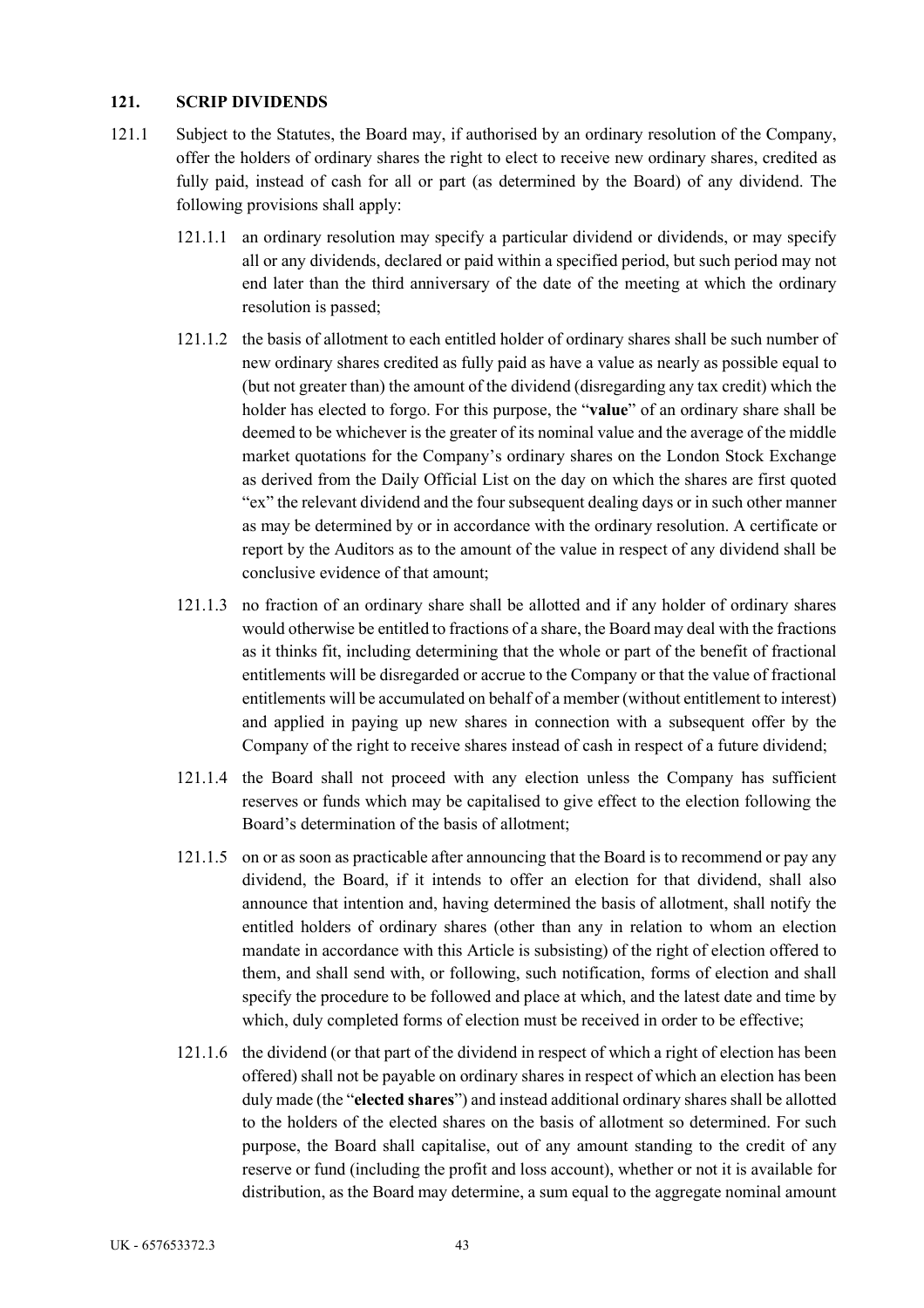## 121. SCRIP DIVIDENDS

121.1 Subject to the Statutes, the Board may, if authorised by an ordinary resolution of the Company, offer the holders of ordinary shares the right to elect to receive new ordinary shares, credited as fully paid, instead of cash for all or part (as determined by the Board) of any dividend. The following provisions shall apply:

121.1.1 an ordinary resolution may specify a particular dividend or dividends, or may specify all or any dividends, declared or paid within a specified period, but such period may not end later than the third anniversary of the date of the meeting at which the ordinary resolution is passed;

121.1.2 the basis of allotment to each entitled holder of ordinary shares shall be such number of new ordinary shares credited as fully paid as have a value as nearly as possible equal to (but not greater than) the amount of the dividend (disregarding any tax credit) which the holder has elected to forgo. For this purpose, the "**value**" of an ordinary share shall be deemed to be whichever is the greater of its nominal value and the average of the middle market quotations for the Company's ordinary shares on the London Stock Exchange as derived from the Daily Official List on the day on which the shares are first quoted "ex" the relevant dividend and the four subsequent dealing days or in such other manner as may be determined by or in accordance with the ordinary resolution. A certificate or report by the Auditors as to the amount of the value in respect of any dividend shall be conclusive evidence of that amount;

121.1.3 no fraction of an ordinary share shall be allotted and if any holder of ordinary shares would otherwise be entitled to fractions of a share, the Board may deal with the fractions as it thinks fit, including determining that the whole or part of the benefit of fractional entitlements will be disregarded or accrue to the Company or that the value of fractional entitlements will be accumulated on behalf of a member (without entitlement to interest) and applied in paying up new shares in connection with a subsequent offer by the Company of the right to receive shares instead of cash in respect of a future dividend;

121.1.4 the Board shall not proceed with any election unless the Company has sufficient reserves or funds which may be capitalised to give effect to the election following the Board's determination of the basis of allotment;

121.1.5 on or as soon as practicable after announcing that the Board is to recommend or pay any dividend, the Board, if it intends to offer an election for that dividend, shall also announce that intention and, having determined the basis of allotment, shall notify the entitled holders of ordinary shares (other than any in relation to whom an election mandate in accordance with this Article is subsisting) of the right of election offered to them, and shall send with, or following, such notification, forms of election and shall specify the procedure to be followed and place at which, and the latest date and time by which, duly completed forms of election must be received in order to be effective;

121.1.6 the dividend (or that part of the dividend in respect of which a right of election has been offered) shall not be payable on ordinary shares in respect of which an election has been duly made (the "**elected shares**") and instead additional ordinary shares shall be allotted to the holders of the elected shares on the basis of allotment so determined. For such purpose, the Board shall capitalise, out of any amount standing to the credit of any reserve or fund (including the profit and loss account), whether or not it is available for distribution, as the Board may determine, a sum equal to the aggregate nominal amount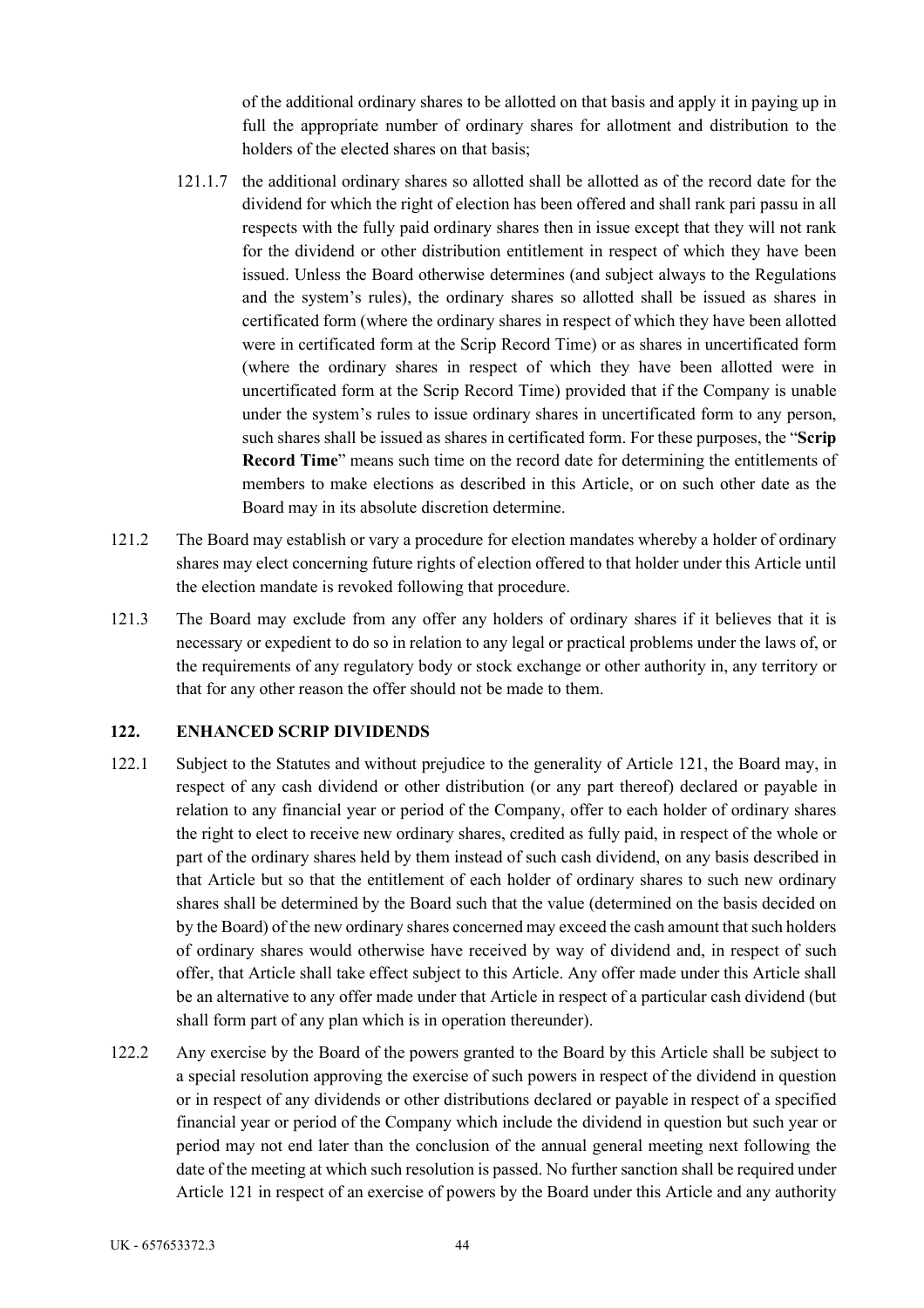of the additional ordinary shares to be allotted on that basis and apply it in paying up in full the appropriate number of ordinary shares for allotment and distribution to the holders of the elected shares on that basis;

121.1.7 the additional ordinary shares so allotted shall be allotted as of the record date for the dividend for which the right of election has been offered and shall rank pari passu in all respects with the fully paid ordinary shares then in issue except that they will not rank for the dividend or other distribution entitlement in respect of which they have been issued. Unless the Board otherwise determines (and subject always to the Regulations and the system's rules), the ordinary shares so allotted shall be issued as shares in certificated form (where the ordinary shares in respect of which they have been allotted were in certificated form at the Scrip Record Time) or as shares in uncertificated form (where the ordinary shares in respect of which they have been allotted were in uncertificated form at the Scrip Record Time) provided that if the Company is unable under the system's rules to issue ordinary shares in uncertificated form to any person, such shares shall be issued as shares in certificated form. For these purposes, the "**Scrip Record Time**" means such time on the record date for determining the entitlements of members to make elections as described in this Article, or on such other date as the Board may in its absolute discretion determine.

121.2 The Board may establish or vary a procedure for election mandates whereby a holder of ordinary shares may elect concerning future rights of election offered to that holder under this Article until the election mandate is revoked following that procedure.

121.3 The Board may exclude from any offer any holders of ordinary shares if it believes that it is necessary or expedient to do so in relation to any legal or practical problems under the laws of, or the requirements of any regulatory body or stock exchange or other authority in, any territory or that for any other reason the offer should not be made to them.

## 122. ENHANCED SCRIP DIVIDENDS

122.1 Subject to the Statutes and without prejudice to the generality of Article 121, the Board may, in respect of any cash dividend or other distribution (or any part thereof) declared or payable in relation to any financial year or period of the Company, offer to each holder of ordinary shares the right to elect to receive new ordinary shares, credited as fully paid, in respect of the whole or part of the ordinary shares held by them instead of such cash dividend, on any basis described in that Article but so that the entitlement of each holder of ordinary shares to such new ordinary shares shall be determined by the Board such that the value (determined on the basis decided on by the Board) of the new ordinary shares concerned may exceed the cash amount that such holders of ordinary shares would otherwise have received by way of dividend and, in respect of such offer, that Article shall take effect subject to this Article. Any offer made under this Article shall be an alternative to any offer made under that Article in respect of a particular cash dividend (but shall form part of any plan which is in operation thereunder).

122.2 Any exercise by the Board of the powers granted to the Board by this Article shall be subject to a special resolution approving the exercise of such powers in respect of the dividend in question or in respect of any dividends or other distributions declared or payable in respect of a specified financial year or period of the Company which include the dividend in question but such year or period may not end later than the conclusion of the annual general meeting next following the date of the meeting at which such resolution is passed. No further sanction shall be required under Article 121 in respect of an exercise of powers by the Board under this Article and any authority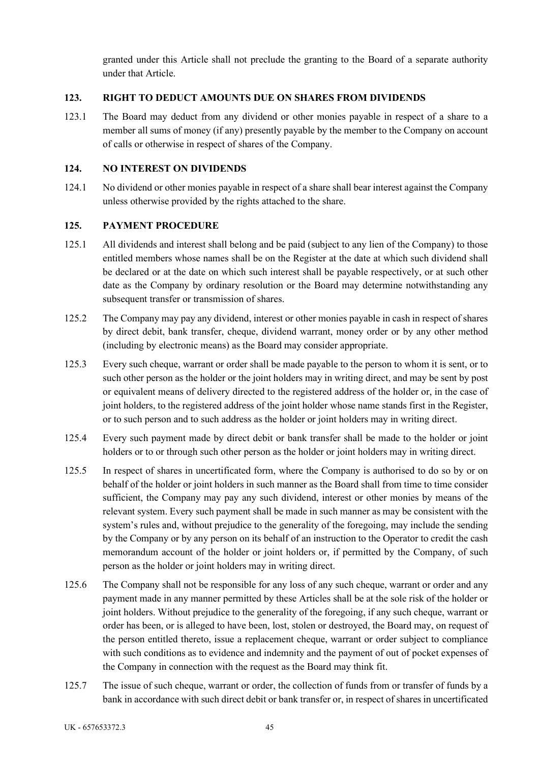granted under this Article shall not preclude the granting to the Board of a separate authority under that Article.

## 123. RIGHT TO DEDUCT AMOUNTS DUE ON SHARES FROM DIVIDENDS

123.1 The Board may deduct from any dividend or other monies payable in respect of a share to a member all sums of money (if any) presently payable by the member to the Company on account of calls or otherwise in respect of shares of the Company.

## 124. NO INTEREST ON DIVIDENDS

124.1 No dividend or other monies payable in respect of a share shall bear interest against the Company unless otherwise provided by the rights attached to the share.

## 125. PAYMENT PROCEDURE

125.1 All dividends and interest shall belong and be paid (subject to any lien of the Company) to those entitled members whose names shall be on the Register at the date at which such dividend shall be declared or at the date on which such interest shall be payable respectively, or at such other date as the Company by ordinary resolution or the Board may determine notwithstanding any subsequent transfer or transmission of shares.

125.2 The Company may pay any dividend, interest or other monies payable in cash in respect of shares by direct debit, bank transfer, cheque, dividend warrant, money order or by any other method (including by electronic means) as the Board may consider appropriate.

125.3 Every such cheque, warrant or order shall be made payable to the person to whom it is sent, or to such other person as the holder or the joint holders may in writing direct, and may be sent by post or equivalent means of delivery directed to the registered address of the holder or, in the case of joint holders, to the registered address of the joint holder whose name stands first in the Register, or to such person and to such address as the holder or joint holders may in writing direct.

125.4 Every such payment made by direct debit or bank transfer shall be made to the holder or joint holders or to or through such other person as the holder or joint holders may in writing direct.

125.5 In respect of shares in uncertificated form, where the Company is authorised to do so by or on behalf of the holder or joint holders in such manner as the Board shall from time to time consider sufficient, the Company may pay any such dividend, interest or other monies by means of the relevant system. Every such payment shall be made in such manner as may be consistent with the system's rules and, without prejudice to the generality of the foregoing, may include the sending by the Company or by any person on its behalf of an instruction to the Operator to credit the cash memorandum account of the holder or joint holders or, if permitted by the Company, of such person as the holder or joint holders may in writing direct.

125.6 The Company shall not be responsible for any loss of any such cheque, warrant or order and any payment made in any manner permitted by these Articles shall be at the sole risk of the holder or joint holders. Without prejudice to the generality of the foregoing, if any such cheque, warrant or order has been, or is alleged to have been, lost, stolen or destroyed, the Board may, on request of the person entitled thereto, issue a replacement cheque, warrant or order subject to compliance with such conditions as to evidence and indemnity and the payment of out of pocket expenses of the Company in connection with the request as the Board may think fit.

125.7 The issue of such cheque, warrant or order, the collection of funds from or transfer of funds by a bank in accordance with such direct debit or bank transfer or, in respect of shares in uncertificated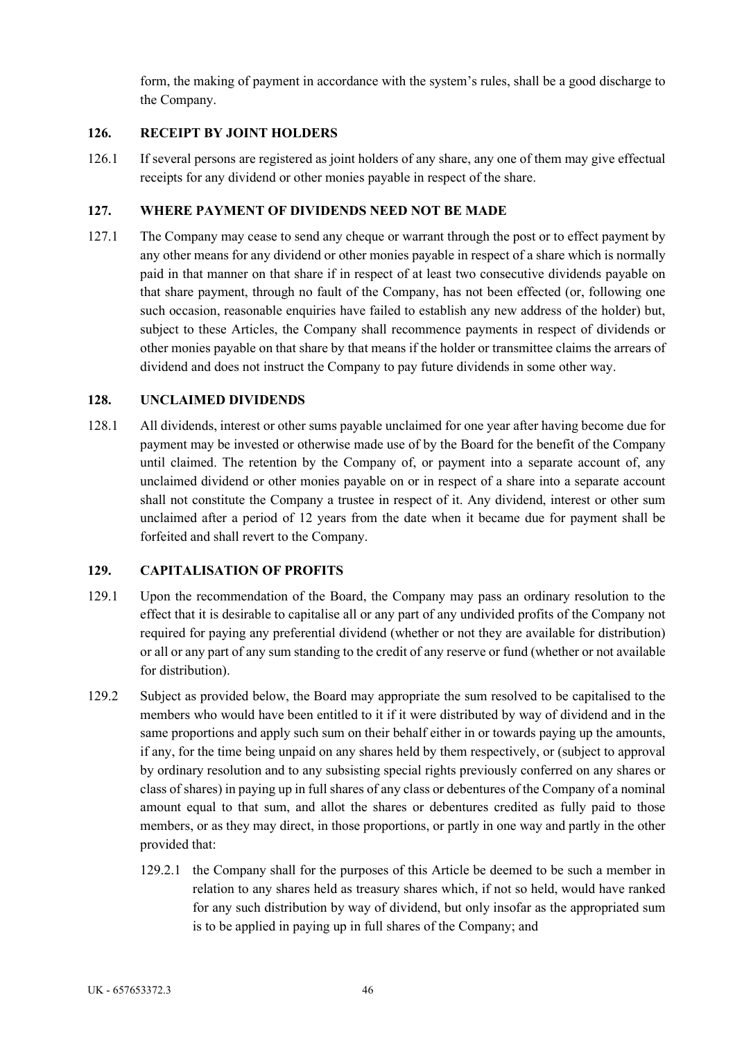form, the making of payment in accordance with the system's rules, shall be a good discharge to the Company.

## 126. RECEIPT BY JOINT HOLDERS

126.1 If several persons are registered as joint holders of any share, any one of them may give effectual receipts for any dividend or other monies payable in respect of the share.

## 127. WHERE PAYMENT OF DIVIDENDS NEED NOT BE MADE

127.1 The Company may cease to send any cheque or warrant through the post or to effect payment by any other means for any dividend or other monies payable in respect of a share which is normally paid in that manner on that share if in respect of at least two consecutive dividends payable on that share payment, through no fault of the Company, has not been effected (or, following one such occasion, reasonable enquiries have failed to establish any new address of the holder) but, subject to these Articles, the Company shall recommence payments in respect of dividends or other monies payable on that share by that means if the holder or transmittee claims the arrears of dividend and does not instruct the Company to pay future dividends in some other way.

## 128. UNCLAIMED DIVIDENDS

128.1 All dividends, interest or other sums payable unclaimed for one year after having become due for payment may be invested or otherwise made use of by the Board for the benefit of the Company until claimed. The retention by the Company of, or payment into a separate account of, any unclaimed dividend or other monies payable on or in respect of a share into a separate account shall not constitute the Company a trustee in respect of it. Any dividend, interest or other sum unclaimed after a period of 12 years from the date when it became due for payment shall be forfeited and shall revert to the Company.

## 129. CAPITALISATION OF PROFITS

129.1 Upon the recommendation of the Board, the Company may pass an ordinary resolution to the effect that it is desirable to capitalise all or any part of any undivided profits of the Company not required for paying any preferential dividend (whether or not they are available for distribution) or all or any part of any sum standing to the credit of any reserve or fund (whether or not available for distribution).

129.2 Subject as provided below, the Board may appropriate the sum resolved to be capitalised to the members who would have been entitled to it if it were distributed by way of dividend and in the same proportions and apply such sum on their behalf either in or towards paying up the amounts, if any, for the time being unpaid on any shares held by them respectively, or (subject to approval by ordinary resolution and to any subsisting special rights previously conferred on any shares or class of shares) in paying up in full shares of any class or debentures of the Company of a nominal amount equal to that sum, and allot the shares or debentures credited as fully paid to those members, or as they may direct, in those proportions, or partly in one way and partly in the other provided that:

129.2.1 the Company shall for the purposes of this Article be deemed to be such a member in relation to any shares held as treasury shares which, if not so held, would have ranked for any such distribution by way of dividend, but only insofar as the appropriated sum is to be applied in paying up in full shares of the Company; and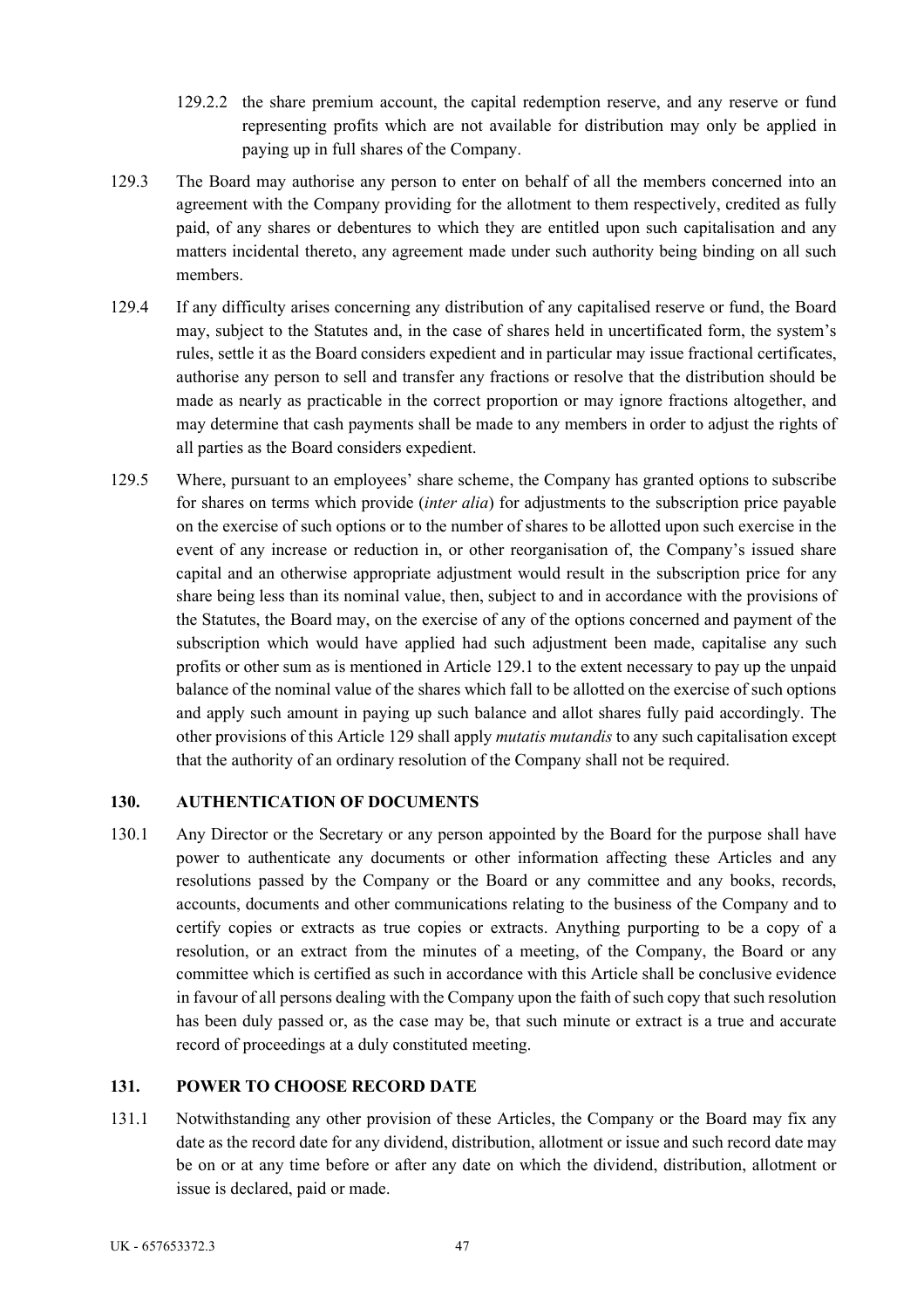129.2.2 the share premium account, the capital redemption reserve, and any reserve or fund representing profits which are not available for distribution may only be applied in paying up in full shares of the Company.

129.3 The Board may authorise any person to enter on behalf of all the members concerned into an agreement with the Company providing for the allotment to them respectively, credited as fully paid, of any shares or debentures to which they are entitled upon such capitalisation and any matters incidental thereto, any agreement made under such authority being binding on all such members.

129.4 If any difficulty arises concerning any distribution of any capitalised reserve or fund, the Board may, subject to the Statutes and, in the case of shares held in uncertificated form, the system's rules, settle it as the Board considers expedient and in particular may issue fractional certificates, authorise any person to sell and transfer any fractions or resolve that the distribution should be made as nearly as practicable in the correct proportion or may ignore fractions altogether, and may determine that cash payments shall be made to any members in order to adjust the rights of all parties as the Board considers expedient.

129.5 Where, pursuant to an employees' share scheme, the Company has granted options to subscribe for shares on terms which provide (*inter alia*) for adjustments to the subscription price payable on the exercise of such options or to the number of shares to be allotted upon such exercise in the event of any increase or reduction in, or other reorganisation of, the Company's issued share capital and an otherwise appropriate adjustment would result in the subscription price for any share being less than its nominal value, then, subject to and in accordance with the provisions of the Statutes, the Board may, on the exercise of any of the options concerned and payment of the subscription which would have applied had such adjustment been made, capitalise any such profits or other sum as is mentioned in Article 129.1 to the extent necessary to pay up the unpaid balance of the nominal value of the shares which fall to be allotted on the exercise of such options and apply such amount in paying up such balance and allot shares fully paid accordingly. The other provisions of this Article 129 shall apply *mutatis mutandis* to any such capitalisation except that the authority of an ordinary resolution of the Company shall not be required.

## 130. AUTHENTICATION OF DOCUMENTS

130.1 Any Director or the Secretary or any person appointed by the Board for the purpose shall have power to authenticate any documents or other information affecting these Articles and any resolutions passed by the Company or the Board or any committee and any books, records, accounts, documents and other communications relating to the business of the Company and to certify copies or extracts as true copies or extracts. Anything purporting to be a copy of a resolution, or an extract from the minutes of a meeting, of the Company, the Board or any committee which is certified as such in accordance with this Article shall be conclusive evidence in favour of all persons dealing with the Company upon the faith of such copy that such resolution has been duly passed or, as the case may be, that such minute or extract is a true and accurate record of proceedings at a duly constituted meeting.

## 131. POWER TO CHOOSE RECORD DATE

131.1 Notwithstanding any other provision of these Articles, the Company or the Board may fix any date as the record date for any dividend, distribution, allotment or issue and such record date may be on or at any time before or after any date on which the dividend, distribution, allotment or issue is declared, paid or made.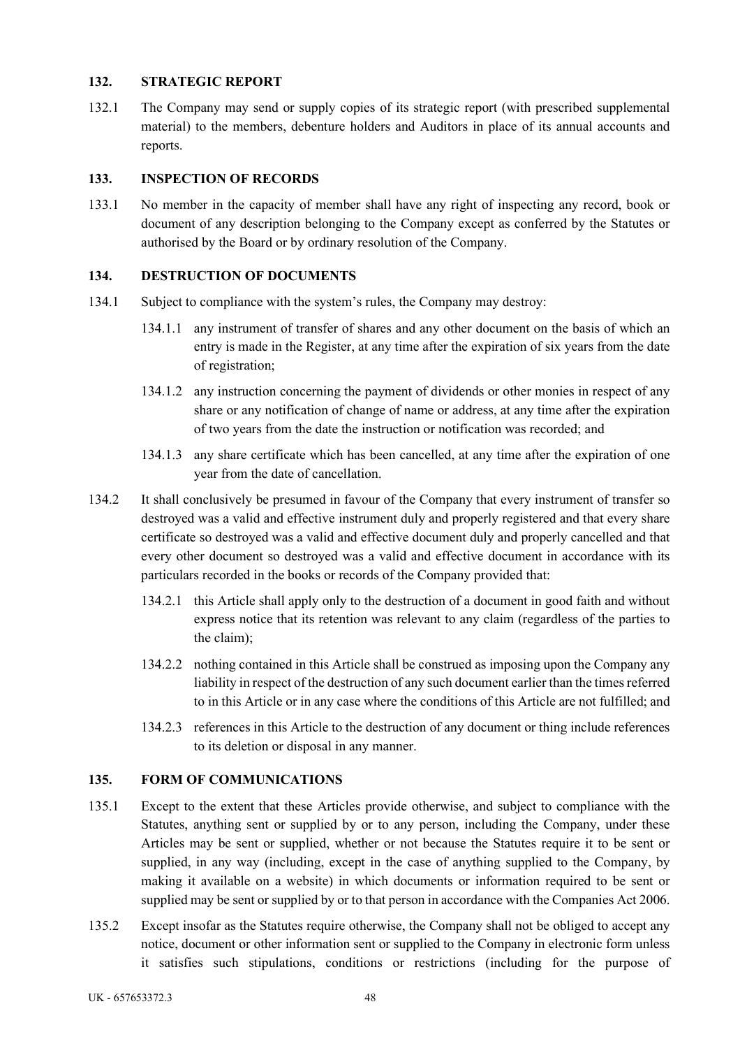## 132. STRATEGIC REPORT

132.1 The Company may send or supply copies of its strategic report (with prescribed supplemental material) to the members, debenture holders and Auditors in place of its annual accounts and reports.

## 133. INSPECTION OF RECORDS

133.1 No member in the capacity of member shall have any right of inspecting any record, book or document of any description belonging to the Company except as conferred by the Statutes or authorised by the Board or by ordinary resolution of the Company.

## 134. DESTRUCTION OF DOCUMENTS

134.1 Subject to compliance with the system's rules, the Company may destroy:

134.1.1 any instrument of transfer of shares and any other document on the basis of which an entry is made in the Register, at any time after the expiration of six years from the date of registration;

134.1.2 any instruction concerning the payment of dividends or other monies in respect of any share or any notification of change of name or address, at any time after the expiration of two years from the date the instruction or notification was recorded; and

134.1.3 any share certificate which has been cancelled, at any time after the expiration of one year from the date of cancellation.

134.2 It shall conclusively be presumed in favour of the Company that every instrument of transfer so destroyed was a valid and effective instrument duly and properly registered and that every share certificate so destroyed was a valid and effective document duly and properly cancelled and that every other document so destroyed was a valid and effective document in accordance with its particulars recorded in the books or records of the Company provided that:

134.2.1 this Article shall apply only to the destruction of a document in good faith and without express notice that its retention was relevant to any claim (regardless of the parties to the claim);

134.2.2 nothing contained in this Article shall be construed as imposing upon the Company any liability in respect of the destruction of any such document earlier than the times referred to in this Article or in any case where the conditions of this Article are not fulfilled; and

134.2.3 references in this Article to the destruction of any document or thing include references to its deletion or disposal in any manner.

## 135. FORM OF COMMUNICATIONS

135.1 Except to the extent that these Articles provide otherwise, and subject to compliance with the Statutes, anything sent or supplied by or to any person, including the Company, under these Articles may be sent or supplied, whether or not because the Statutes require it to be sent or supplied, in any way (including, except in the case of anything supplied to the Company, by making it available on a website) in which documents or information required to be sent or supplied may be sent or supplied by or to that person in accordance with the Companies Act 2006.

135.2 Except insofar as the Statutes require otherwise, the Company shall not be obliged to accept any notice, document or other information sent or supplied to the Company in electronic form unless it satisfies such stipulations, conditions or restrictions (including for the purpose of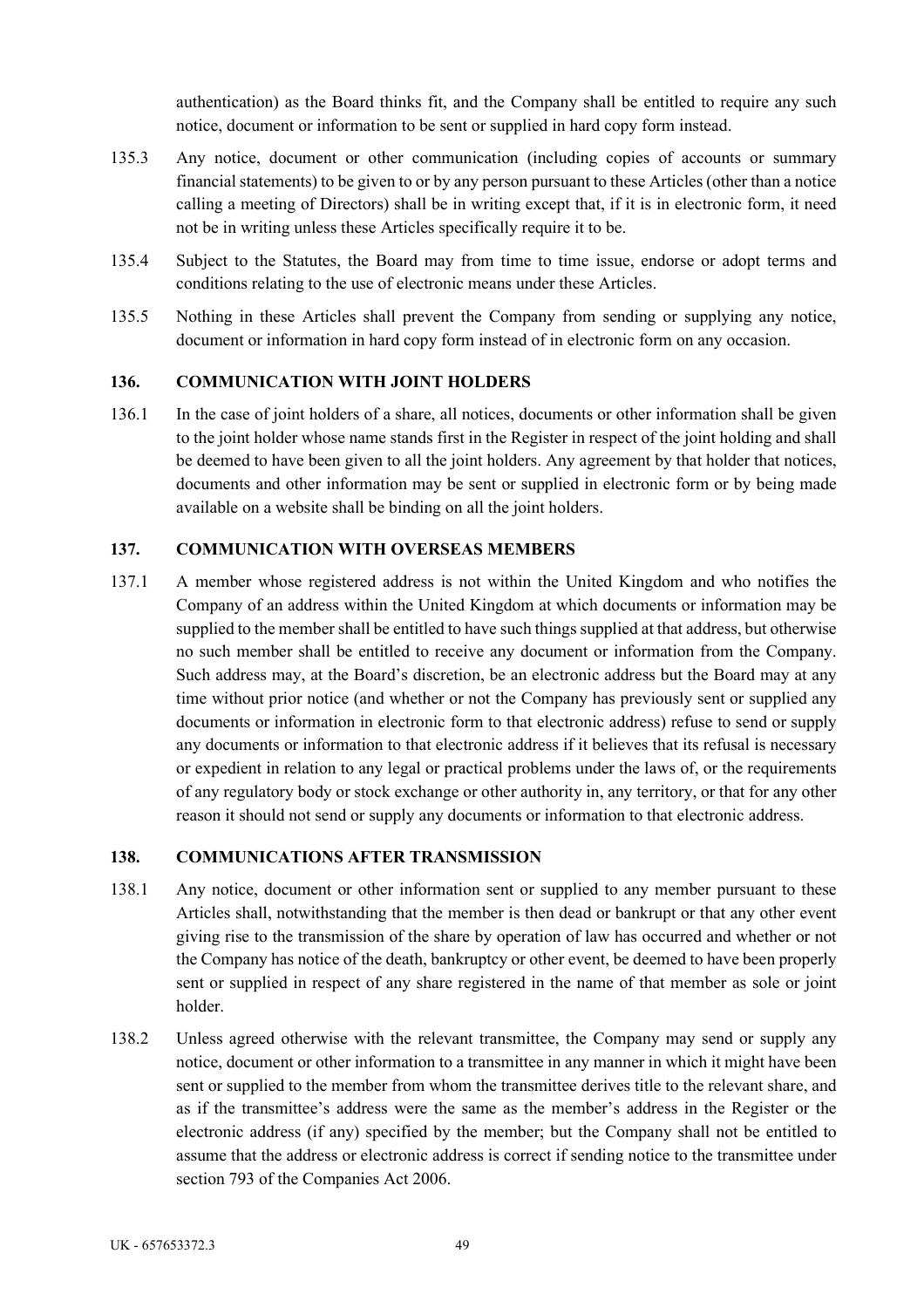authentication) as the Board thinks fit, and the Company shall be entitled to require any such notice, document or information to be sent or supplied in hard copy form instead.

135.3 Any notice, document or other communication (including copies of accounts or summary financial statements) to be given to or by any person pursuant to these Articles (other than a notice calling a meeting of Directors) shall be in writing except that, if it is in electronic form, it need not be in writing unless these Articles specifically require it to be.

135.4 Subject to the Statutes, the Board may from time to time issue, endorse or adopt terms and conditions relating to the use of electronic means under these Articles.

135.5 Nothing in these Articles shall prevent the Company from sending or supplying any notice, document or information in hard copy form instead of in electronic form on any occasion.

## 136. COMMUNICATION WITH JOINT HOLDERS

136.1 In the case of joint holders of a share, all notices, documents or other information shall be given to the joint holder whose name stands first in the Register in respect of the joint holding and shall be deemed to have been given to all the joint holders. Any agreement by that holder that notices, documents and other information may be sent or supplied in electronic form or by being made available on a website shall be binding on all the joint holders.

## 137. COMMUNICATION WITH OVERSEAS MEMBERS

137.1 A member whose registered address is not within the United Kingdom and who notifies the Company of an address within the United Kingdom at which documents or information may be supplied to the member shall be entitled to have such things supplied at that address, but otherwise no such member shall be entitled to receive any document or information from the Company. Such address may, at the Board's discretion, be an electronic address but the Board may at any time without prior notice (and whether or not the Company has previously sent or supplied any documents or information in electronic form to that electronic address) refuse to send or supply any documents or information to that electronic address if it believes that its refusal is necessary or expedient in relation to any legal or practical problems under the laws of, or the requirements of any regulatory body or stock exchange or other authority in, any territory, or that for any other reason it should not send or supply any documents or information to that electronic address.

## 138. COMMUNICATIONS AFTER TRANSMISSION

138.1 Any notice, document or other information sent or supplied to any member pursuant to these Articles shall, notwithstanding that the member is then dead or bankrupt or that any other event giving rise to the transmission of the share by operation of law has occurred and whether or not the Company has notice of the death, bankruptcy or other event, be deemed to have been properly sent or supplied in respect of any share registered in the name of that member as sole or joint holder.

138.2 Unless agreed otherwise with the relevant transmittee, the Company may send or supply any notice, document or other information to a transmittee in any manner in which it might have been sent or supplied to the member from whom the transmittee derives title to the relevant share, and as if the transmittee's address were the same as the member's address in the Register or the electronic address (if any) specified by the member; but the Company shall not be entitled to assume that the address or electronic address is correct if sending notice to the transmittee under section 793 of the Companies Act 2006.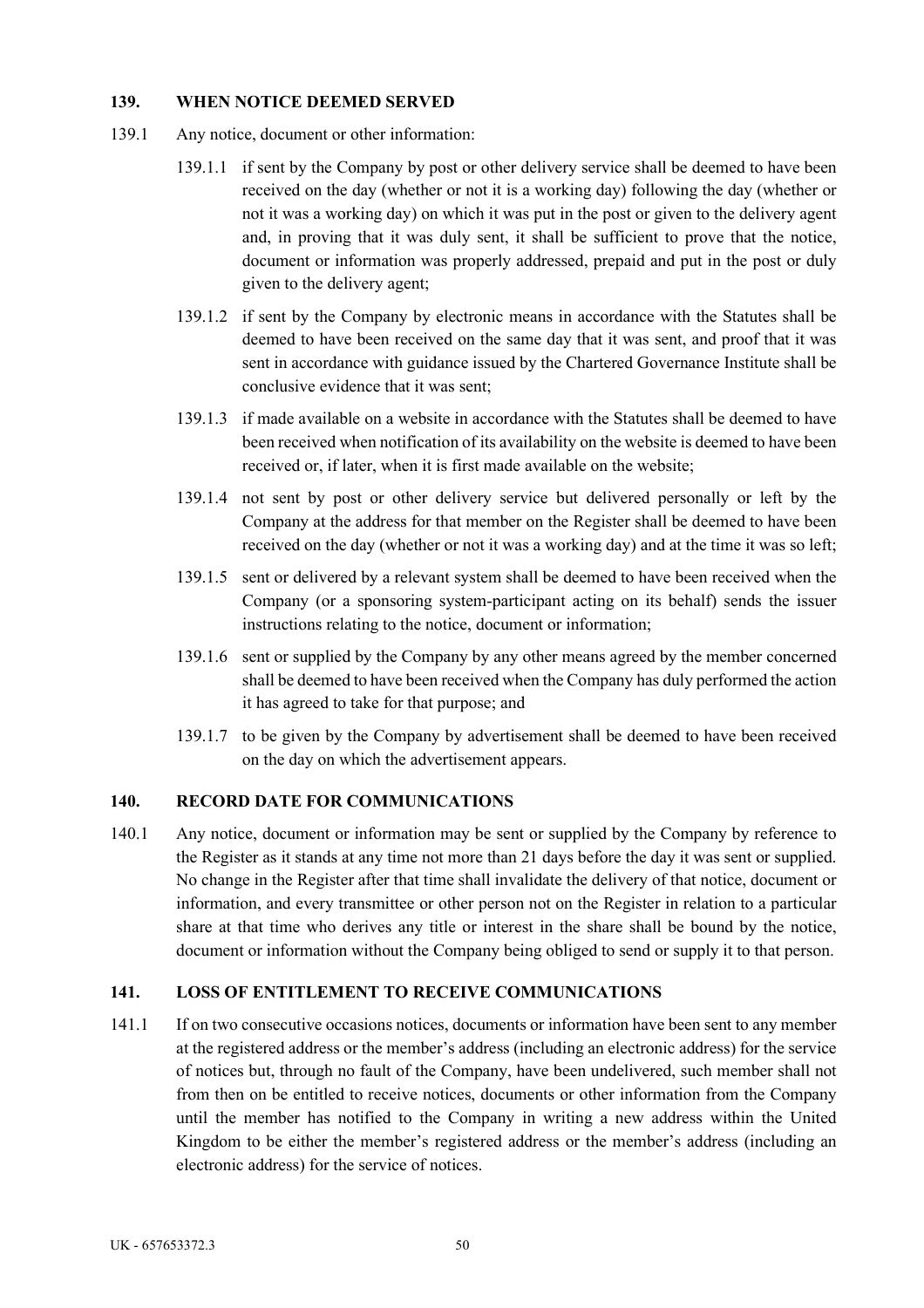## 139. WHEN NOTICE DEEMED SERVED

139.1 Any notice, document or other information:

139.1.1 if sent by the Company by post or other delivery service shall be deemed to have been received on the day (whether or not it is a working day) following the day (whether or not it was a working day) on which it was put in the post or given to the delivery agent and, in proving that it was duly sent, it shall be sufficient to prove that the notice, document or information was properly addressed, prepaid and put in the post or duly given to the delivery agent;

139.1.2 if sent by the Company by electronic means in accordance with the Statutes shall be deemed to have been received on the same day that it was sent, and proof that it was sent in accordance with guidance issued by the Chartered Governance Institute shall be conclusive evidence that it was sent;

139.1.3 if made available on a website in accordance with the Statutes shall be deemed to have been received when notification of its availability on the website is deemed to have been received or, if later, when it is first made available on the website;

139.1.4 not sent by post or other delivery service but delivered personally or left by the Company at the address for that member on the Register shall be deemed to have been received on the day (whether or not it was a working day) and at the time it was so left;

139.1.5 sent or delivered by a relevant system shall be deemed to have been received when the Company (or a sponsoring system-participant acting on its behalf) sends the issuer instructions relating to the notice, document or information;

139.1.6 sent or supplied by the Company by any other means agreed by the member concerned shall be deemed to have been received when the Company has duly performed the action it has agreed to take for that purpose; and

139.1.7 to be given by the Company by advertisement shall be deemed to have been received on the day on which the advertisement appears.

## 140. RECORD DATE FOR COMMUNICATIONS

140.1 Any notice, document or information may be sent or supplied by the Company by reference to the Register as it stands at any time not more than 21 days before the day it was sent or supplied. No change in the Register after that time shall invalidate the delivery of that notice, document or information, and every transmittee or other person not on the Register in relation to a particular share at that time who derives any title or interest in the share shall be bound by the notice, document or information without the Company being obliged to send or supply it to that person.

## 141. LOSS OF ENTITLEMENT TO RECEIVE COMMUNICATIONS

141.1 If on two consecutive occasions notices, documents or information have been sent to any member at the registered address or the member's address (including an electronic address) for the service of notices but, through no fault of the Company, have been undelivered, such member shall not from then on be entitled to receive notices, documents or other information from the Company until the member has notified to the Company in writing a new address within the United Kingdom to be either the member's registered address or the member's address (including an electronic address) for the service of notices.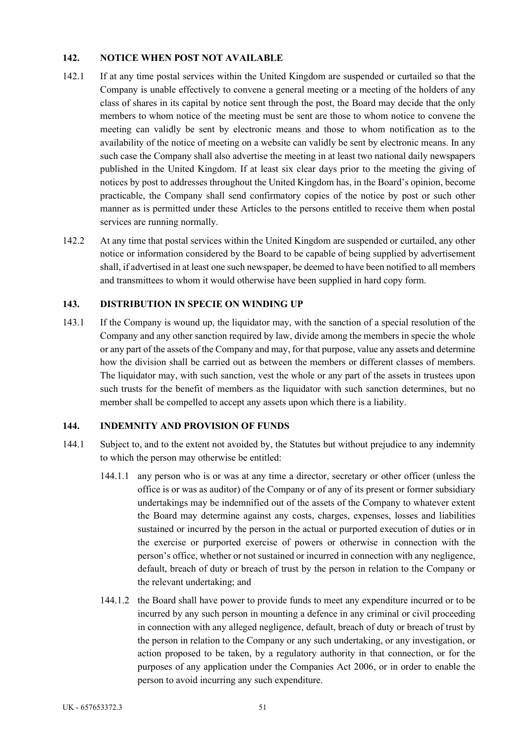## 142. NOTICE WHEN POST NOT AVAILABLE

142.1 If at any time postal services within the United Kingdom are suspended or curtailed so that the Company is unable effectively to convene a general meeting or a meeting of the holders of any class of shares in its capital by notice sent through the post, the Board may decide that the only members to whom notice of the meeting must be sent are those to whom notice to convene the meeting can validly be sent by electronic means and those to whom notification as to the availability of the notice of meeting on a website can validly be sent by electronic means. In any such case the Company shall also advertise the meeting in at least two national daily newspapers published in the United Kingdom. If at least six clear days prior to the meeting the giving of notices by post to addresses throughout the United Kingdom has, in the Board's opinion, become practicable, the Company shall send confirmatory copies of the notice by post or such other manner as is permitted under these Articles to the persons entitled to receive them when postal services are running normally.

142.2 At any time that postal services within the United Kingdom are suspended or curtailed, any other notice or information considered by the Board to be capable of being supplied by advertisement shall, if advertised in at least one such newspaper, be deemed to have been notified to all members and transmittees to whom it would otherwise have been supplied in hard copy form.

## 143. DISTRIBUTION IN SPECIE ON WINDING UP

143.1 If the Company is wound up, the liquidator may, with the sanction of a special resolution of the Company and any other sanction required by law, divide among the members in specie the whole or any part of the assets of the Company and may, for that purpose, value any assets and determine how the division shall be carried out as between the members or different classes of members. The liquidator may, with such sanction, vest the whole or any part of the assets in trustees upon such trusts for the benefit of members as the liquidator with such sanction determines, but no member shall be compelled to accept any assets upon which there is a liability.

## 144. INDEMNITY AND PROVISION OF FUNDS

144.1 Subject to, and to the extent not avoided by, the Statutes but without prejudice to any indemnity to which the person may otherwise be entitled:

144.1.1 any person who is or was at any time a director, secretary or other officer (unless the office is or was as auditor) of the Company or of any of its present or former subsidiary undertakings may be indemnified out of the assets of the Company to whatever extent the Board may determine against any costs, charges, expenses, losses and liabilities sustained or incurred by the person in the actual or purported execution of duties or in the exercise or purported exercise of powers or otherwise in connection with the person's office, whether or not sustained or incurred in connection with any negligence, default, breach of duty or breach of trust by the person in relation to the Company or the relevant undertaking; and

144.1.2 the Board shall have power to provide funds to meet any expenditure incurred or to be incurred by any such person in mounting a defence in any criminal or civil proceeding in connection with any alleged negligence, default, breach of duty or breach of trust by the person in relation to the Company or any such undertaking, or any investigation, or action proposed to be taken, by a regulatory authority in that connection, or for the purposes of any application under the Companies Act 2006, or in order to enable the person to avoid incurring any such expenditure.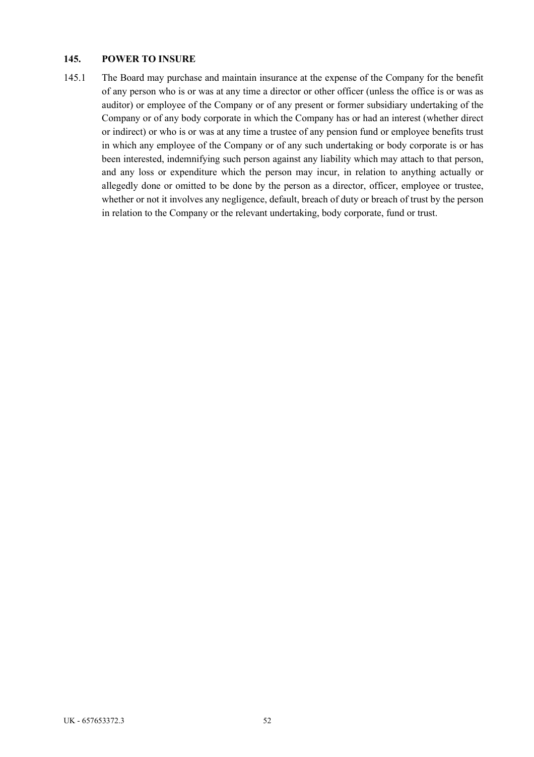## 145. POWER TO INSURE

145.1 The Board may purchase and maintain insurance at the expense of the Company for the benefit of any person who is or was at any time a director or other officer (unless the office is or was as auditor) or employee of the Company or of any present or former subsidiary undertaking of the Company or of any body corporate in which the Company has or had an interest (whether direct or indirect) or who is or was at any time a trustee of any pension fund or employee benefits trust in which any employee of the Company or of any such undertaking or body corporate is or has been interested, indemnifying such person against any liability which may attach to that person, and any loss or expenditure which the person may incur, in relation to anything actually or allegedly done or omitted to be done by the person as a director, officer, employee or trustee, whether or not it involves any negligence, default, breach of duty or breach of trust by the person in relation to the Company or the relevant undertaking, body corporate, fund or trust.